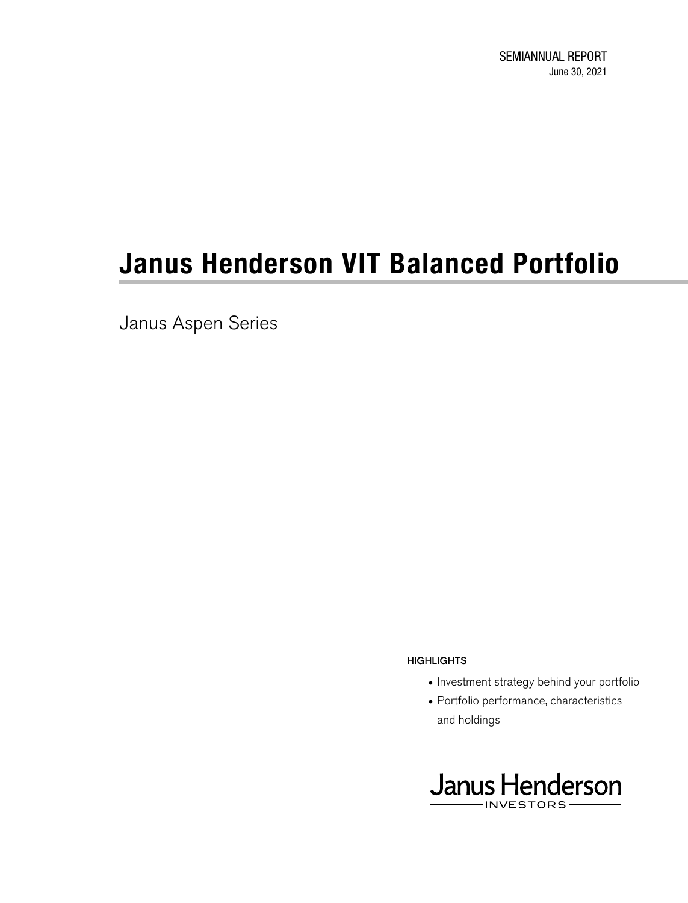SEMIANNUAL REPORT

June 30, 2021

# Janus Henderson VIT Balanced Portfolio

Janus Aspen Series

HIGHLIGHTS

- Investment strategy behind your portfolio
- Portfolio performance, characteristics and holdings

Janus Henderson

INVESTORS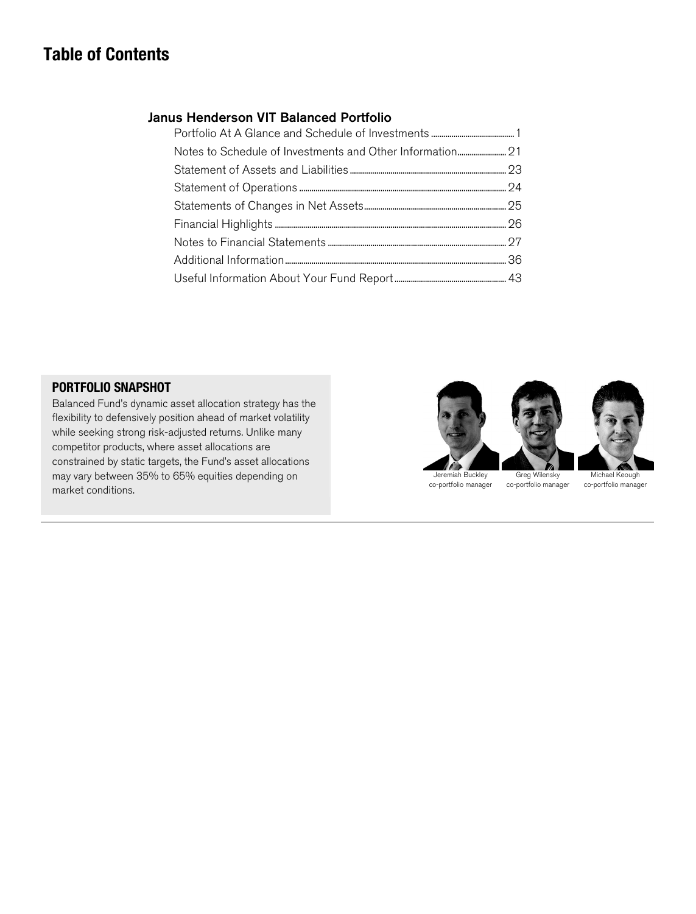# Table of Contents

## Janus Henderson VIT Balanced Portfolio

| | |
|---|---|
| Portfolio At A Glance and Schedule of Investments | 1 |
| Notes to Schedule of Investments and Other Information | 21 |
| Statement of Assets and Liabilities | 23 |
| Statement of Operations | 24 |
| Statements of Changes in Net Assets | 25 |
| Financial Highlights | 26 |
| Notes to Financial Statements | 27 |
| Additional Information | 36 |
| Useful Information About Your Fund Report | 43 |

### PORTFOLIO SNAPSHOT

Balanced Fund's dynamic asset allocation strategy has the flexibility to defensively position ahead of market volatility while seeking strong risk-adjusted returns. Unlike many competitor products, where asset allocations are constrained by static targets, the Fund's asset allocations may vary between 35% to 65% equities depending on market conditions.

Jeremiah Buckley
co-portfolio manager

Greg Wilensky
co-portfolio manager

Michael Keough
co-portfolio manager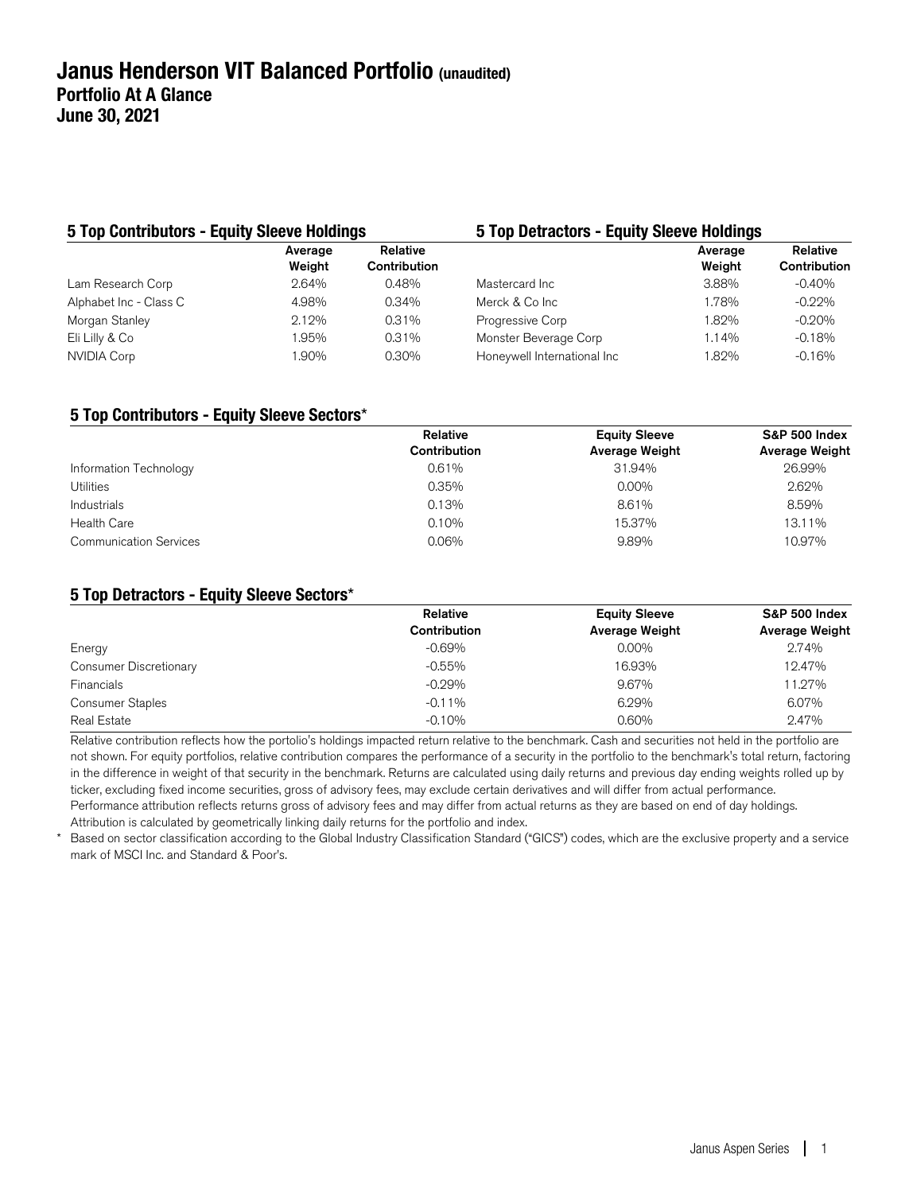# Janus Henderson VIT Balanced Portfolio (unaudited)
## Portfolio At A Glance
## June 30, 2021

### 5 Top Contributors - Equity Sleeve Holdings

| | Average Weight | Relative Contribution |
|---|---|---|
| Lam Research Corp | 2.64% | 0.48% |
| Alphabet Inc - Class C | 4.98% | 0.34% |
| Morgan Stanley | 2.12% | 0.31% |
| Eli Lilly & Co | 1.95% | 0.31% |
| NVIDIA Corp | 1.90% | 0.30% |

### 5 Top Detractors - Equity Sleeve Holdings

| | Average Weight | Relative Contribution |
|---|---|---|
| Mastercard Inc | 3.88% | -0.40% |
| Merck & Co Inc | 1.78% | -0.22% |
| Progressive Corp | 1.82% | -0.20% |
| Monster Beverage Corp | 1.14% | -0.18% |
| Honeywell International Inc | 1.82% | -0.16% |

### 5 Top Contributors - Equity Sleeve Sectors*

| | Relative Contribution | Equity Sleeve Average Weight | S&P 500 Index Average Weight |
|---|---|---|---|
| Information Technology | 0.61% | 31.94% | 26.99% |
| Utilities | 0.35% | 0.00% | 2.62% |
| Industrials | 0.13% | 8.61% | 8.59% |
| Health Care | 0.10% | 15.37% | 13.11% |
| Communication Services | 0.06% | 9.89% | 10.97% |

### 5 Top Detractors - Equity Sleeve Sectors*

| | Relative Contribution | Equity Sleeve Average Weight | S&P 500 Index Average Weight |
|---|---|---|---|
| Energy | -0.69% | 0.00% | 2.74% |
| Consumer Discretionary | -0.55% | 16.93% | 12.47% |
| Financials | -0.29% | 9.67% | 11.27% |
| Consumer Staples | -0.11% | 6.29% | 6.07% |
| Real Estate | -0.10% | 0.60% | 2.47% |

Relative contribution reflects how the portolio's holdings impacted return relative to the benchmark. Cash and securities not held in the portfolio are not shown. For equity portfolios, relative contribution compares the performance of a security in the portfolio to the benchmark's total return, factoring in the difference in weight of that security in the benchmark. Returns are calculated using daily returns and previous day ending weights rolled up by ticker, excluding fixed income securities, gross of advisory fees, may exclude certain derivatives and will differ from actual performance. Performance attribution reflects returns gross of advisory fees and may differ from actual returns as they are based on end of day holdings. Attribution is calculated by geometrically linking daily returns for the portfolio and index.

\* Based on sector classification according to the Global Industry Classification Standard ("GICS") codes, which are the exclusive property and a service mark of MSCI Inc. and Standard & Poor's.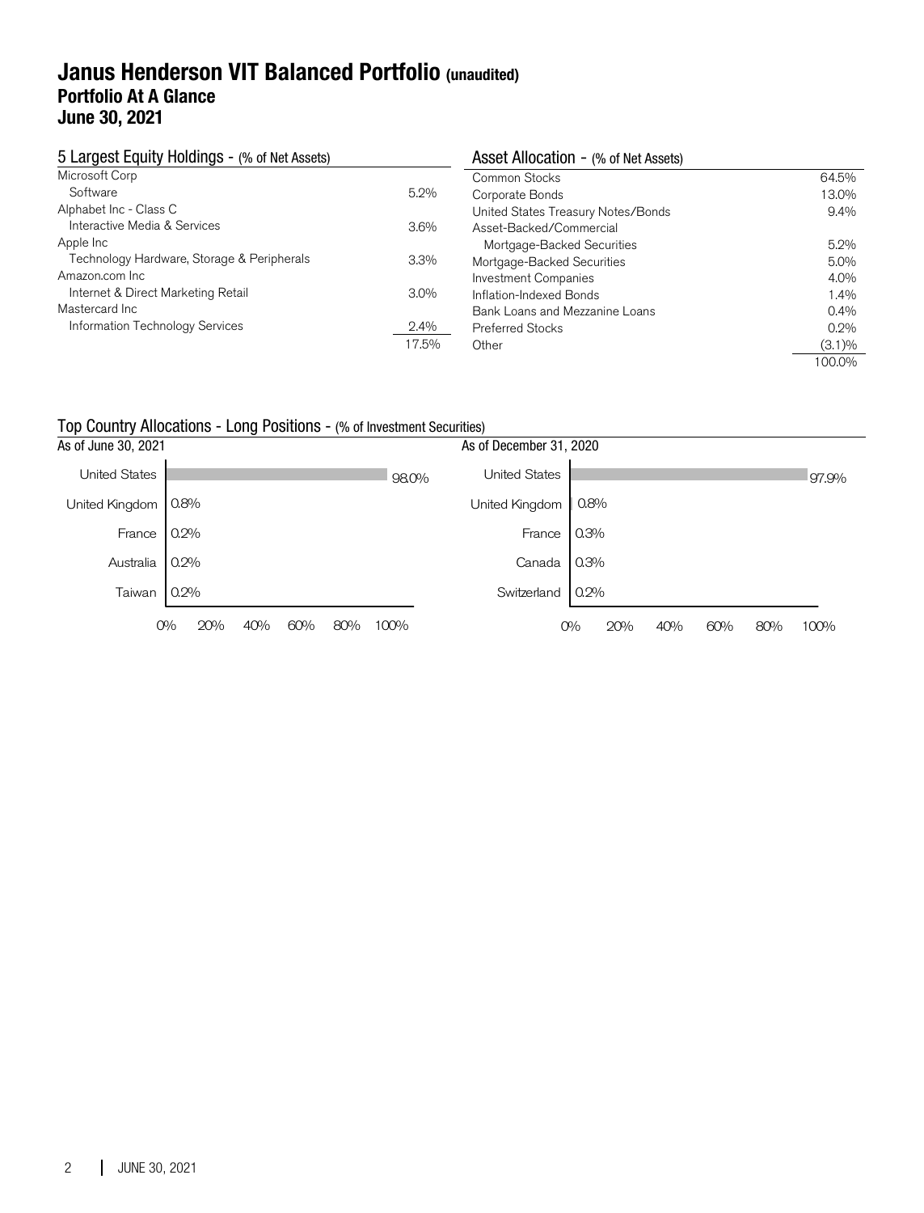# Janus Henderson VIT Balanced Portfolio (unaudited)
## Portfolio At A Glance
## June 30, 2021

### 5 Largest Equity Holdings - (% of Net Assets)

| | |
|---|---|
| Microsoft Corp | |
| Software | 5.2% |
| Alphabet Inc - Class C | |
| Interactive Media & Services | 3.6% |
| Apple Inc | |
| Technology Hardware, Storage & Peripherals | 3.3% |
| Amazon.com Inc | |
| Internet & Direct Marketing Retail | 3.0% |
| Mastercard Inc | |
| Information Technology Services | 2.4% |
| | 17.5% |

### Asset Allocation - (% of Net Assets)

| | |
|---|---|
| Common Stocks | 64.5% |
| Corporate Bonds | 13.0% |
| United States Treasury Notes/Bonds | 9.4% |
| Asset-Backed/Commercial Mortgage-Backed Securities | 5.2% |
| Mortgage-Backed Securities | 5.0% |
| Investment Companies | 4.0% |
| Inflation-Indexed Bonds | 1.4% |
| Bank Loans and Mezzanine Loans | 0.4% |
| Preferred Stocks | 0.2% |
| Other | (3.1)% |
| | 100.0% |

### Top Country Allocations - Long Positions - (% of Investment Securities)

As of June 30, 2021

| Country | % |
|---|---|
| United States | 98.0% |
| United Kingdom | 0.8% |
| France | 0.2% |
| Australia | 0.2% |
| Taiwan | 0.2% |

As of December 31, 2020

| Country | % |
|---|---|
| United States | 97.9% |
| United Kingdom | 0.8% |
| France | 0.3% |
| Canada | 0.3% |
| Switzerland | 0.2% |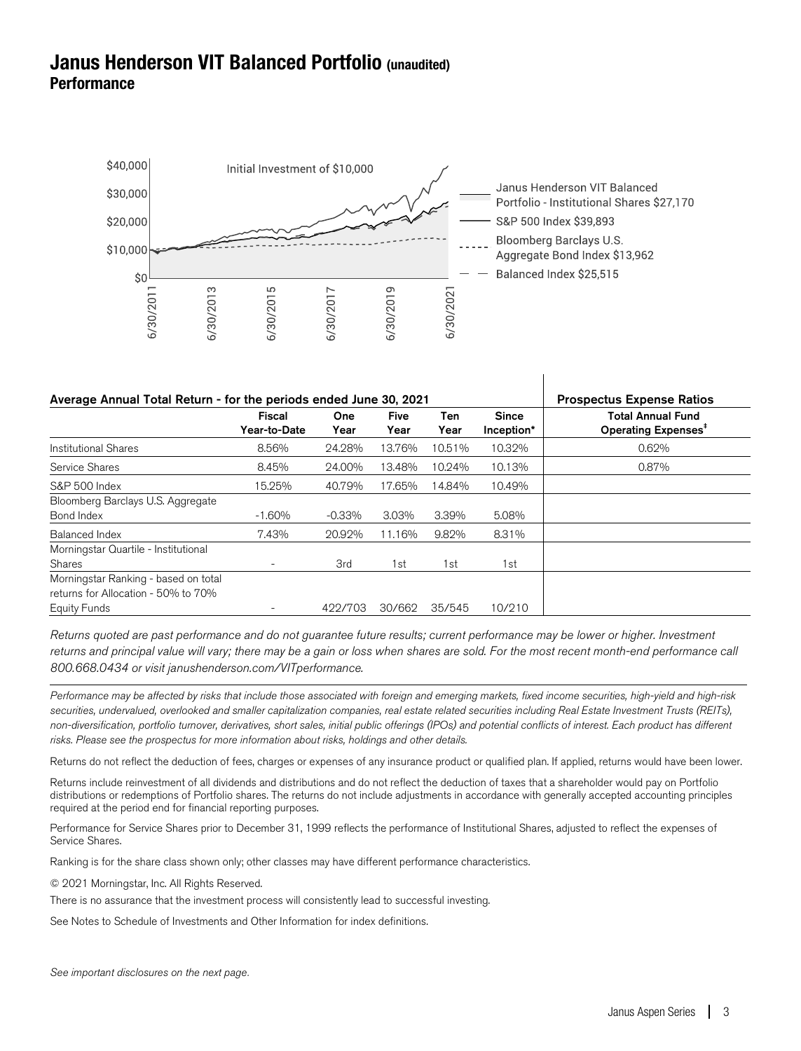# Janus Henderson VIT Balanced Portfolio (unaudited)

## Performance

Initial Investment of $10,000

- Janus Henderson VIT Balanced Portfolio - Institutional Shares $27,170
- S&P 500 Index $39,893
- Bloomberg Barclays U.S. Aggregate Bond Index $13,962
- Balanced Index $25,515

| Average Annual Total Return - for the periods ended June 30, 2021 | Fiscal Year-to-Date | One Year | Five Year | Ten Year | Since Inception* | Prospectus Expense Ratios: Total Annual Fund Operating Expenses‡ |
|---|---|---|---|---|---|---|
| Institutional Shares | 8.56% | 24.28% | 13.76% | 10.51% | 10.32% | 0.62% |
| Service Shares | 8.45% | 24.00% | 13.48% | 10.24% | 10.13% | 0.87% |
| S&P 500 Index | 15.25% | 40.79% | 17.65% | 14.84% | 10.49% | |
| Bloomberg Barclays U.S. Aggregate Bond Index | -1.60% | -0.33% | 3.03% | 3.39% | 5.08% | |
| Balanced Index | 7.43% | 20.92% | 11.16% | 9.82% | 8.31% | |
| Morningstar Quartile - Institutional Shares | - | 3rd | 1st | 1st | 1st | |
| Morningstar Ranking - based on total returns for Allocation - 50% to 70% Equity Funds | - | 422/703 | 30/662 | 35/545 | 10/210 | |

*Returns quoted are past performance and do not guarantee future results; current performance may be lower or higher. Investment returns and principal value will vary; there may be a gain or loss when shares are sold. For the most recent month-end performance call 800.668.0434 or visit janushenderson.com/VITperformance.*

*Performance may be affected by risks that include those associated with foreign and emerging markets, fixed income securities, high-yield and high-risk securities, undervalued, overlooked and smaller capitalization companies, real estate related securities including Real Estate Investment Trusts (REITs), non-diversification, portfolio turnover, derivatives, short sales, initial public offerings (IPOs) and potential conflicts of interest. Each product has different risks. Please see the prospectus for more information about risks, holdings and other details.*

Returns do not reflect the deduction of fees, charges or expenses of any insurance product or qualified plan. If applied, returns would have been lower.

Returns include reinvestment of all dividends and distributions and do not reflect the deduction of taxes that a shareholder would pay on Portfolio distributions or redemptions of Portfolio shares. The returns do not include adjustments in accordance with generally accepted accounting principles required at the period end for financial reporting purposes.

Performance for Service Shares prior to December 31, 1999 reflects the performance of Institutional Shares, adjusted to reflect the expenses of Service Shares.

Ranking is for the share class shown only; other classes may have different performance characteristics.

© 2021 Morningstar, Inc. All Rights Reserved.

There is no assurance that the investment process will consistently lead to successful investing.

See Notes to Schedule of Investments and Other Information for index definitions.

*See important disclosures on the next page.*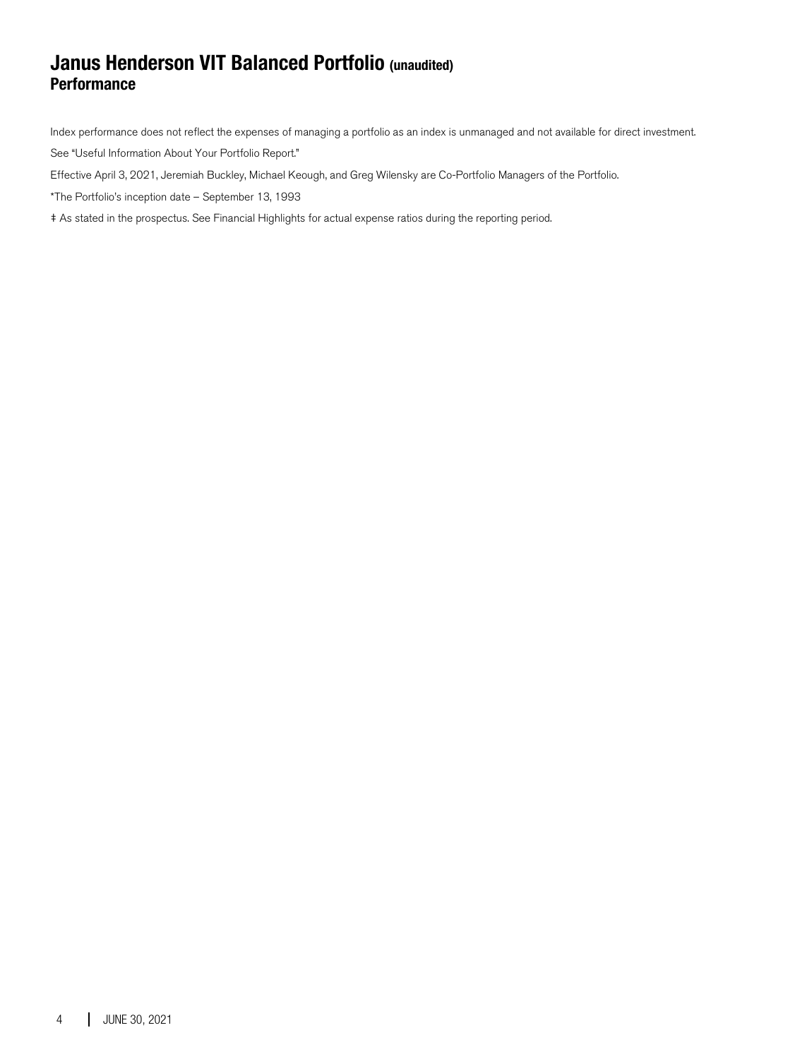# Janus Henderson VIT Balanced Portfolio (unaudited)
## Performance

Index performance does not reflect the expenses of managing a portfolio as an index is unmanaged and not available for direct investment.

See "Useful Information About Your Portfolio Report."

Effective April 3, 2021, Jeremiah Buckley, Michael Keough, and Greg Wilensky are Co-Portfolio Managers of the Portfolio.

*The Portfolio's inception date – September 13, 1993

‡ As stated in the prospectus. See Financial Highlights for actual expense ratios during the reporting period.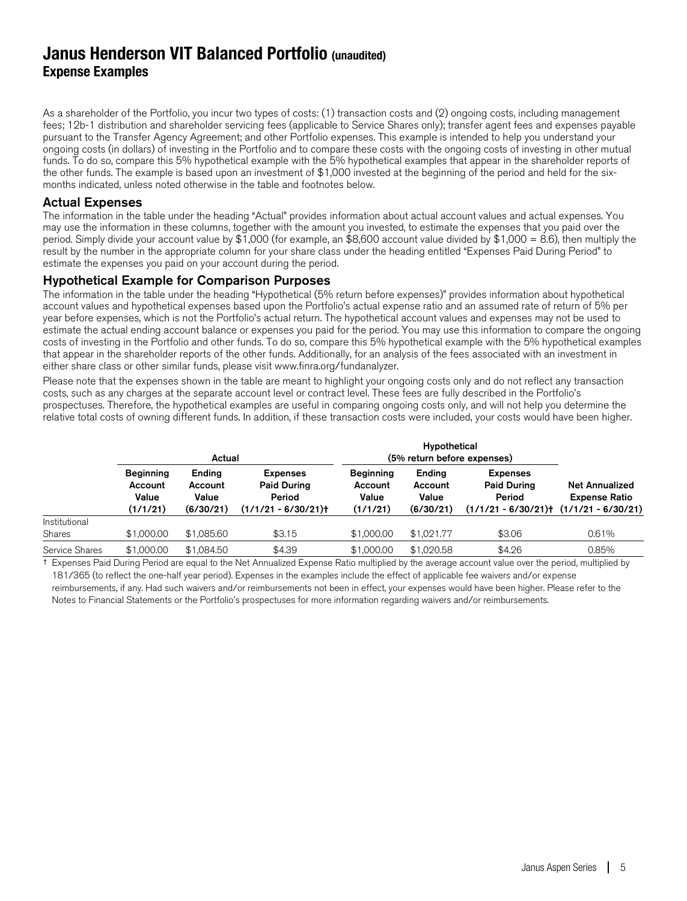# Janus Henderson VIT Balanced Portfolio (unaudited)

## Expense Examples

As a shareholder of the Portfolio, you incur two types of costs: (1) transaction costs and (2) ongoing costs, including management fees; 12b-1 distribution and shareholder servicing fees (applicable to Service Shares only); transfer agent fees and expenses payable pursuant to the Transfer Agency Agreement; and other Portfolio expenses. This example is intended to help you understand your ongoing costs (in dollars) of investing in the Portfolio and to compare these costs with the ongoing costs of investing in other mutual funds. To do so, compare this 5% hypothetical example with the 5% hypothetical examples that appear in the shareholder reports of the other funds. The example is based upon an investment of $1,000 invested at the beginning of the period and held for the six-months indicated, unless noted otherwise in the table and footnotes below.

### Actual Expenses

The information in the table under the heading "Actual" provides information about actual account values and actual expenses. You may use the information in these columns, together with the amount you invested, to estimate the expenses that you paid over the period. Simply divide your account value by $1,000 (for example, an $8,600 account value divided by $1,000 = 8.6), then multiply the result by the number in the appropriate column for your share class under the heading entitled "Expenses Paid During Period" to estimate the expenses you paid on your account during the period.

### Hypothetical Example for Comparison Purposes

The information in the table under the heading "Hypothetical (5% return before expenses)" provides information about hypothetical account values and hypothetical expenses based upon the Portfolio's actual expense ratio and an assumed rate of return of 5% per year before expenses, which is not the Portfolio's actual return. The hypothetical account values and expenses may not be used to estimate the actual ending account balance or expenses you paid for the period. You may use this information to compare the ongoing costs of investing in the Portfolio and other funds. To do so, compare this 5% hypothetical example with the 5% hypothetical examples that appear in the shareholder reports of the other funds. Additionally, for an analysis of the fees associated with an investment in either share class or other similar funds, please visit www.finra.org/fundanalyzer.

Please note that the expenses shown in the table are meant to highlight your ongoing costs only and do not reflect any transaction costs, such as any charges at the separate account level or contract level. These fees are fully described in the Portfolio's prospectuses. Therefore, the hypothetical examples are useful in comparing ongoing costs only, and will not help you determine the relative total costs of owning different funds. In addition, if these transaction costs were included, your costs would have been higher.

| | Actual | | | Hypothetical (5% return before expenses) | | | |
|---|---|---|---|---|---|---|---|
| | Beginning Account Value (1/1/21) | Ending Account Value (6/30/21) | Expenses Paid During Period (1/1/21 - 6/30/21)† | Beginning Account Value (1/1/21) | Ending Account Value (6/30/21) | Expenses Paid During Period (1/1/21 - 6/30/21)† | Net Annualized Expense Ratio (1/1/21 - 6/30/21) |
| Institutional Shares | $1,000.00 | $1,085.60 | $3.15 | $1,000.00 | $1,021.77 | $3.06 | 0.61% |
| Service Shares | $1,000.00 | $1,084.50 | $4.39 | $1,000.00 | $1,020.58 | $4.26 | 0.85% |

† Expenses Paid During Period are equal to the Net Annualized Expense Ratio multiplied by the average account value over the period, multiplied by 181/365 (to reflect the one-half year period). Expenses in the examples include the effect of applicable fee waivers and/or expense reimbursements, if any. Had such waivers and/or reimbursements not been in effect, your expenses would have been higher. Please refer to the Notes to Financial Statements or the Portfolio's prospectuses for more information regarding waivers and/or reimbursements.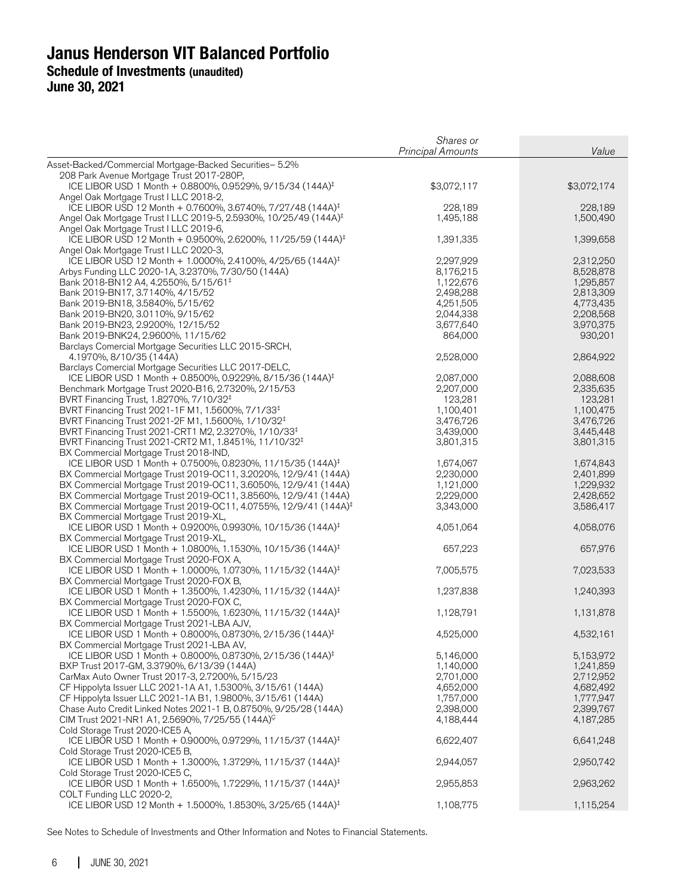# Janus Henderson VIT Balanced Portfolio
## Schedule of Investments (unaudited)
## June 30, 2021

| | Shares or Principal Amounts | Value |
|---|---|---|
| Asset-Backed/Commercial Mortgage-Backed Securities– 5.2% | | |
| 208 Park Avenue Mortgage Trust 2017-280P, ICE LIBOR USD 1 Month + 0.8800%, 0.9529%, 9/15/34 (144A)‡ | $3,072,117 | $3,072,174 |
| Angel Oak Mortgage Trust I LLC 2018-2, ICE LIBOR USD 12 Month + 0.7600%, 3.6740%, 7/27/48 (144A)‡ | 228,189 | 228,189 |
| Angel Oak Mortgage Trust I LLC 2019-5, 2.5930%, 10/25/49 (144A)‡ | 1,495,188 | 1,500,490 |
| Angel Oak Mortgage Trust I LLC 2019-6, ICE LIBOR USD 12 Month + 0.9500%, 2.6200%, 11/25/59 (144A)‡ | 1,391,335 | 1,399,658 |
| Angel Oak Mortgage Trust I LLC 2020-3, ICE LIBOR USD 12 Month + 1.0000%, 2.4100%, 4/25/65 (144A)‡ | 2,297,929 | 2,312,250 |
| Arbys Funding LLC 2020-1A, 3.2370%, 7/30/50 (144A) | 8,176,215 | 8,528,878 |
| Bank 2018-BN12 A4, 4.2550%, 5/15/61‡ | 1,122,676 | 1,295,857 |
| Bank 2019-BN17, 3.7140%, 4/15/52 | 2,498,288 | 2,813,309 |
| Bank 2019-BN18, 3.5840%, 5/15/62 | 4,251,505 | 4,773,435 |
| Bank 2019-BN20, 3.0110%, 9/15/62 | 2,044,338 | 2,208,568 |
| Bank 2019-BN23, 2.9200%, 12/15/52 | 3,677,640 | 3,970,375 |
| Bank 2019-BNK24, 2.9600%, 11/15/62 | 864,000 | 930,201 |
| Barclays Comercial Mortgage Securities LLC 2015-SRCH, 4.1970%, 8/10/35 (144A) | 2,528,000 | 2,864,922 |
| Barclays Comercial Mortgage Securities LLC 2017-DELC, ICE LIBOR USD 1 Month + 0.8500%, 0.9229%, 8/15/36 (144A)‡ | 2,087,000 | 2,088,608 |
| Benchmark Mortgage Trust 2020-B16, 2.7320%, 2/15/53 | 2,207,000 | 2,335,635 |
| BVRT Financing Trust, 1.8270%, 7/10/32‡ | 123,281 | 123,281 |
| BVRT Financing Trust 2021-1F M1, 1.5600%, 7/1/33‡ | 1,100,401 | 1,100,475 |
| BVRT Financing Trust 2021-2F M1, 1.5600%, 1/10/32‡ | 3,476,726 | 3,476,726 |
| BVRT Financing Trust 2021-CRT1 M2, 2.3270%, 1/10/33‡ | 3,439,000 | 3,445,448 |
| BVRT Financing Trust 2021-CRT2 M1, 1.8451%, 11/10/32‡ | 3,801,315 | 3,801,315 |
| BX Commercial Mortgage Trust 2018-IND, ICE LIBOR USD 1 Month + 0.7500%, 0.8230%, 11/15/35 (144A)‡ | 1,674,067 | 1,674,843 |
| BX Commercial Mortgage Trust 2019-OC11, 3.2020%, 12/9/41 (144A) | 2,230,000 | 2,401,899 |
| BX Commercial Mortgage Trust 2019-OC11, 3.6050%, 12/9/41 (144A) | 1,121,000 | 1,229,932 |
| BX Commercial Mortgage Trust 2019-OC11, 3.8560%, 12/9/41 (144A) | 2,229,000 | 2,428,652 |
| BX Commercial Mortgage Trust 2019-OC11, 4.0755%, 12/9/41 (144A)‡ | 3,343,000 | 3,586,417 |
| BX Commercial Mortgage Trust 2019-XL, ICE LIBOR USD 1 Month + 0.9200%, 0.9930%, 10/15/36 (144A)‡ | 4,051,064 | 4,058,076 |
| BX Commercial Mortgage Trust 2019-XL, ICE LIBOR USD 1 Month + 1.0800%, 1.1530%, 10/15/36 (144A)‡ | 657,223 | 657,976 |
| BX Commercial Mortgage Trust 2020-FOX A, ICE LIBOR USD 1 Month + 1.0000%, 1.0730%, 11/15/32 (144A)‡ | 7,005,575 | 7,023,533 |
| BX Commercial Mortgage Trust 2020-FOX B, ICE LIBOR USD 1 Month + 1.3500%, 1.4230%, 11/15/32 (144A)‡ | 1,237,838 | 1,240,393 |
| BX Commercial Mortgage Trust 2020-FOX C, ICE LIBOR USD 1 Month + 1.5500%, 1.6230%, 11/15/32 (144A)‡ | 1,128,791 | 1,131,878 |
| BX Commercial Mortgage Trust 2021-LBA AJV, ICE LIBOR USD 1 Month + 0.8000%, 0.8730%, 2/15/36 (144A)‡ | 4,525,000 | 4,532,161 |
| BX Commercial Mortgage Trust 2021-LBA AV, ICE LIBOR USD 1 Month + 0.8000%, 0.8730%, 2/15/36 (144A)‡ | 5,146,000 | 5,153,972 |
| BXP Trust 2017-GM, 3.3790%, 6/13/39 (144A) | 1,140,000 | 1,241,859 |
| CarMax Auto Owner Trust 2017-3, 2.7200%, 5/15/23 | 2,701,000 | 2,712,952 |
| CF Hippolyta Issuer LLC 2021-1A A1, 1.5300%, 3/15/61 (144A) | 4,652,000 | 4,682,492 |
| CF Hippolyta Issuer LLC 2021-1A B1, 1.9800%, 3/15/61 (144A) | 1,757,000 | 1,777,947 |
| Chase Auto Credit Linked Notes 2021-1 B, 0.8750%, 9/25/28 (144A) | 2,398,000 | 2,399,767 |
| CIM Trust 2021-NR1 A1, 2.5690%, 7/25/55 (144A)Ç | 4,188,444 | 4,187,285 |
| Cold Storage Trust 2020-ICE5 A, ICE LIBOR USD 1 Month + 0.9000%, 0.9729%, 11/15/37 (144A)‡ | 6,622,407 | 6,641,248 |
| Cold Storage Trust 2020-ICE5 B, ICE LIBOR USD 1 Month + 1.3000%, 1.3729%, 11/15/37 (144A)‡ | 2,944,057 | 2,950,742 |
| Cold Storage Trust 2020-ICE5 C, ICE LIBOR USD 1 Month + 1.6500%, 1.7229%, 11/15/37 (144A)‡ | 2,955,853 | 2,963,262 |
| COLT Funding LLC 2020-2, ICE LIBOR USD 12 Month + 1.5000%, 1.8530%, 3/25/65 (144A)‡ | 1,108,775 | 1,115,254 |

See Notes to Schedule of Investments and Other Information and Notes to Financial Statements.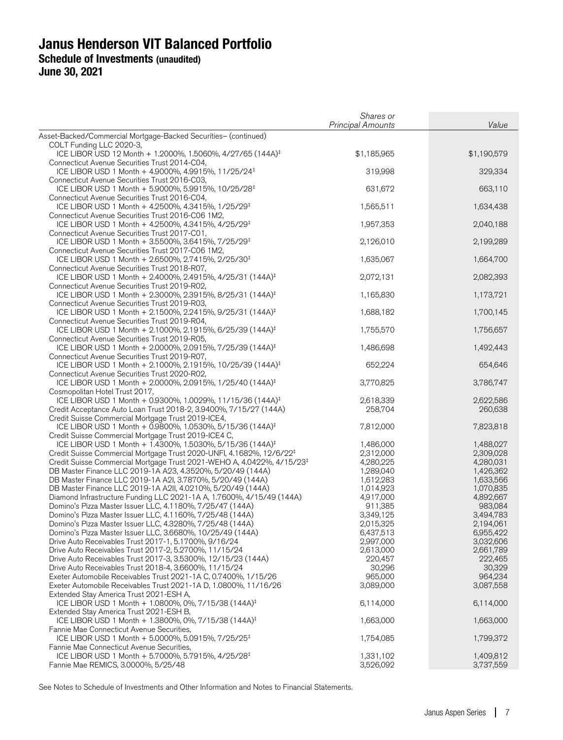# Janus Henderson VIT Balanced Portfolio
## Schedule of Investments (unaudited)
## June 30, 2021

| | Shares or Principal Amounts | Value |
|---|---|---|
| Asset-Backed/Commercial Mortgage-Backed Securities– (continued) | | |
| COLT Funding LLC 2020-3, ICE LIBOR USD 12 Month + 1.2000%, 1.5060%, 4/27/65 (144A)‡ | $1,185,965 | $1,190,579 |
| Connecticut Avenue Securities Trust 2014-C04, ICE LIBOR USD 1 Month + 4.9000%, 4.9915%, 11/25/24‡ | 319,998 | 329,334 |
| Connecticut Avenue Securities Trust 2016-C03, ICE LIBOR USD 1 Month + 5.9000%, 5.9915%, 10/25/28‡ | 631,672 | 663,110 |
| Connecticut Avenue Securities Trust 2016-C04, ICE LIBOR USD 1 Month + 4.2500%, 4.3415%, 1/25/29‡ | 1,565,511 | 1,634,438 |
| Connecticut Avenue Securities Trust 2016-C06 1M2, ICE LIBOR USD 1 Month + 4.2500%, 4.3415%, 4/25/29‡ | 1,957,353 | 2,040,188 |
| Connecticut Avenue Securities Trust 2017-C01, ICE LIBOR USD 1 Month + 3.5500%, 3.6415%, 7/25/29‡ | 2,126,010 | 2,199,289 |
| Connecticut Avenue Securities Trust 2017-C06 1M2, ICE LIBOR USD 1 Month + 2.6500%, 2.7415%, 2/25/30‡ | 1,635,067 | 1,664,700 |
| Connecticut Avenue Securities Trust 2018-R07, ICE LIBOR USD 1 Month + 2.4000%, 2.4915%, 4/25/31 (144A)‡ | 2,072,131 | 2,082,393 |
| Connecticut Avenue Securities Trust 2019-R02, ICE LIBOR USD 1 Month + 2.3000%, 2.3915%, 8/25/31 (144A)‡ | 1,165,830 | 1,173,721 |
| Connecticut Avenue Securities Trust 2019-R03, ICE LIBOR USD 1 Month + 2.1500%, 2.2415%, 9/25/31 (144A)‡ | 1,688,182 | 1,700,145 |
| Connecticut Avenue Securities Trust 2019-R04, ICE LIBOR USD 1 Month + 2.1000%, 2.1915%, 6/25/39 (144A)‡ | 1,755,570 | 1,756,657 |
| Connecticut Avenue Securities Trust 2019-R05, ICE LIBOR USD 1 Month + 2.0000%, 2.0915%, 7/25/39 (144A)‡ | 1,486,698 | 1,492,443 |
| Connecticut Avenue Securities Trust 2019-R07, ICE LIBOR USD 1 Month + 2.1000%, 2.1915%, 10/25/39 (144A)‡ | 652,224 | 654,646 |
| Connecticut Avenue Securities Trust 2020-R02, ICE LIBOR USD 1 Month + 2.0000%, 2.0915%, 1/25/40 (144A)‡ | 3,770,825 | 3,786,747 |
| Cosmopolitan Hotel Trust 2017, ICE LIBOR USD 1 Month + 0.9300%, 1.0029%, 11/15/36 (144A)‡ | 2,618,339 | 2,622,586 |
| Credit Acceptance Auto Loan Trust 2018-2, 3.9400%, 7/15/27 (144A) | 258,704 | 260,638 |
| Credit Suisse Commercial Mortgage Trust 2019-ICE4, ICE LIBOR USD 1 Month + 0.9800%, 1.0530%, 5/15/36 (144A)‡ | 7,812,000 | 7,823,818 |
| Credit Suisse Commercial Mortgage Trust 2019-ICE4 C, ICE LIBOR USD 1 Month + 1.4300%, 1.5030%, 5/15/36 (144A)‡ | 1,486,000 | 1,488,027 |
| Credit Suisse Commercial Mortgage Trust 2020-UNFI, 4.1682%, 12/6/22‡ | 2,312,000 | 2,309,028 |
| Credit Suisse Commercial Mortgage Trust 2021-WEHO A, 4.0422%, 4/15/23‡ | 4,280,225 | 4,280,031 |
| DB Master Finance LLC 2019-1A A23, 4.3520%, 5/20/49 (144A) | 1,289,040 | 1,426,362 |
| DB Master Finance LLC 2019-1A A2I, 3.7870%, 5/20/49 (144A) | 1,612,283 | 1,633,566 |
| DB Master Finance LLC 2019-1A A2II, 4.0210%, 5/20/49 (144A) | 1,014,923 | 1,070,835 |
| Diamond Infrastructure Funding LLC 2021-1A A, 1.7600%, 4/15/49 (144A) | 4,917,000 | 4,892,667 |
| Domino's Pizza Master Issuer LLC, 4.1180%, 7/25/47 (144A) | 911,385 | 983,084 |
| Domino's Pizza Master Issuer LLC, 4.1160%, 7/25/48 (144A) | 3,349,125 | 3,494,783 |
| Domino's Pizza Master Issuer LLC, 4.3280%, 7/25/48 (144A) | 2,015,325 | 2,194,061 |
| Domino's Pizza Master Issuer LLC, 3.6680%, 10/25/49 (144A) | 6,437,513 | 6,955,422 |
| Drive Auto Receivables Trust 2017-1, 5.1700%, 9/16/24 | 2,997,000 | 3,032,606 |
| Drive Auto Receivables Trust 2017-2, 5.2700%, 11/15/24 | 2,613,000 | 2,661,789 |
| Drive Auto Receivables Trust 2017-3, 3.5300%, 12/15/23 (144A) | 220,457 | 222,465 |
| Drive Auto Receivables Trust 2018-4, 3.6600%, 11/15/24 | 30,296 | 30,329 |
| Exeter Automobile Receivables Trust 2021-1A C, 0.7400%, 1/15/26 | 965,000 | 964,234 |
| Exeter Automobile Receivables Trust 2021-1A D, 1.0800%, 11/16/26 | 3,089,000 | 3,087,558 |
| Extended Stay America Trust 2021-ESH A, ICE LIBOR USD 1 Month + 1.0800%, 0%, 7/15/38 (144A)‡ | 6,114,000 | 6,114,000 |
| Extended Stay America Trust 2021-ESH B, ICE LIBOR USD 1 Month + 1.3800%, 0%, 7/15/38 (144A)‡ | 1,663,000 | 1,663,000 |
| Fannie Mae Connecticut Avenue Securities, ICE LIBOR USD 1 Month + 5.0000%, 5.0915%, 7/25/25‡ | 1,754,085 | 1,799,372 |
| Fannie Mae Connecticut Avenue Securities, ICE LIBOR USD 1 Month + 5.7000%, 5.7915%, 4/25/28‡ | 1,331,102 | 1,409,812 |
| Fannie Mae REMICS, 3.0000%, 5/25/48 | 3,526,092 | 3,737,559 |

See Notes to Schedule of Investments and Other Information and Notes to Financial Statements.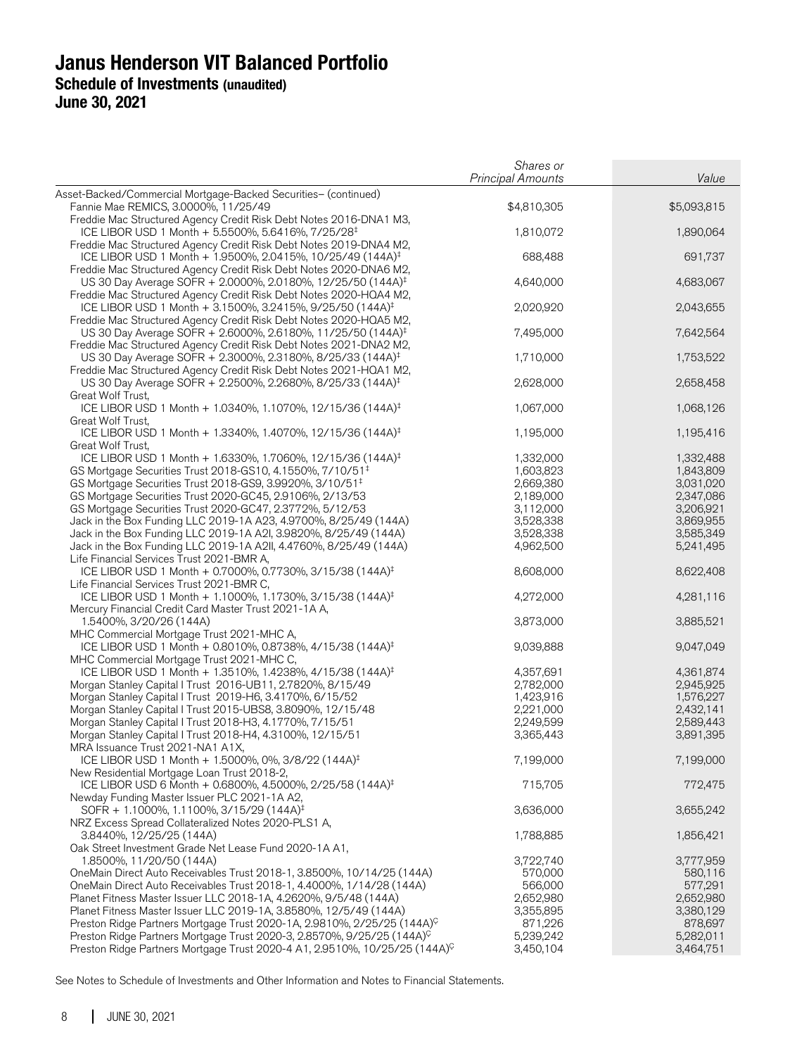# Janus Henderson VIT Balanced Portfolio
## Schedule of Investments (unaudited)
## June 30, 2021

| | *Shares or Principal Amounts* | *Value* |
|---|---|---|
| Asset-Backed/Commercial Mortgage-Backed Securities– (continued) | | |
| Fannie Mae REMICS, 3.0000%, 11/25/49 | $4,810,305 | $5,093,815 |
| Freddie Mac Structured Agency Credit Risk Debt Notes 2016-DNA1 M3, ICE LIBOR USD 1 Month + 5.5500%, 5.6416%, 7/25/28‡ | 1,810,072 | 1,890,064 |
| Freddie Mac Structured Agency Credit Risk Debt Notes 2019-DNA4 M2, ICE LIBOR USD 1 Month + 1.9500%, 2.0415%, 10/25/49 (144A)‡ | 688,488 | 691,737 |
| Freddie Mac Structured Agency Credit Risk Debt Notes 2020-DNA6 M2, US 30 Day Average SOFR + 2.0000%, 2.0180%, 12/25/50 (144A)‡ | 4,640,000 | 4,683,067 |
| Freddie Mac Structured Agency Credit Risk Debt Notes 2020-HQA4 M2, ICE LIBOR USD 1 Month + 3.1500%, 3.2415%, 9/25/50 (144A)‡ | 2,020,920 | 2,043,655 |
| Freddie Mac Structured Agency Credit Risk Debt Notes 2020-HQA5 M2, US 30 Day Average SOFR + 2.6000%, 2.6180%, 11/25/50 (144A)‡ | 7,495,000 | 7,642,564 |
| Freddie Mac Structured Agency Credit Risk Debt Notes 2021-DNA2 M2, US 30 Day Average SOFR + 2.3000%, 2.3180%, 8/25/33 (144A)‡ | 1,710,000 | 1,753,522 |
| Freddie Mac Structured Agency Credit Risk Debt Notes 2021-HQA1 M2, US 30 Day Average SOFR + 2.2500%, 2.2680%, 8/25/33 (144A)‡ | 2,628,000 | 2,658,458 |
| Great Wolf Trust, ICE LIBOR USD 1 Month + 1.0340%, 1.1070%, 12/15/36 (144A)‡ | 1,067,000 | 1,068,126 |
| Great Wolf Trust, ICE LIBOR USD 1 Month + 1.3340%, 1.4070%, 12/15/36 (144A)‡ | 1,195,000 | 1,195,416 |
| Great Wolf Trust, ICE LIBOR USD 1 Month + 1.6330%, 1.7060%, 12/15/36 (144A)‡ | 1,332,000 | 1,332,488 |
| GS Mortgage Securities Trust 2018-GS10, 4.1550%, 7/10/51‡ | 1,603,823 | 1,843,809 |
| GS Mortgage Securities Trust 2018-GS9, 3.9920%, 3/10/51‡ | 2,669,380 | 3,031,020 |
| GS Mortgage Securities Trust 2020-GC45, 2.9106%, 2/13/53 | 2,189,000 | 2,347,086 |
| GS Mortgage Securities Trust 2020-GC47, 2.3772%, 5/12/53 | 3,112,000 | 3,206,921 |
| Jack in the Box Funding LLC 2019-1A A23, 4.9700%, 8/25/49 (144A) | 3,528,338 | 3,869,955 |
| Jack in the Box Funding LLC 2019-1A A2I, 3.9820%, 8/25/49 (144A) | 3,528,338 | 3,585,349 |
| Jack in the Box Funding LLC 2019-1A A2II, 4.4760%, 8/25/49 (144A) | 4,962,500 | 5,241,495 |
| Life Financial Services Trust 2021-BMR A, ICE LIBOR USD 1 Month + 0.7000%, 0.7730%, 3/15/38 (144A)‡ | 8,608,000 | 8,622,408 |
| Life Financial Services Trust 2021-BMR C, ICE LIBOR USD 1 Month + 1.1000%, 1.1730%, 3/15/38 (144A)‡ | 4,272,000 | 4,281,116 |
| Mercury Financial Credit Card Master Trust 2021-1A A, 1.5400%, 3/20/26 (144A) | 3,873,000 | 3,885,521 |
| MHC Commercial Mortgage Trust 2021-MHC A, ICE LIBOR USD 1 Month + 0.8010%, 0.8738%, 4/15/38 (144A)‡ | 9,039,888 | 9,047,049 |
| MHC Commercial Mortgage Trust 2021-MHC C, ICE LIBOR USD 1 Month + 1.3510%, 1.4238%, 4/15/38 (144A)‡ | 4,357,691 | 4,361,874 |
| Morgan Stanley Capital I Trust 2016-UB11, 2.7820%, 8/15/49 | 2,782,000 | 2,945,925 |
| Morgan Stanley Capital I Trust 2019-H6, 3.4170%, 6/15/52 | 1,423,916 | 1,576,227 |
| Morgan Stanley Capital I Trust 2015-UBS8, 3.8090%, 12/15/48 | 2,221,000 | 2,432,141 |
| Morgan Stanley Capital I Trust 2018-H3, 4.1770%, 7/15/51 | 2,249,599 | 2,589,443 |
| Morgan Stanley Capital I Trust 2018-H4, 4.3100%, 12/15/51 | 3,365,443 | 3,891,395 |
| MRA Issuance Trust 2021-NA1 A1X, ICE LIBOR USD 1 Month + 1.5000%, 0%, 3/8/22 (144A)‡ | 7,199,000 | 7,199,000 |
| New Residential Mortgage Loan Trust 2018-2, ICE LIBOR USD 6 Month + 0.6800%, 4.5000%, 2/25/58 (144A)‡ | 715,705 | 772,475 |
| Newday Funding Master Issuer PLC 2021-1A A2, SOFR + 1.1000%, 1.1100%, 3/15/29 (144A)‡ | 3,636,000 | 3,655,242 |
| NRZ Excess Spread Collateralized Notes 2020-PLS1 A, 3.8440%, 12/25/25 (144A) | 1,788,885 | 1,856,421 |
| Oak Street Investment Grade Net Lease Fund 2020-1A A1, 1.8500%, 11/20/50 (144A) | 3,722,740 | 3,777,959 |
| OneMain Direct Auto Receivables Trust 2018-1, 3.8500%, 10/14/25 (144A) | 570,000 | 580,116 |
| OneMain Direct Auto Receivables Trust 2018-1, 4.4000%, 1/14/28 (144A) | 566,000 | 577,291 |
| Planet Fitness Master Issuer LLC 2018-1A, 4.2620%, 9/5/48 (144A) | 2,652,980 | 2,652,980 |
| Planet Fitness Master Issuer LLC 2019-1A, 3.8580%, 12/5/49 (144A) | 3,355,895 | 3,380,129 |
| Preston Ridge Partners Mortgage Trust 2020-1A, 2.9810%, 2/25/25 (144A)Ç | 871,226 | 878,697 |
| Preston Ridge Partners Mortgage Trust 2020-3, 2.8570%, 9/25/25 (144A)Ç | 5,239,242 | 5,282,011 |
| Preston Ridge Partners Mortgage Trust 2020-4 A1, 2.9510%, 10/25/25 (144A)Ç | 3,450,104 | 3,464,751 |

See Notes to Schedule of Investments and Other Information and Notes to Financial Statements.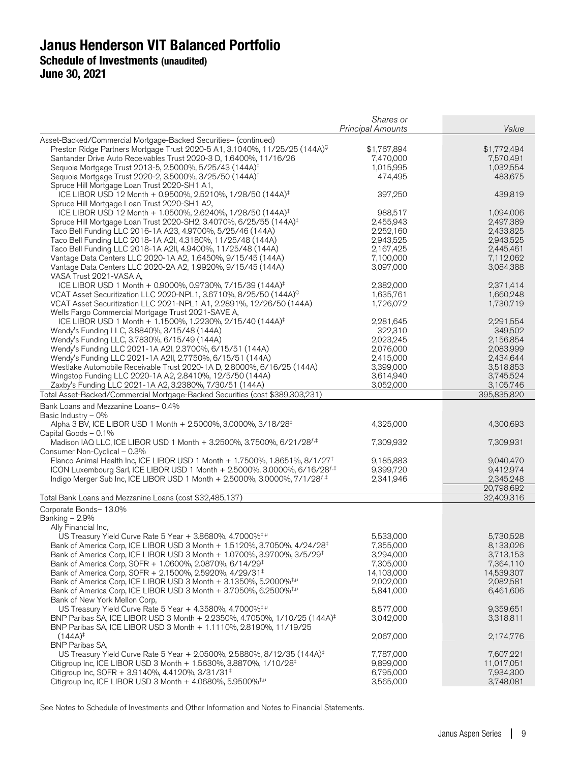# Janus Henderson VIT Balanced Portfolio
## Schedule of Investments (unaudited)
## June 30, 2021

| | Shares or Principal Amounts | Value |
|---|---|---|
| Asset-Backed/Commercial Mortgage-Backed Securities– (continued) | | |
| Preston Ridge Partners Mortgage Trust 2020-5 A1, 3.1040%, 11/25/25 (144A)[Ç] | $1,767,894 | $1,772,494 |
| Santander Drive Auto Receivables Trust 2020-3 D, 1.6400%, 11/16/26 | 7,470,000 | 7,570,491 |
| Sequoia Mortgage Trust 2013-5, 2.5000%, 5/25/43 (144A)[‡] | 1,015,995 | 1,032,554 |
| Sequoia Mortgage Trust 2020-2, 3.5000%, 3/25/50 (144A)[‡] | 474,495 | 483,675 |
| Spruce Hill Mortgage Loan Trust 2020-SH1 A1, ICE LIBOR USD 12 Month + 0.9500%, 2.5210%, 1/28/50 (144A)[‡] | 397,250 | 439,819 |
| Spruce Hill Mortgage Loan Trust 2020-SH1 A2, ICE LIBOR USD 12 Month + 1.0500%, 2.6240%, 1/28/50 (144A)[‡] | 988,517 | 1,094,006 |
| Spruce Hill Mortgage Loan Trust 2020-SH2, 3.4070%, 6/25/55 (144A)[‡] | 2,455,943 | 2,497,389 |
| Taco Bell Funding LLC 2016-1A A23, 4.9700%, 5/25/46 (144A) | 2,252,160 | 2,433,825 |
| Taco Bell Funding LLC 2018-1A A2I, 4.3180%, 11/25/48 (144A) | 2,943,525 | 2,943,525 |
| Taco Bell Funding LLC 2018-1A A2II, 4.9400%, 11/25/48 (144A) | 2,167,425 | 2,445,461 |
| Vantage Data Centers LLC 2020-1A A2, 1.6450%, 9/15/45 (144A) | 7,100,000 | 7,112,062 |
| Vantage Data Centers LLC 2020-2A A2, 1.9920%, 9/15/45 (144A) | 3,097,000 | 3,084,388 |
| VASA Trust 2021-VASA A, ICE LIBOR USD 1 Month + 0.9000%, 0.9730%, 7/15/39 (144A)[‡] | 2,382,000 | 2,371,414 |
| VCAT Asset Securitization LLC 2020-NPL1, 3.6710%, 8/25/50 (144A)[Ç] | 1,635,761 | 1,660,248 |
| VCAT Asset Securitization LLC 2021-NPL1 A1, 2.2891%, 12/26/50 (144A) | 1,726,072 | 1,730,719 |
| Wells Fargo Commercial Mortgage Trust 2021-SAVE A, ICE LIBOR USD 1 Month + 1.1500%, 1.2230%, 2/15/40 (144A)[‡] | 2,281,645 | 2,291,554 |
| Wendy's Funding LLC, 3.8840%, 3/15/48 (144A) | 322,310 | 349,502 |
| Wendy's Funding LLC, 3.7830%, 6/15/49 (144A) | 2,023,245 | 2,156,854 |
| Wendy's Funding LLC 2021-1A A2I, 2.3700%, 6/15/51 (144A) | 2,076,000 | 2,083,999 |
| Wendy's Funding LLC 2021-1A A2II, 2.7750%, 6/15/51 (144A) | 2,415,000 | 2,434,644 |
| Westlake Automobile Receivable Trust 2020-1A D, 2.8000%, 6/16/25 (144A) | 3,399,000 | 3,518,853 |
| Wingstop Funding LLC 2020-1A A2, 2.8410%, 12/5/50 (144A) | 3,614,940 | 3,745,524 |
| Zaxby's Funding LLC 2021-1A A2, 3.2380%, 7/30/51 (144A) | 3,052,000 | 3,105,746 |
| Total Asset-Backed/Commercial Mortgage-Backed Securities (cost $389,303,231) | | 395,835,820 |
| Bank Loans and Mezzanine Loans– 0.4% | | |
| Basic Industry – 0% | | |
| Alpha 3 BV, ICE LIBOR USD 1 Month + 2.5000%, 3.0000%, 3/18/28[‡] | 4,325,000 | 4,300,693 |
| Capital Goods – 0.1% | | |
| Madison IAQ LLC, ICE LIBOR USD 1 Month + 3.2500%, 3.7500%, 6/21/28[ƒ,‡] | 7,309,932 | 7,309,931 |
| Consumer Non-Cyclical – 0.3% | | |
| Elanco Animal Health Inc, ICE LIBOR USD 1 Month + 1.7500%, 1.8651%, 8/1/27[‡] | 9,185,883 | 9,040,470 |
| ICON Luxembourg Sarl, ICE LIBOR USD 1 Month + 2.5000%, 3.0000%, 6/16/28[ƒ,‡] | 9,399,720 | 9,412,974 |
| Indigo Merger Sub Inc, ICE LIBOR USD 1 Month + 2.5000%, 3.0000%, 7/1/28[ƒ,‡] | 2,341,946 | 2,345,248 |
| | | 20,798,692 |
| Total Bank Loans and Mezzanine Loans (cost $32,485,137) | | 32,409,316 |
| Corporate Bonds– 13.0% | | |
| Banking – 2.9% | | |
| Ally Financial Inc, US Treasury Yield Curve Rate 5 Year + 3.8680%, 4.7000%[‡,µ] | 5,533,000 | 5,730,528 |
| Bank of America Corp, ICE LIBOR USD 3 Month + 1.5120%, 3.7050%, 4/24/28[‡] | 7,355,000 | 8,133,026 |
| Bank of America Corp, ICE LIBOR USD 3 Month + 1.0700%, 3.9700%, 3/5/29[‡] | 3,294,000 | 3,713,153 |
| Bank of America Corp, SOFR + 1.0600%, 2.0870%, 6/14/29[‡] | 7,305,000 | 7,364,110 |
| Bank of America Corp, SOFR + 2.1500%, 2.5920%, 4/29/31[‡] | 14,103,000 | 14,539,307 |
| Bank of America Corp, ICE LIBOR USD 3 Month + 3.1350%, 5.2000%[‡,µ] | 2,002,000 | 2,082,581 |
| Bank of America Corp, ICE LIBOR USD 3 Month + 3.7050%, 6.2500%[‡,µ] | 5,841,000 | 6,461,606 |
| Bank of New York Mellon Corp, US Treasury Yield Curve Rate 5 Year + 4.3580%, 4.7000%[‡,µ] | 8,577,000 | 9,359,651 |
| BNP Paribas SA, ICE LIBOR USD 3 Month + 2.2350%, 4.7050%, 1/10/25 (144A)[‡] | 3,042,000 | 3,318,811 |
| BNP Paribas SA, ICE LIBOR USD 3 Month + 1.1110%, 2.8190%, 11/19/25 (144A)[‡] | 2,067,000 | 2,174,776 |
| BNP Paribas SA, US Treasury Yield Curve Rate 5 Year + 2.0500%, 2.5880%, 8/12/35 (144A)[‡] | 7,787,000 | 7,607,221 |
| Citigroup Inc, ICE LIBOR USD 3 Month + 1.5630%, 3.8870%, 1/10/28[‡] | 9,899,000 | 11,017,051 |
| Citigroup Inc, SOFR + 3.9140%, 4.4120%, 3/31/31[‡] | 6,795,000 | 7,934,300 |
| Citigroup Inc, ICE LIBOR USD 3 Month + 4.0680%, 5.9500%[‡,µ] | 3,565,000 | 3,748,081 |

See Notes to Schedule of Investments and Other Information and Notes to Financial Statements.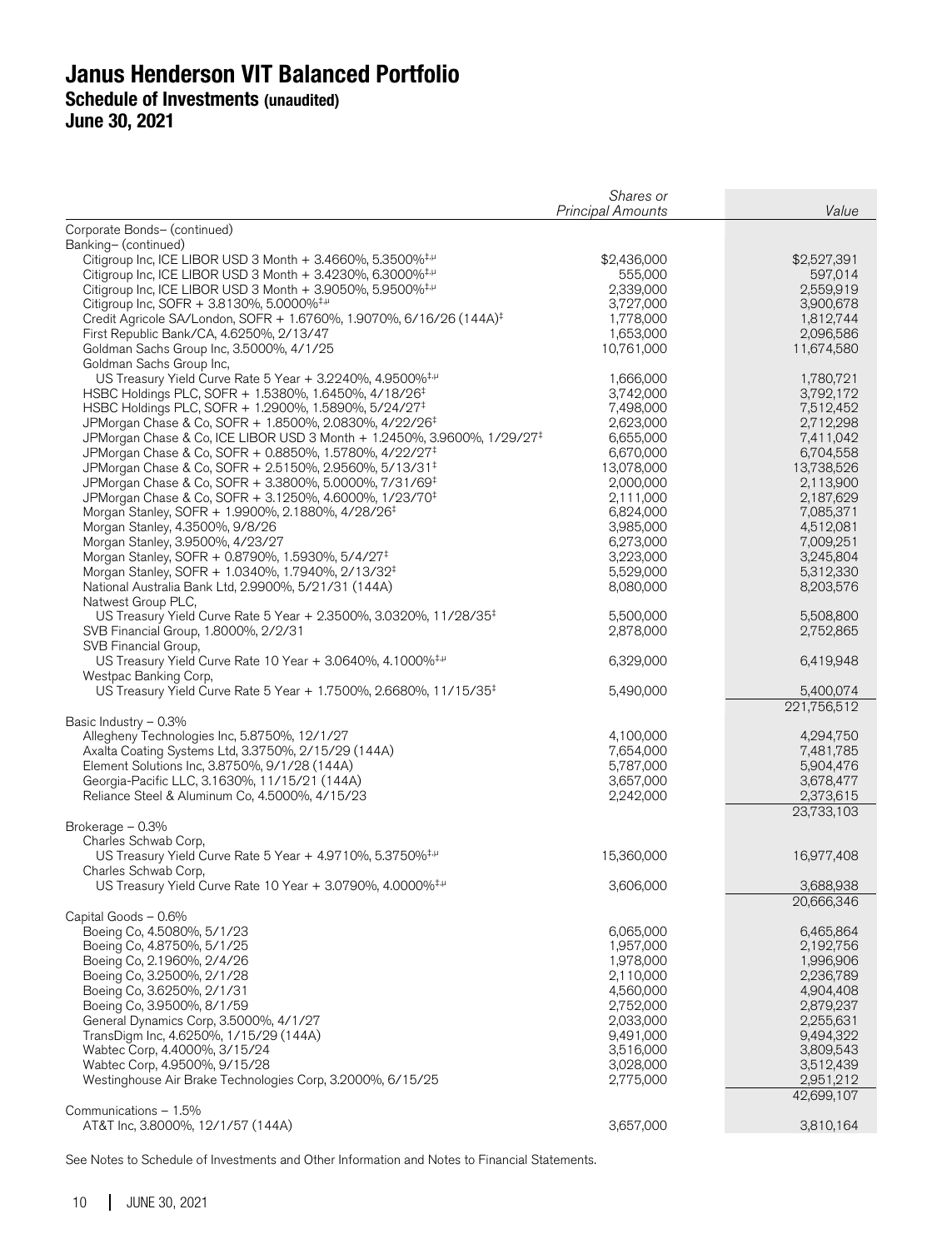# Janus Henderson VIT Balanced Portfolio
## Schedule of Investments (unaudited)
## June 30, 2021

| | *Shares or Principal Amounts* | *Value* |
|---|---|---|
| Corporate Bonds– (continued) | | |
| Banking– (continued) | | |
| Citigroup Inc, ICE LIBOR USD 3 Month + 3.4660%, 5.3500%‡,µ | $2,436,000 | $2,527,391 |
| Citigroup Inc, ICE LIBOR USD 3 Month + 3.4230%, 6.3000%‡,µ | 555,000 | 597,014 |
| Citigroup Inc, ICE LIBOR USD 3 Month + 3.9050%, 5.9500%‡,µ | 2,339,000 | 2,559,919 |
| Citigroup Inc, SOFR + 3.8130%, 5.0000%‡,µ | 3,727,000 | 3,900,678 |
| Credit Agricole SA/London, SOFR + 1.6760%, 1.9070%, 6/16/26 (144A)‡ | 1,778,000 | 1,812,744 |
| First Republic Bank/CA, 4.6250%, 2/13/47 | 1,653,000 | 2,096,586 |
| Goldman Sachs Group Inc, 3.5000%, 4/1/25 | 10,761,000 | 11,674,580 |
| Goldman Sachs Group Inc, US Treasury Yield Curve Rate 5 Year + 3.2240%, 4.9500%‡,µ | 1,666,000 | 1,780,721 |
| HSBC Holdings PLC, SOFR + 1.5380%, 1.6450%, 4/18/26‡ | 3,742,000 | 3,792,172 |
| HSBC Holdings PLC, SOFR + 1.2900%, 1.5890%, 5/24/27‡ | 7,498,000 | 7,512,452 |
| JPMorgan Chase & Co, SOFR + 1.8500%, 2.0830%, 4/22/26‡ | 2,623,000 | 2,712,298 |
| JPMorgan Chase & Co, ICE LIBOR USD 3 Month + 1.2450%, 3.9600%, 1/29/27‡ | 6,655,000 | 7,411,042 |
| JPMorgan Chase & Co, SOFR + 0.8850%, 1.5780%, 4/22/27‡ | 6,670,000 | 6,704,558 |
| JPMorgan Chase & Co, SOFR + 2.5150%, 2.9560%, 5/13/31‡ | 13,078,000 | 13,738,526 |
| JPMorgan Chase & Co, SOFR + 3.3800%, 5.0000%, 7/31/69‡ | 2,000,000 | 2,113,900 |
| JPMorgan Chase & Co, SOFR + 3.1250%, 4.6000%, 1/23/70‡ | 2,111,000 | 2,187,629 |
| Morgan Stanley, SOFR + 1.9900%, 2.1880%, 4/28/26‡ | 6,824,000 | 7,085,371 |
| Morgan Stanley, 4.3500%, 9/8/26 | 3,985,000 | 4,512,081 |
| Morgan Stanley, 3.9500%, 4/23/27 | 6,273,000 | 7,009,251 |
| Morgan Stanley, SOFR + 0.8790%, 1.5930%, 5/4/27‡ | 3,223,000 | 3,245,804 |
| Morgan Stanley, SOFR + 1.0340%, 1.7940%, 2/13/32‡ | 5,529,000 | 5,312,330 |
| National Australia Bank Ltd, 2.9900%, 5/21/31 (144A) | 8,080,000 | 8,203,576 |
| Natwest Group PLC, US Treasury Yield Curve Rate 5 Year + 2.3500%, 3.0320%, 11/28/35‡ | 5,500,000 | 5,508,800 |
| SVB Financial Group, 1.8000%, 2/2/31 | 2,878,000 | 2,752,865 |
| SVB Financial Group, US Treasury Yield Curve Rate 10 Year + 3.0640%, 4.1000%‡,µ | 6,329,000 | 6,419,948 |
| Westpac Banking Corp, US Treasury Yield Curve Rate 5 Year + 1.7500%, 2.6680%, 11/15/35‡ | 5,490,000 | 5,400,074 |
| | | 221,756,512 |
| Basic Industry – 0.3% | | |
| Allegheny Technologies Inc, 5.8750%, 12/1/27 | 4,100,000 | 4,294,750 |
| Axalta Coating Systems Ltd, 3.3750%, 2/15/29 (144A) | 7,654,000 | 7,481,785 |
| Element Solutions Inc, 3.8750%, 9/1/28 (144A) | 5,787,000 | 5,904,476 |
| Georgia-Pacific LLC, 3.1630%, 11/15/21 (144A) | 3,657,000 | 3,678,477 |
| Reliance Steel & Aluminum Co, 4.5000%, 4/15/23 | 2,242,000 | 2,373,615 |
| | | 23,733,103 |
| Brokerage – 0.3% | | |
| Charles Schwab Corp, US Treasury Yield Curve Rate 5 Year + 4.9710%, 5.3750%‡,µ | 15,360,000 | 16,977,408 |
| Charles Schwab Corp, US Treasury Yield Curve Rate 10 Year + 3.0790%, 4.0000%‡,µ | 3,606,000 | 3,688,938 |
| | | 20,666,346 |
| Capital Goods – 0.6% | | |
| Boeing Co, 4.5080%, 5/1/23 | 6,065,000 | 6,465,864 |
| Boeing Co, 4.8750%, 5/1/25 | 1,957,000 | 2,192,756 |
| Boeing Co, 2.1960%, 2/4/26 | 1,978,000 | 1,996,906 |
| Boeing Co, 3.2500%, 2/1/28 | 2,110,000 | 2,236,789 |
| Boeing Co, 3.6250%, 2/1/31 | 4,560,000 | 4,904,408 |
| Boeing Co, 3.9500%, 8/1/59 | 2,752,000 | 2,879,237 |
| General Dynamics Corp, 3.5000%, 4/1/27 | 2,033,000 | 2,255,631 |
| TransDigm Inc, 4.6250%, 1/15/29 (144A) | 9,491,000 | 9,494,322 |
| Wabtec Corp, 4.4000%, 3/15/24 | 3,516,000 | 3,809,543 |
| Wabtec Corp, 4.9500%, 9/15/28 | 3,028,000 | 3,512,439 |
| Westinghouse Air Brake Technologies Corp, 3.2000%, 6/15/25 | 2,775,000 | 2,951,212 |
| | | 42,699,107 |
| Communications – 1.5% | | |
| AT&T Inc, 3.8000%, 12/1/57 (144A) | 3,657,000 | 3,810,164 |

See Notes to Schedule of Investments and Other Information and Notes to Financial Statements.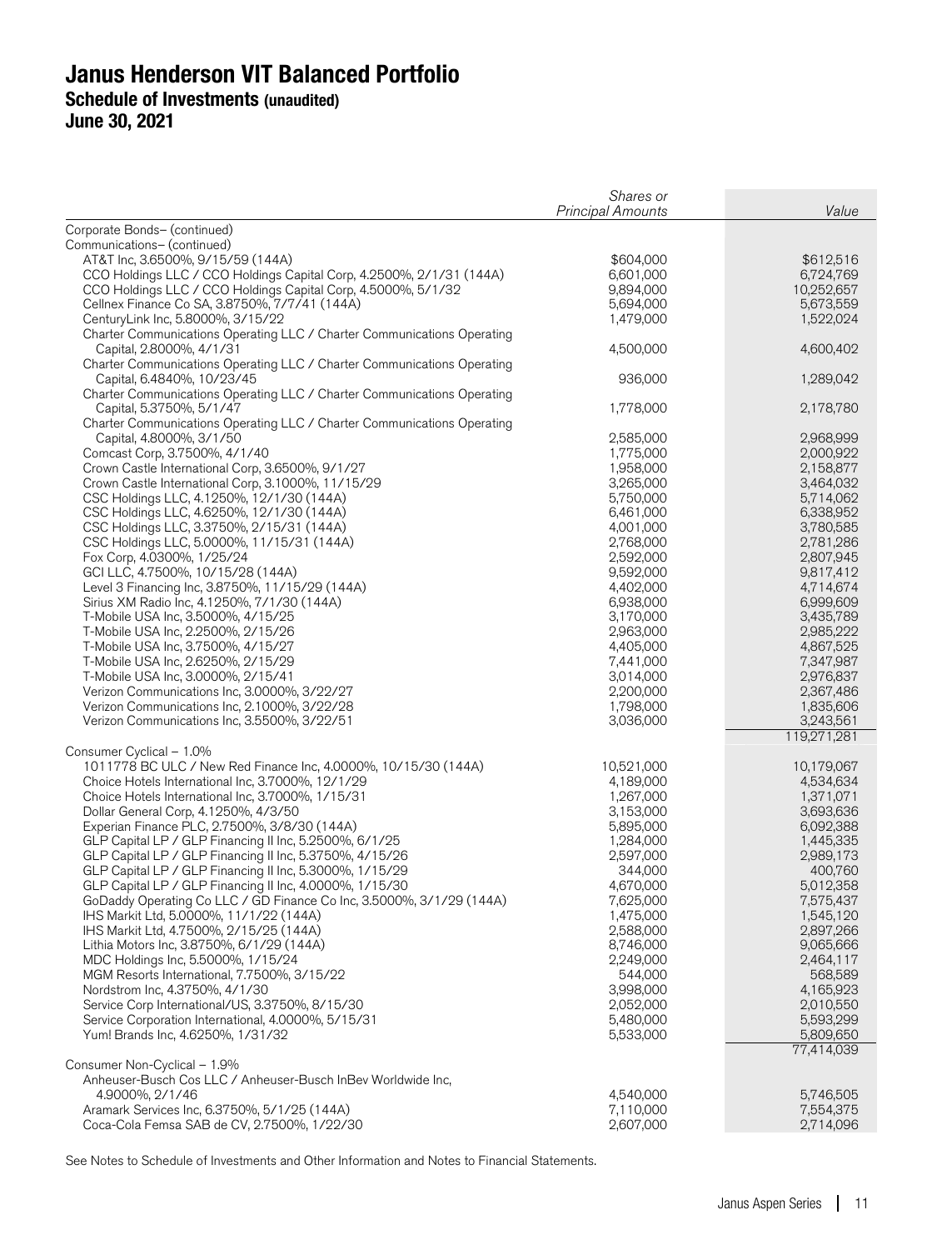# Janus Henderson VIT Balanced Portfolio
## Schedule of Investments (unaudited)
## June 30, 2021

| | Shares or Principal Amounts | Value |
|---|---|---|
| Corporate Bonds– (continued) | | |
| Communications– (continued) | | |
| AT&T Inc, 3.6500%, 9/15/59 (144A) | $604,000 | $612,516 |
| CCO Holdings LLC / CCO Holdings Capital Corp, 4.2500%, 2/1/31 (144A) | 6,601,000 | 6,724,769 |
| CCO Holdings LLC / CCO Holdings Capital Corp, 4.5000%, 5/1/32 | 9,894,000 | 10,252,657 |
| Cellnex Finance Co SA, 3.8750%, 7/7/41 (144A) | 5,694,000 | 5,673,559 |
| CenturyLink Inc, 5.8000%, 3/15/22 | 1,479,000 | 1,522,024 |
| Charter Communications Operating LLC / Charter Communications Operating Capital, 2.8000%, 4/1/31 | 4,500,000 | 4,600,402 |
| Charter Communications Operating LLC / Charter Communications Operating Capital, 6.4840%, 10/23/45 | 936,000 | 1,289,042 |
| Charter Communications Operating LLC / Charter Communications Operating Capital, 5.3750%, 5/1/47 | 1,778,000 | 2,178,780 |
| Charter Communications Operating LLC / Charter Communications Operating Capital, 4.8000%, 3/1/50 | 2,585,000 | 2,968,999 |
| Comcast Corp, 3.7500%, 4/1/40 | 1,775,000 | 2,000,922 |
| Crown Castle International Corp, 3.6500%, 9/1/27 | 1,958,000 | 2,158,877 |
| Crown Castle International Corp, 3.1000%, 11/15/29 | 3,265,000 | 3,464,032 |
| CSC Holdings LLC, 4.1250%, 12/1/30 (144A) | 5,750,000 | 5,714,062 |
| CSC Holdings LLC, 4.6250%, 12/1/30 (144A) | 6,461,000 | 6,338,952 |
| CSC Holdings LLC, 3.3750%, 2/15/31 (144A) | 4,001,000 | 3,780,585 |
| CSC Holdings LLC, 5.0000%, 11/15/31 (144A) | 2,768,000 | 2,781,286 |
| Fox Corp, 4.0300%, 1/25/24 | 2,592,000 | 2,807,945 |
| GCI LLC, 4.7500%, 10/15/28 (144A) | 9,592,000 | 9,817,412 |
| Level 3 Financing Inc, 3.8750%, 11/15/29 (144A) | 4,402,000 | 4,714,674 |
| Sirius XM Radio Inc, 4.1250%, 7/1/30 (144A) | 6,938,000 | 6,999,609 |
| T-Mobile USA Inc, 3.5000%, 4/15/25 | 3,170,000 | 3,435,789 |
| T-Mobile USA Inc, 2.2500%, 2/15/26 | 2,963,000 | 2,985,222 |
| T-Mobile USA Inc, 3.7500%, 4/15/27 | 4,405,000 | 4,867,525 |
| T-Mobile USA Inc, 2.6250%, 2/15/29 | 7,441,000 | 7,347,987 |
| T-Mobile USA Inc, 3.0000%, 2/15/41 | 3,014,000 | 2,976,837 |
| Verizon Communications Inc, 3.0000%, 3/22/27 | 2,200,000 | 2,367,486 |
| Verizon Communications Inc, 2.1000%, 3/22/28 | 1,798,000 | 1,835,606 |
| Verizon Communications Inc, 3.5500%, 3/22/51 | 3,036,000 | 3,243,561 |
| | | 119,271,281 |
| Consumer Cyclical – 1.0% | | |
| 1011778 BC ULC / New Red Finance Inc, 4.0000%, 10/15/30 (144A) | 10,521,000 | 10,179,067 |
| Choice Hotels International Inc, 3.7000%, 12/1/29 | 4,189,000 | 4,534,634 |
| Choice Hotels International Inc, 3.7000%, 1/15/31 | 1,267,000 | 1,371,071 |
| Dollar General Corp, 4.1250%, 4/3/50 | 3,153,000 | 3,693,636 |
| Experian Finance PLC, 2.7500%, 3/8/30 (144A) | 5,895,000 | 6,092,388 |
| GLP Capital LP / GLP Financing II Inc, 5.2500%, 6/1/25 | 1,284,000 | 1,445,335 |
| GLP Capital LP / GLP Financing II Inc, 5.3750%, 4/15/26 | 2,597,000 | 2,989,173 |
| GLP Capital LP / GLP Financing II Inc, 5.3000%, 1/15/29 | 344,000 | 400,760 |
| GLP Capital LP / GLP Financing II Inc, 4.0000%, 1/15/30 | 4,670,000 | 5,012,358 |
| GoDaddy Operating Co LLC / GD Finance Co Inc, 3.5000%, 3/1/29 (144A) | 7,625,000 | 7,575,437 |
| IHS Markit Ltd, 5.0000%, 11/1/22 (144A) | 1,475,000 | 1,545,120 |
| IHS Markit Ltd, 4.7500%, 2/15/25 (144A) | 2,588,000 | 2,897,266 |
| Lithia Motors Inc, 3.8750%, 6/1/29 (144A) | 8,746,000 | 9,065,666 |
| MDC Holdings Inc, 5.5000%, 1/15/24 | 2,249,000 | 2,464,117 |
| MGM Resorts International, 7.7500%, 3/15/22 | 544,000 | 568,589 |
| Nordstrom Inc, 4.3750%, 4/1/30 | 3,998,000 | 4,165,923 |
| Service Corp International/US, 3.3750%, 8/15/30 | 2,052,000 | 2,010,550 |
| Service Corporation International, 4.0000%, 5/15/31 | 5,480,000 | 5,593,299 |
| Yum! Brands Inc, 4.6250%, 1/31/32 | 5,533,000 | 5,809,650 |
| | | 77,414,039 |
| Consumer Non-Cyclical – 1.9% | | |
| Anheuser-Busch Cos LLC / Anheuser-Busch InBev Worldwide Inc, 4.9000%, 2/1/46 | 4,540,000 | 5,746,505 |
| Aramark Services Inc, 6.3750%, 5/1/25 (144A) | 7,110,000 | 7,554,375 |
| Coca-Cola Femsa SAB de CV, 2.7500%, 1/22/30 | 2,607,000 | 2,714,096 |

See Notes to Schedule of Investments and Other Information and Notes to Financial Statements.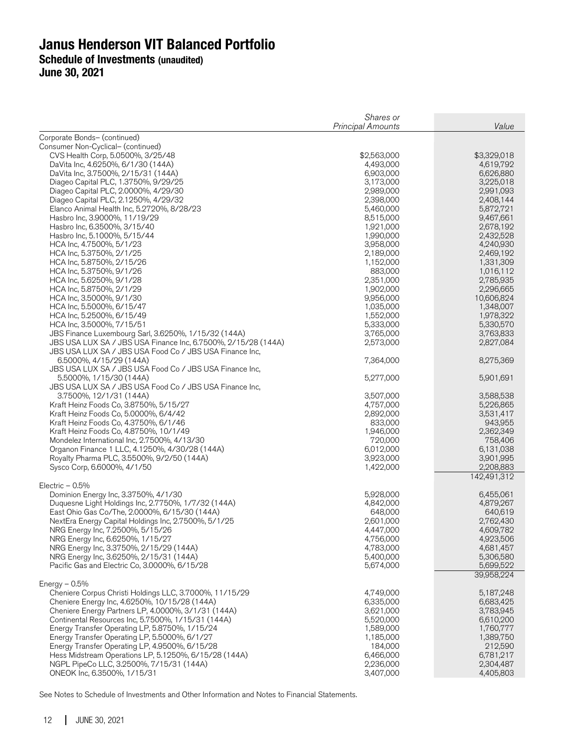# Janus Henderson VIT Balanced Portfolio

## Schedule of Investments (unaudited)

## June 30, 2021

| | Shares or Principal Amounts | Value |
|---|---|---|
| Corporate Bonds– (continued) | | |
| Consumer Non-Cyclical– (continued) | | |
| CVS Health Corp, 5.0500%, 3/25/48 | $2,563,000 | $3,329,018 |
| DaVita Inc, 4.6250%, 6/1/30 (144A) | 4,493,000 | 4,619,792 |
| DaVita Inc, 3.7500%, 2/15/31 (144A) | 6,903,000 | 6,626,880 |
| Diageo Capital PLC, 1.3750%, 9/29/25 | 3,173,000 | 3,225,018 |
| Diageo Capital PLC, 2.0000%, 4/29/30 | 2,989,000 | 2,991,093 |
| Diageo Capital PLC, 2.1250%, 4/29/32 | 2,398,000 | 2,408,144 |
| Elanco Animal Health Inc, 5.2720%, 8/28/23 | 5,460,000 | 5,872,721 |
| Hasbro Inc, 3.9000%, 11/19/29 | 8,515,000 | 9,467,661 |
| Hasbro Inc, 6.3500%, 3/15/40 | 1,921,000 | 2,678,192 |
| Hasbro Inc, 5.1000%, 5/15/44 | 1,990,000 | 2,432,528 |
| HCA Inc, 4.7500%, 5/1/23 | 3,958,000 | 4,240,930 |
| HCA Inc, 5.3750%, 2/1/25 | 2,189,000 | 2,469,192 |
| HCA Inc, 5.8750%, 2/15/26 | 1,152,000 | 1,331,309 |
| HCA Inc, 5.3750%, 9/1/26 | 883,000 | 1,016,112 |
| HCA Inc, 5.6250%, 9/1/28 | 2,351,000 | 2,785,935 |
| HCA Inc, 5.8750%, 2/1/29 | 1,902,000 | 2,296,665 |
| HCA Inc, 3.5000%, 9/1/30 | 9,956,000 | 10,606,824 |
| HCA Inc, 5.5000%, 6/15/47 | 1,035,000 | 1,348,007 |
| HCA Inc, 5.2500%, 6/15/49 | 1,552,000 | 1,978,322 |
| HCA Inc, 3.5000%, 7/15/51 | 5,333,000 | 5,330,570 |
| JBS Finance Luxembourg Sarl, 3.6250%, 1/15/32 (144A) | 3,765,000 | 3,763,833 |
| JBS USA LUX SA / JBS USA Finance Inc, 6.7500%, 2/15/28 (144A) | 2,573,000 | 2,827,084 |
| JBS USA LUX SA / JBS USA Food Co / JBS USA Finance Inc, 6.5000%, 4/15/29 (144A) | 7,364,000 | 8,275,369 |
| JBS USA LUX SA / JBS USA Food Co / JBS USA Finance Inc, 5.5000%, 1/15/30 (144A) | 5,277,000 | 5,901,691 |
| JBS USA LUX SA / JBS USA Food Co / JBS USA Finance Inc, 3.7500%, 12/1/31 (144A) | 3,507,000 | 3,588,538 |
| Kraft Heinz Foods Co, 3.8750%, 5/15/27 | 4,757,000 | 5,226,865 |
| Kraft Heinz Foods Co, 5.0000%, 6/4/42 | 2,892,000 | 3,531,417 |
| Kraft Heinz Foods Co, 4.3750%, 6/1/46 | 833,000 | 943,955 |
| Kraft Heinz Foods Co, 4.8750%, 10/1/49 | 1,946,000 | 2,362,349 |
| Mondelez International Inc, 2.7500%, 4/13/30 | 720,000 | 758,406 |
| Organon Finance 1 LLC, 4.1250%, 4/30/28 (144A) | 6,012,000 | 6,131,038 |
| Royalty Pharma PLC, 3.5500%, 9/2/50 (144A) | 3,923,000 | 3,901,995 |
| Sysco Corp, 6.6000%, 4/1/50 | 1,422,000 | 2,208,883 |
| | | 142,491,312 |
| Electric – 0.5% | | |
| Dominion Energy Inc, 3.3750%, 4/1/30 | 5,928,000 | 6,455,061 |
| Duquesne Light Holdings Inc, 2.7750%, 1/7/32 (144A) | 4,842,000 | 4,879,267 |
| East Ohio Gas Co/The, 2.0000%, 6/15/30 (144A) | 648,000 | 640,619 |
| NextEra Energy Capital Holdings Inc, 2.7500%, 5/1/25 | 2,601,000 | 2,762,430 |
| NRG Energy Inc, 7.2500%, 5/15/26 | 4,447,000 | 4,609,782 |
| NRG Energy Inc, 6.6250%, 1/15/27 | 4,756,000 | 4,923,506 |
| NRG Energy Inc, 3.3750%, 2/15/29 (144A) | 4,783,000 | 4,681,457 |
| NRG Energy Inc, 3.6250%, 2/15/31 (144A) | 5,400,000 | 5,306,580 |
| Pacific Gas and Electric Co, 3.0000%, 6/15/28 | 5,674,000 | 5,699,522 |
| | | 39,958,224 |
| Energy – 0.5% | | |
| Cheniere Corpus Christi Holdings LLC, 3.7000%, 11/15/29 | 4,749,000 | 5,187,248 |
| Cheniere Energy Inc, 4.6250%, 10/15/28 (144A) | 6,335,000 | 6,683,425 |
| Cheniere Energy Partners LP, 4.0000%, 3/1/31 (144A) | 3,621,000 | 3,783,945 |
| Continental Resources Inc, 5.7500%, 1/15/31 (144A) | 5,520,000 | 6,610,200 |
| Energy Transfer Operating LP, 5.8750%, 1/15/24 | 1,589,000 | 1,760,777 |
| Energy Transfer Operating LP, 5.5000%, 6/1/27 | 1,185,000 | 1,389,750 |
| Energy Transfer Operating LP, 4.9500%, 6/15/28 | 184,000 | 212,590 |
| Hess Midstream Operations LP, 5.1250%, 6/15/28 (144A) | 6,466,000 | 6,781,217 |
| NGPL PipeCo LLC, 3.2500%, 7/15/31 (144A) | 2,236,000 | 2,304,487 |
| ONEOK Inc, 6.3500%, 1/15/31 | 3,407,000 | 4,405,803 |

See Notes to Schedule of Investments and Other Information and Notes to Financial Statements.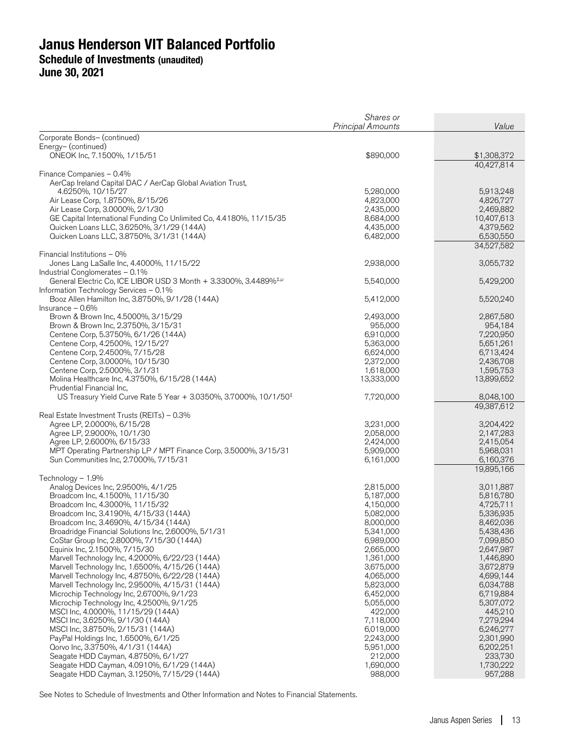# Janus Henderson VIT Balanced Portfolio
## Schedule of Investments (unaudited)
## June 30, 2021

| | *Shares or Principal Amounts* | *Value* |
|---|---|---|
| Corporate Bonds– (continued) | | |
| Energy– (continued) | | |
| ONEOK Inc, 7.1500%, 1/15/51 | $890,000 | $1,308,372 |
| | | 40,427,814 |
| Finance Companies – 0.4% | | |
| AerCap Ireland Capital DAC / AerCap Global Aviation Trust, 4.6250%, 10/15/27 | 5,280,000 | 5,913,248 |
| Air Lease Corp, 1.8750%, 8/15/26 | 4,823,000 | 4,826,727 |
| Air Lease Corp, 3.0000%, 2/1/30 | 2,435,000 | 2,469,882 |
| GE Capital International Funding Co Unlimited Co, 4.4180%, 11/15/35 | 8,684,000 | 10,407,613 |
| Quicken Loans LLC, 3.6250%, 3/1/29 (144A) | 4,435,000 | 4,379,562 |
| Quicken Loans LLC, 3.8750%, 3/1/31 (144A) | 6,482,000 | 6,530,550 |
| | | 34,527,582 |
| Financial Institutions – 0% | | |
| Jones Lang LaSalle Inc, 4.4000%, 11/15/22 | 2,938,000 | 3,055,732 |
| Industrial Conglomerates – 0.1% | | |
| General Electric Co, ICE LIBOR USD 3 Month + 3.3300%, 3.4489%[‡,µ] | 5,540,000 | 5,429,200 |
| Information Technology Services – 0.1% | | |
| Booz Allen Hamilton Inc, 3.8750%, 9/1/28 (144A) | 5,412,000 | 5,520,240 |
| Insurance – 0.6% | | |
| Brown & Brown Inc, 4.5000%, 3/15/29 | 2,493,000 | 2,867,580 |
| Brown & Brown Inc, 2.3750%, 3/15/31 | 955,000 | 954,184 |
| Centene Corp, 5.3750%, 6/1/26 (144A) | 6,910,000 | 7,220,950 |
| Centene Corp, 4.2500%, 12/15/27 | 5,363,000 | 5,651,261 |
| Centene Corp, 2.4500%, 7/15/28 | 6,624,000 | 6,713,424 |
| Centene Corp, 3.0000%, 10/15/30 | 2,372,000 | 2,436,708 |
| Centene Corp, 2.5000%, 3/1/31 | 1,618,000 | 1,595,753 |
| Molina Healthcare Inc, 4.3750%, 6/15/28 (144A) | 13,333,000 | 13,899,652 |
| Prudential Financial Inc, US Treasury Yield Curve Rate 5 Year + 3.0350%, 3.7000%, 10/1/50[‡] | 7,720,000 | 8,048,100 |
| | | 49,387,612 |
| Real Estate Investment Trusts (REITs) – 0.3% | | |
| Agree LP, 2.0000%, 6/15/28 | 3,231,000 | 3,204,422 |
| Agree LP, 2.9000%, 10/1/30 | 2,058,000 | 2,147,283 |
| Agree LP, 2.6000%, 6/15/33 | 2,424,000 | 2,415,054 |
| MPT Operating Partnership LP / MPT Finance Corp, 3.5000%, 3/15/31 | 5,909,000 | 5,968,031 |
| Sun Communities Inc, 2.7000%, 7/15/31 | 6,161,000 | 6,160,376 |
| | | 19,895,166 |
| Technology – 1.9% | | |
| Analog Devices Inc, 2.9500%, 4/1/25 | 2,815,000 | 3,011,887 |
| Broadcom Inc, 4.1500%, 11/15/30 | 5,187,000 | 5,816,780 |
| Broadcom Inc, 4.3000%, 11/15/32 | 4,150,000 | 4,725,711 |
| Broadcom Inc, 3.4190%, 4/15/33 (144A) | 5,082,000 | 5,336,935 |
| Broadcom Inc, 3.4690%, 4/15/34 (144A) | 8,000,000 | 8,462,036 |
| Broadridge Financial Solutions Inc, 2.6000%, 5/1/31 | 5,341,000 | 5,438,436 |
| CoStar Group Inc, 2.8000%, 7/15/30 (144A) | 6,989,000 | 7,099,850 |
| Equinix Inc, 2.1500%, 7/15/30 | 2,665,000 | 2,647,987 |
| Marvell Technology Inc, 4.2000%, 6/22/23 (144A) | 1,361,000 | 1,446,890 |
| Marvell Technology Inc, 1.6500%, 4/15/26 (144A) | 3,675,000 | 3,672,879 |
| Marvell Technology Inc, 4.8750%, 6/22/28 (144A) | 4,065,000 | 4,699,144 |
| Marvell Technology Inc, 2.9500%, 4/15/31 (144A) | 5,823,000 | 6,034,788 |
| Microchip Technology Inc, 2.6700%, 9/1/23 | 6,452,000 | 6,719,884 |
| Microchip Technology Inc, 4.2500%, 9/1/25 | 5,055,000 | 5,307,072 |
| MSCI Inc, 4.0000%, 11/15/29 (144A) | 422,000 | 445,210 |
| MSCI Inc, 3.6250%, 9/1/30 (144A) | 7,118,000 | 7,279,294 |
| MSCI Inc, 3.8750%, 2/15/31 (144A) | 6,019,000 | 6,246,277 |
| PayPal Holdings Inc, 1.6500%, 6/1/25 | 2,243,000 | 2,301,990 |
| Qorvo Inc, 3.3750%, 4/1/31 (144A) | 5,951,000 | 6,202,251 |
| Seagate HDD Cayman, 4.8750%, 6/1/27 | 212,000 | 233,730 |
| Seagate HDD Cayman, 4.0910%, 6/1/29 (144A) | 1,690,000 | 1,730,222 |
| Seagate HDD Cayman, 3.1250%, 7/15/29 (144A) | 988,000 | 957,288 |

See Notes to Schedule of Investments and Other Information and Notes to Financial Statements.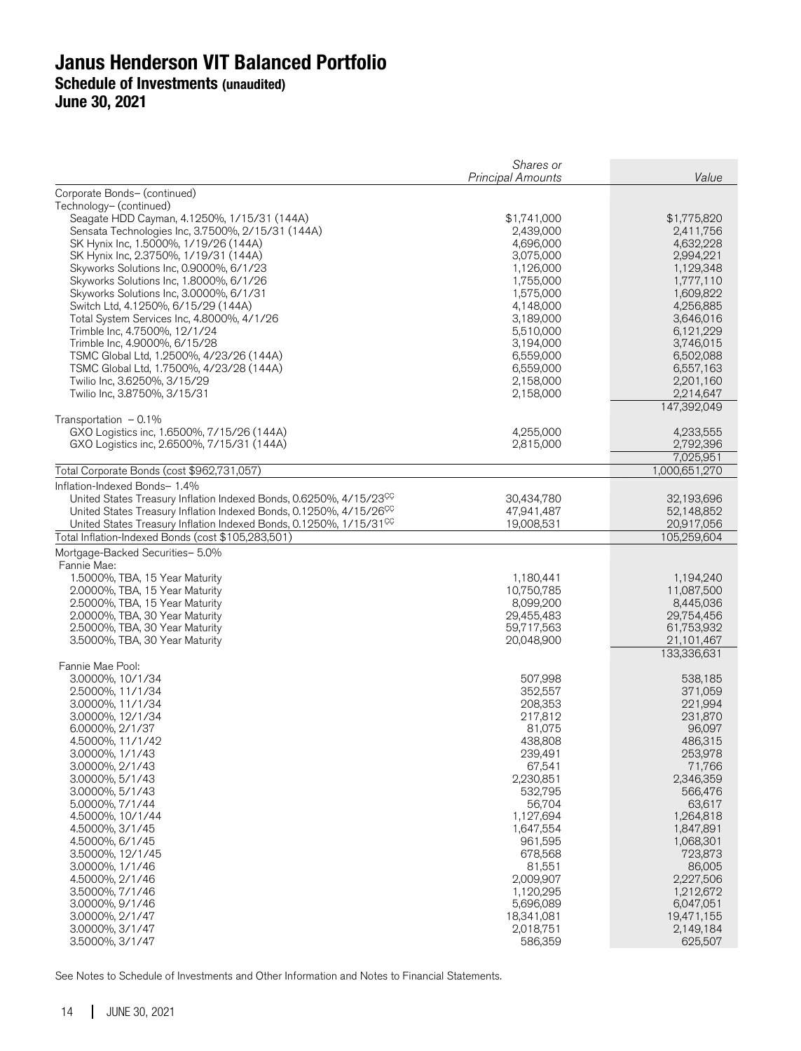# Janus Henderson VIT Balanced Portfolio
## Schedule of Investments (unaudited)
## June 30, 2021

| | *Shares or Principal Amounts* | *Value* |
|---|---|---|
| Corporate Bonds– (continued) | | |
| Technology– (continued) | | |
| Seagate HDD Cayman, 4.1250%, 1/15/31 (144A) | $1,741,000 | $1,775,820 |
| Sensata Technologies Inc, 3.7500%, 2/15/31 (144A) | 2,439,000 | 2,411,756 |
| SK Hynix Inc, 1.5000%, 1/19/26 (144A) | 4,696,000 | 4,632,228 |
| SK Hynix Inc, 2.3750%, 1/19/31 (144A) | 3,075,000 | 2,994,221 |
| Skyworks Solutions Inc, 0.9000%, 6/1/23 | 1,126,000 | 1,129,348 |
| Skyworks Solutions Inc, 1.8000%, 6/1/26 | 1,755,000 | 1,777,110 |
| Skyworks Solutions Inc, 3.0000%, 6/1/31 | 1,575,000 | 1,609,822 |
| Switch Ltd, 4.1250%, 6/15/29 (144A) | 4,148,000 | 4,256,885 |
| Total System Services Inc, 4.8000%, 4/1/26 | 3,189,000 | 3,646,016 |
| Trimble Inc, 4.7500%, 12/1/24 | 5,510,000 | 6,121,229 |
| Trimble Inc, 4.9000%, 6/15/28 | 3,194,000 | 3,746,015 |
| TSMC Global Ltd, 1.2500%, 4/23/26 (144A) | 6,559,000 | 6,502,088 |
| TSMC Global Ltd, 1.7500%, 4/23/28 (144A) | 6,559,000 | 6,557,163 |
| Twilio Inc, 3.6250%, 3/15/29 | 2,158,000 | 2,201,160 |
| Twilio Inc, 3.8750%, 3/15/31 | 2,158,000 | 2,214,647 |
| | | 147,392,049 |
| Transportation – 0.1% | | |
| GXO Logistics inc, 1.6500%, 7/15/26 (144A) | 4,255,000 | 4,233,555 |
| GXO Logistics inc, 2.6500%, 7/15/31 (144A) | 2,815,000 | 2,792,396 |
| | | 7,025,951 |
| Total Corporate Bonds (cost $962,731,057) | | 1,000,651,270 |
| Inflation-Indexed Bonds– 1.4% | | |
| United States Treasury Inflation Indexed Bonds, 0.6250%, 4/15/23ᶜᶜ | 30,434,780 | 32,193,696 |
| United States Treasury Inflation Indexed Bonds, 0.1250%, 4/15/26ᶜᶜ | 47,941,487 | 52,148,852 |
| United States Treasury Inflation Indexed Bonds, 0.1250%, 1/15/31ᶜᶜ | 19,008,531 | 20,917,056 |
| Total Inflation-Indexed Bonds (cost $105,283,501) | | 105,259,604 |
| Mortgage-Backed Securities– 5.0% | | |
| Fannie Mae: | | |
| 1.5000%, TBA, 15 Year Maturity | 1,180,441 | 1,194,240 |
| 2.0000%, TBA, 15 Year Maturity | 10,750,785 | 11,087,500 |
| 2.5000%, TBA, 15 Year Maturity | 8,099,200 | 8,445,036 |
| 2.0000%, TBA, 30 Year Maturity | 29,455,483 | 29,754,456 |
| 2.5000%, TBA, 30 Year Maturity | 59,717,563 | 61,753,932 |
| 3.5000%, TBA, 30 Year Maturity | 20,048,900 | 21,101,467 |
| | | 133,336,631 |
| Fannie Mae Pool: | | |
| 3.0000%, 10/1/34 | 507,998 | 538,185 |
| 2.5000%, 11/1/34 | 352,557 | 371,059 |
| 3.0000%, 11/1/34 | 208,353 | 221,994 |
| 3.0000%, 12/1/34 | 217,812 | 231,870 |
| 6.0000%, 2/1/37 | 81,075 | 96,097 |
| 4.5000%, 11/1/42 | 438,808 | 486,315 |
| 3.0000%, 1/1/43 | 239,491 | 253,978 |
| 3.0000%, 2/1/43 | 67,541 | 71,766 |
| 3.0000%, 5/1/43 | 2,230,851 | 2,346,359 |
| 3.0000%, 5/1/43 | 532,795 | 566,476 |
| 5.0000%, 7/1/44 | 56,704 | 63,617 |
| 4.5000%, 10/1/44 | 1,127,694 | 1,264,818 |
| 4.5000%, 3/1/45 | 1,647,554 | 1,847,891 |
| 4.5000%, 6/1/45 | 961,595 | 1,068,301 |
| 3.5000%, 12/1/45 | 678,568 | 723,873 |
| 3.0000%, 1/1/46 | 81,551 | 86,005 |
| 4.5000%, 2/1/46 | 2,009,907 | 2,227,506 |
| 3.5000%, 7/1/46 | 1,120,295 | 1,212,672 |
| 3.0000%, 9/1/46 | 5,696,089 | 6,047,051 |
| 3.0000%, 2/1/47 | 18,341,081 | 19,471,155 |
| 3.0000%, 3/1/47 | 2,018,751 | 2,149,184 |
| 3.5000%, 3/1/47 | 586,359 | 625,507 |

See Notes to Schedule of Investments and Other Information and Notes to Financial Statements.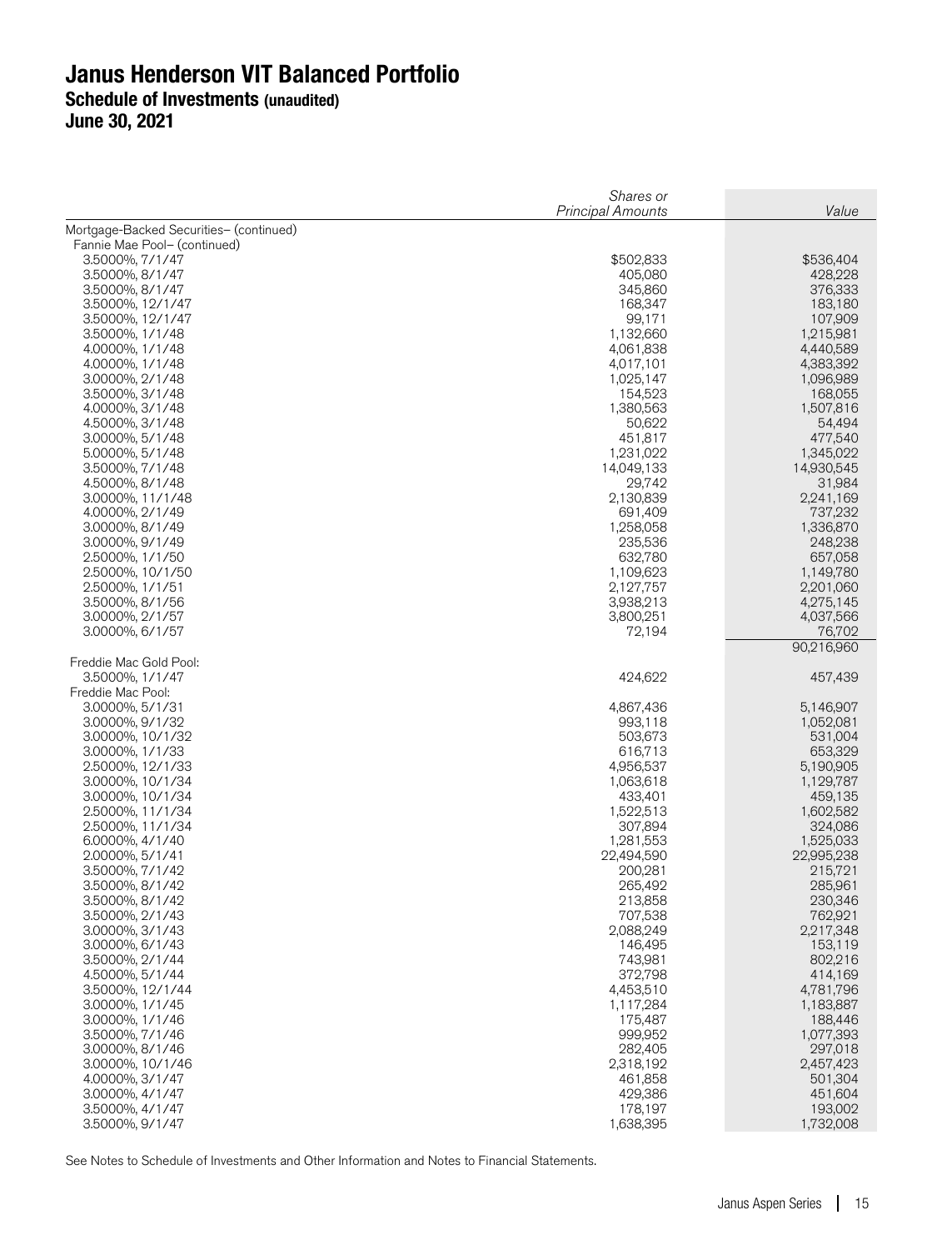# Janus Henderson VIT Balanced Portfolio
## Schedule of Investments (unaudited)
## June 30, 2021

| | Shares or Principal Amounts | Value |
|---|---|---|
| Mortgage-Backed Securities– (continued) | | |
| Fannie Mae Pool– (continued) | | |
| 3.5000%, 7/1/47 | $502,833 | $536,404 |
| 3.5000%, 8/1/47 | 405,080 | 428,228 |
| 3.5000%, 8/1/47 | 345,860 | 376,333 |
| 3.5000%, 12/1/47 | 168,347 | 183,180 |
| 3.5000%, 12/1/47 | 99,171 | 107,909 |
| 3.5000%, 1/1/48 | 1,132,660 | 1,215,981 |
| 4.0000%, 1/1/48 | 4,061,838 | 4,440,589 |
| 4.0000%, 1/1/48 | 4,017,101 | 4,383,392 |
| 3.0000%, 2/1/48 | 1,025,147 | 1,096,989 |
| 3.5000%, 3/1/48 | 154,523 | 168,055 |
| 4.0000%, 3/1/48 | 1,380,563 | 1,507,816 |
| 4.5000%, 3/1/48 | 50,622 | 54,494 |
| 3.0000%, 5/1/48 | 451,817 | 477,540 |
| 5.0000%, 5/1/48 | 1,231,022 | 1,345,022 |
| 3.5000%, 7/1/48 | 14,049,133 | 14,930,545 |
| 4.5000%, 8/1/48 | 29,742 | 31,984 |
| 3.0000%, 11/1/48 | 2,130,839 | 2,241,169 |
| 4.0000%, 2/1/49 | 691,409 | 737,232 |
| 3.0000%, 8/1/49 | 1,258,058 | 1,336,870 |
| 3.0000%, 9/1/49 | 235,536 | 248,238 |
| 2.5000%, 1/1/50 | 632,780 | 657,058 |
| 2.5000%, 10/1/50 | 1,109,623 | 1,149,780 |
| 2.5000%, 1/1/51 | 2,127,757 | 2,201,060 |
| 3.5000%, 8/1/56 | 3,938,213 | 4,275,145 |
| 3.0000%, 2/1/57 | 3,800,251 | 4,037,566 |
| 3.0000%, 6/1/57 | 72,194 | 76,702 |
| | | 90,216,960 |
| Freddie Mac Gold Pool: | | |
| 3.5000%, 1/1/47 | 424,622 | 457,439 |
| Freddie Mac Pool: | | |
| 3.0000%, 5/1/31 | 4,867,436 | 5,146,907 |
| 3.0000%, 9/1/32 | 993,118 | 1,052,081 |
| 3.0000%, 10/1/32 | 503,673 | 531,004 |
| 3.0000%, 1/1/33 | 616,713 | 653,329 |
| 2.5000%, 12/1/33 | 4,956,537 | 5,190,905 |
| 3.0000%, 10/1/34 | 1,063,618 | 1,129,787 |
| 3.0000%, 10/1/34 | 433,401 | 459,135 |
| 2.5000%, 11/1/34 | 1,522,513 | 1,602,582 |
| 2.5000%, 11/1/34 | 307,894 | 324,086 |
| 6.0000%, 4/1/40 | 1,281,553 | 1,525,033 |
| 2.0000%, 5/1/41 | 22,494,590 | 22,995,238 |
| 3.5000%, 7/1/42 | 200,281 | 215,721 |
| 3.5000%, 8/1/42 | 265,492 | 285,961 |
| 3.5000%, 8/1/42 | 213,858 | 230,346 |
| 3.5000%, 2/1/43 | 707,538 | 762,921 |
| 3.0000%, 3/1/43 | 2,088,249 | 2,217,348 |
| 3.0000%, 6/1/43 | 146,495 | 153,119 |
| 3.5000%, 2/1/44 | 743,981 | 802,216 |
| 4.5000%, 5/1/44 | 372,798 | 414,169 |
| 3.5000%, 12/1/44 | 4,453,510 | 4,781,796 |
| 3.0000%, 1/1/45 | 1,117,284 | 1,183,887 |
| 3.0000%, 1/1/46 | 175,487 | 188,446 |
| 3.5000%, 7/1/46 | 999,952 | 1,077,393 |
| 3.0000%, 8/1/46 | 282,405 | 297,018 |
| 3.0000%, 10/1/46 | 2,318,192 | 2,457,423 |
| 4.0000%, 3/1/47 | 461,858 | 501,304 |
| 3.0000%, 4/1/47 | 429,386 | 451,604 |
| 3.5000%, 4/1/47 | 178,197 | 193,002 |
| 3.5000%, 9/1/47 | 1,638,395 | 1,732,008 |

See Notes to Schedule of Investments and Other Information and Notes to Financial Statements.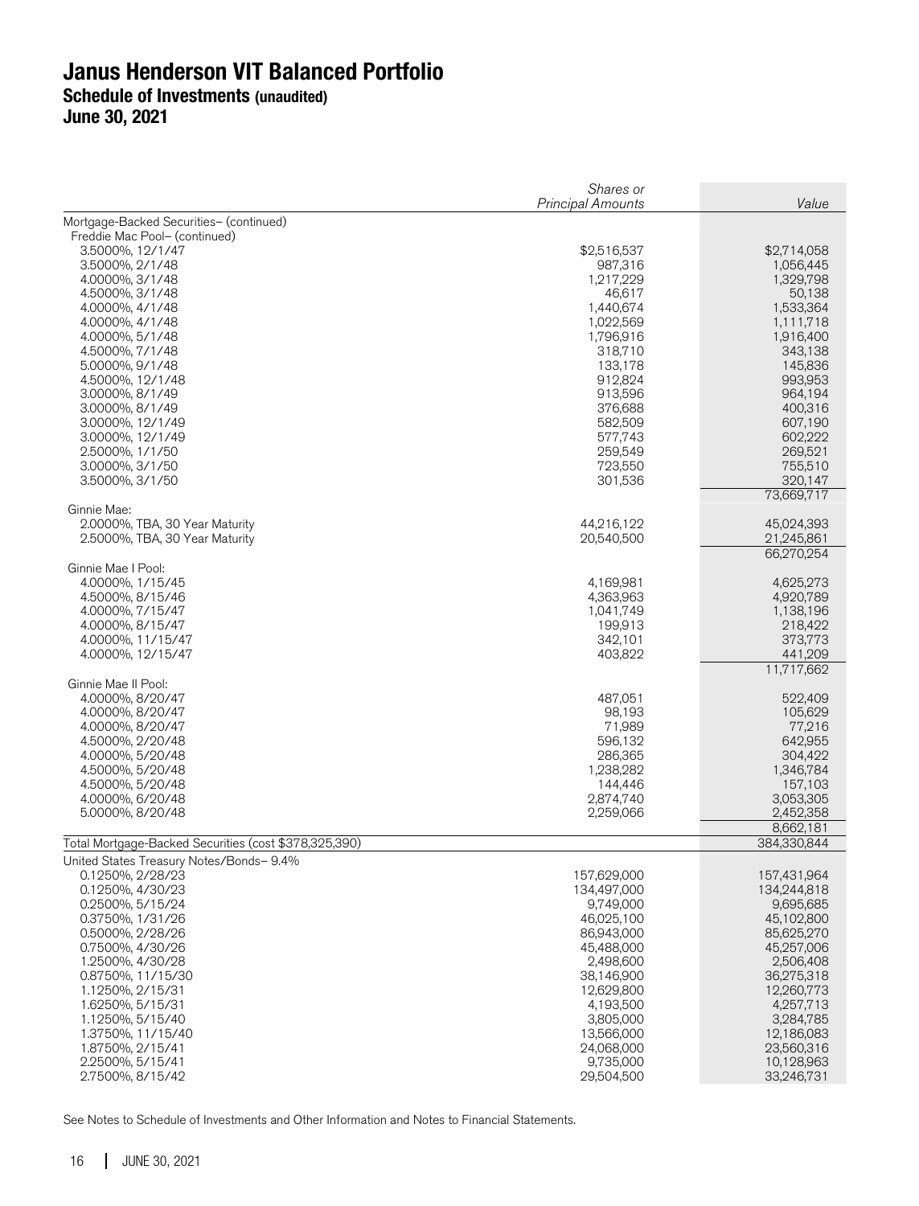# Janus Henderson VIT Balanced Portfolio
## Schedule of Investments (unaudited)
## June 30, 2021

| | *Shares or Principal Amounts* | *Value* |
|---|---|---|
| Mortgage-Backed Securities– (continued) | | |
| Freddie Mac Pool– (continued) | | |
| 3.5000%, 12/1/47 | $2,516,537 | $2,714,058 |
| 3.5000%, 2/1/48 | 987,316 | 1,056,445 |
| 4.0000%, 3/1/48 | 1,217,229 | 1,329,798 |
| 4.5000%, 3/1/48 | 46,617 | 50,138 |
| 4.0000%, 4/1/48 | 1,440,674 | 1,533,364 |
| 4.0000%, 4/1/48 | 1,022,569 | 1,111,718 |
| 4.0000%, 5/1/48 | 1,796,916 | 1,916,400 |
| 4.5000%, 7/1/48 | 318,710 | 343,138 |
| 5.0000%, 9/1/48 | 133,178 | 145,836 |
| 4.5000%, 12/1/48 | 912,824 | 993,953 |
| 3.0000%, 8/1/49 | 913,596 | 964,194 |
| 3.0000%, 8/1/49 | 376,688 | 400,316 |
| 3.0000%, 12/1/49 | 582,509 | 607,190 |
| 3.0000%, 12/1/49 | 577,743 | 602,222 |
| 2.5000%, 1/1/50 | 259,549 | 269,521 |
| 3.0000%, 3/1/50 | 723,550 | 755,510 |
| 3.5000%, 3/1/50 | 301,536 | 320,147 |
| | | 73,669,717 |
| Ginnie Mae: | | |
| 2.0000%, TBA, 30 Year Maturity | 44,216,122 | 45,024,393 |
| 2.5000%, TBA, 30 Year Maturity | 20,540,500 | 21,245,861 |
| | | 66,270,254 |
| Ginnie Mae I Pool: | | |
| 4.0000%, 1/15/45 | 4,169,981 | 4,625,273 |
| 4.5000%, 8/15/46 | 4,363,963 | 4,920,789 |
| 4.0000%, 7/15/47 | 1,041,749 | 1,138,196 |
| 4.0000%, 8/15/47 | 199,913 | 218,422 |
| 4.0000%, 11/15/47 | 342,101 | 373,773 |
| 4.0000%, 12/15/47 | 403,822 | 441,209 |
| | | 11,717,662 |
| Ginnie Mae II Pool: | | |
| 4.0000%, 8/20/47 | 487,051 | 522,409 |
| 4.0000%, 8/20/47 | 98,193 | 105,629 |
| 4.0000%, 8/20/47 | 71,989 | 77,216 |
| 4.5000%, 2/20/48 | 596,132 | 642,955 |
| 4.0000%, 5/20/48 | 286,365 | 304,422 |
| 4.5000%, 5/20/48 | 1,238,282 | 1,346,784 |
| 4.5000%, 5/20/48 | 144,446 | 157,103 |
| 4.0000%, 6/20/48 | 2,874,740 | 3,053,305 |
| 5.0000%, 8/20/48 | 2,259,066 | 2,452,358 |
| | | 8,662,181 |
| Total Mortgage-Backed Securities (cost $378,325,390) | | 384,330,844 |
| United States Treasury Notes/Bonds– 9.4% | | |
| 0.1250%, 2/28/23 | 157,629,000 | 157,431,964 |
| 0.1250%, 4/30/23 | 134,497,000 | 134,244,818 |
| 0.2500%, 5/15/24 | 9,749,000 | 9,695,685 |
| 0.3750%, 1/31/26 | 46,025,100 | 45,102,800 |
| 0.5000%, 2/28/26 | 86,943,000 | 85,625,270 |
| 0.7500%, 4/30/26 | 45,488,000 | 45,257,006 |
| 1.2500%, 4/30/28 | 2,498,600 | 2,506,408 |
| 0.8750%, 11/15/30 | 38,146,900 | 36,275,318 |
| 1.1250%, 2/15/31 | 12,629,800 | 12,260,773 |
| 1.6250%, 5/15/31 | 4,193,500 | 4,257,713 |
| 1.1250%, 5/15/40 | 3,805,000 | 3,284,785 |
| 1.3750%, 11/15/40 | 13,566,000 | 12,186,083 |
| 1.8750%, 2/15/41 | 24,068,000 | 23,560,316 |
| 2.2500%, 5/15/41 | 9,735,000 | 10,128,963 |
| 2.7500%, 8/15/42 | 29,504,500 | 33,246,731 |

See Notes to Schedule of Investments and Other Information and Notes to Financial Statements.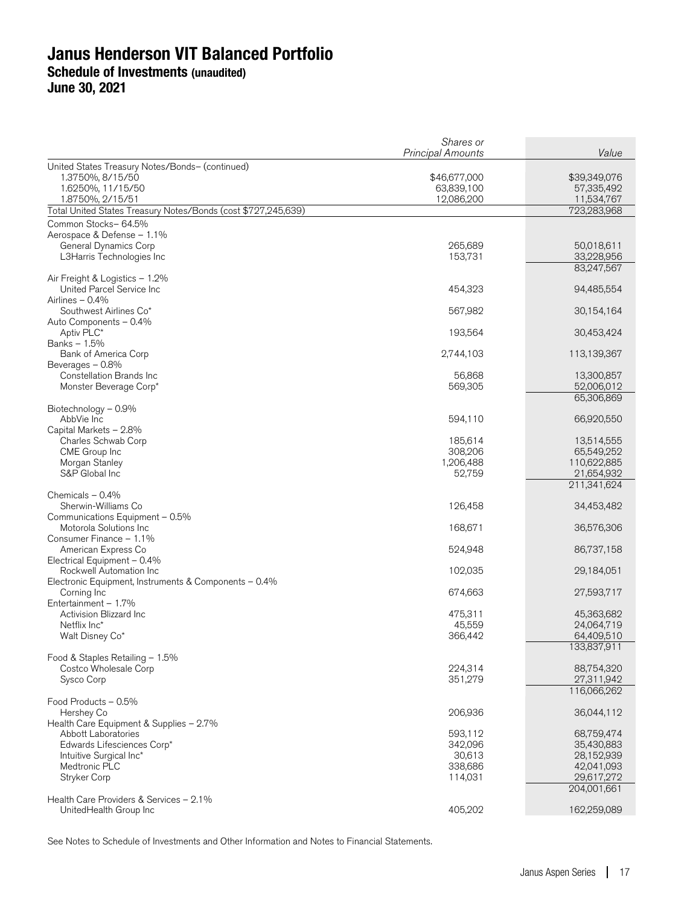# Janus Henderson VIT Balanced Portfolio

## Schedule of Investments (unaudited)

## June 30, 2021

| | *Shares or Principal Amounts* | *Value* |
|---|---|---|
| United States Treasury Notes/Bonds– (continued) | | |
| 1.3750%, 8/15/50 | $46,677,000 | $39,349,076 |
| 1.6250%, 11/15/50 | 63,839,100 | 57,335,492 |
| 1.8750%, 2/15/51 | 12,086,200 | 11,534,767 |
| Total United States Treasury Notes/Bonds (cost $727,245,639) | | 723,283,968 |
| Common Stocks– 64.5% | | |
| Aerospace & Defense – 1.1% | | |
| General Dynamics Corp | 265,689 | 50,018,611 |
| L3Harris Technologies Inc | 153,731 | 33,228,956 |
| | | 83,247,567 |
| Air Freight & Logistics – 1.2% | | |
| United Parcel Service Inc | 454,323 | 94,485,554 |
| Airlines – 0.4% | | |
| Southwest Airlines Co* | 567,982 | 30,154,164 |
| Auto Components – 0.4% | | |
| Aptiv PLC* | 193,564 | 30,453,424 |
| Banks – 1.5% | | |
| Bank of America Corp | 2,744,103 | 113,139,367 |
| Beverages – 0.8% | | |
| Constellation Brands Inc | 56,868 | 13,300,857 |
| Monster Beverage Corp* | 569,305 | 52,006,012 |
| | | 65,306,869 |
| Biotechnology – 0.9% | | |
| AbbVie Inc | 594,110 | 66,920,550 |
| Capital Markets – 2.8% | | |
| Charles Schwab Corp | 185,614 | 13,514,555 |
| CME Group Inc | 308,206 | 65,549,252 |
| Morgan Stanley | 1,206,488 | 110,622,885 |
| S&P Global Inc | 52,759 | 21,654,932 |
| | | 211,341,624 |
| Chemicals – 0.4% | | |
| Sherwin-Williams Co | 126,458 | 34,453,482 |
| Communications Equipment – 0.5% | | |
| Motorola Solutions Inc | 168,671 | 36,576,306 |
| Consumer Finance – 1.1% | | |
| American Express Co | 524,948 | 86,737,158 |
| Electrical Equipment – 0.4% | | |
| Rockwell Automation Inc | 102,035 | 29,184,051 |
| Electronic Equipment, Instruments & Components – 0.4% | | |
| Corning Inc | 674,663 | 27,593,717 |
| Entertainment – 1.7% | | |
| Activision Blizzard Inc | 475,311 | 45,363,682 |
| Netflix Inc* | 45,559 | 24,064,719 |
| Walt Disney Co* | 366,442 | 64,409,510 |
| | | 133,837,911 |
| Food & Staples Retailing – 1.5% | | |
| Costco Wholesale Corp | 224,314 | 88,754,320 |
| Sysco Corp | 351,279 | 27,311,942 |
| | | 116,066,262 |
| Food Products – 0.5% | | |
| Hershey Co | 206,936 | 36,044,112 |
| Health Care Equipment & Supplies – 2.7% | | |
| Abbott Laboratories | 593,112 | 68,759,474 |
| Edwards Lifesciences Corp* | 342,096 | 35,430,883 |
| Intuitive Surgical Inc* | 30,613 | 28,152,939 |
| Medtronic PLC | 338,686 | 42,041,093 |
| Stryker Corp | 114,031 | 29,617,272 |
| | | 204,001,661 |
| Health Care Providers & Services – 2.1% | | |
| UnitedHealth Group Inc | 405,202 | 162,259,089 |

See Notes to Schedule of Investments and Other Information and Notes to Financial Statements.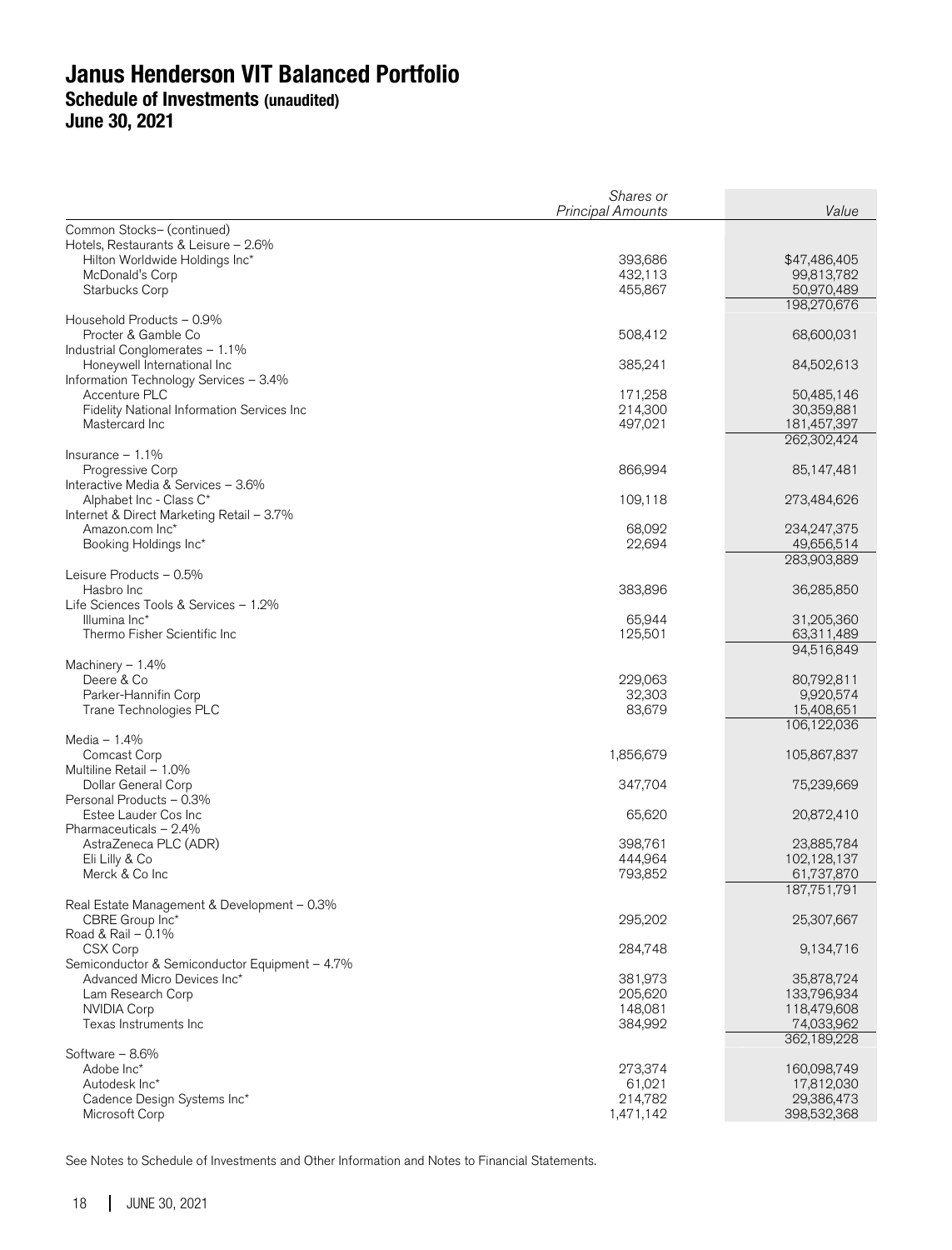# Janus Henderson VIT Balanced Portfolio
## Schedule of Investments (unaudited)
## June 30, 2021

| | *Shares or Principal Amounts* | *Value* |
|---|---|---|
| Common Stocks– (continued) | | |
| Hotels, Restaurants & Leisure – 2.6% | | |
| Hilton Worldwide Holdings Inc* | 393,686 | $47,486,405 |
| McDonald's Corp | 432,113 | 99,813,782 |
| Starbucks Corp | 455,867 | 50,970,489 |
| | | 198,270,676 |
| Household Products – 0.9% | | |
| Procter & Gamble Co | 508,412 | 68,600,031 |
| Industrial Conglomerates – 1.1% | | |
| Honeywell International Inc | 385,241 | 84,502,613 |
| Information Technology Services – 3.4% | | |
| Accenture PLC | 171,258 | 50,485,146 |
| Fidelity National Information Services Inc | 214,300 | 30,359,881 |
| Mastercard Inc | 497,021 | 181,457,397 |
| | | 262,302,424 |
| Insurance – 1.1% | | |
| Progressive Corp | 866,994 | 85,147,481 |
| Interactive Media & Services – 3.6% | | |
| Alphabet Inc - Class C* | 109,118 | 273,484,626 |
| Internet & Direct Marketing Retail – 3.7% | | |
| Amazon.com Inc* | 68,092 | 234,247,375 |
| Booking Holdings Inc* | 22,694 | 49,656,514 |
| | | 283,903,889 |
| Leisure Products – 0.5% | | |
| Hasbro Inc | 383,896 | 36,285,850 |
| Life Sciences Tools & Services – 1.2% | | |
| Illumina Inc* | 65,944 | 31,205,360 |
| Thermo Fisher Scientific Inc | 125,501 | 63,311,489 |
| | | 94,516,849 |
| Machinery – 1.4% | | |
| Deere & Co | 229,063 | 80,792,811 |
| Parker-Hannifin Corp | 32,303 | 9,920,574 |
| Trane Technologies PLC | 83,679 | 15,408,651 |
| | | 106,122,036 |
| Media – 1.4% | | |
| Comcast Corp | 1,856,679 | 105,867,837 |
| Multiline Retail – 1.0% | | |
| Dollar General Corp | 347,704 | 75,239,669 |
| Personal Products – 0.3% | | |
| Estee Lauder Cos Inc | 65,620 | 20,872,410 |
| Pharmaceuticals – 2.4% | | |
| AstraZeneca PLC (ADR) | 398,761 | 23,885,784 |
| Eli Lilly & Co | 444,964 | 102,128,137 |
| Merck & Co Inc | 793,852 | 61,737,870 |
| | | 187,751,791 |
| Real Estate Management & Development – 0.3% | | |
| CBRE Group Inc* | 295,202 | 25,307,667 |
| Road & Rail – 0.1% | | |
| CSX Corp | 284,748 | 9,134,716 |
| Semiconductor & Semiconductor Equipment – 4.7% | | |
| Advanced Micro Devices Inc* | 381,973 | 35,878,724 |
| Lam Research Corp | 205,620 | 133,796,934 |
| NVIDIA Corp | 148,081 | 118,479,608 |
| Texas Instruments Inc | 384,992 | 74,033,962 |
| | | 362,189,228 |
| Software – 8.6% | | |
| Adobe Inc* | 273,374 | 160,098,749 |
| Autodesk Inc* | 61,021 | 17,812,030 |
| Cadence Design Systems Inc* | 214,782 | 29,386,473 |
| Microsoft Corp | 1,471,142 | 398,532,368 |

See Notes to Schedule of Investments and Other Information and Notes to Financial Statements.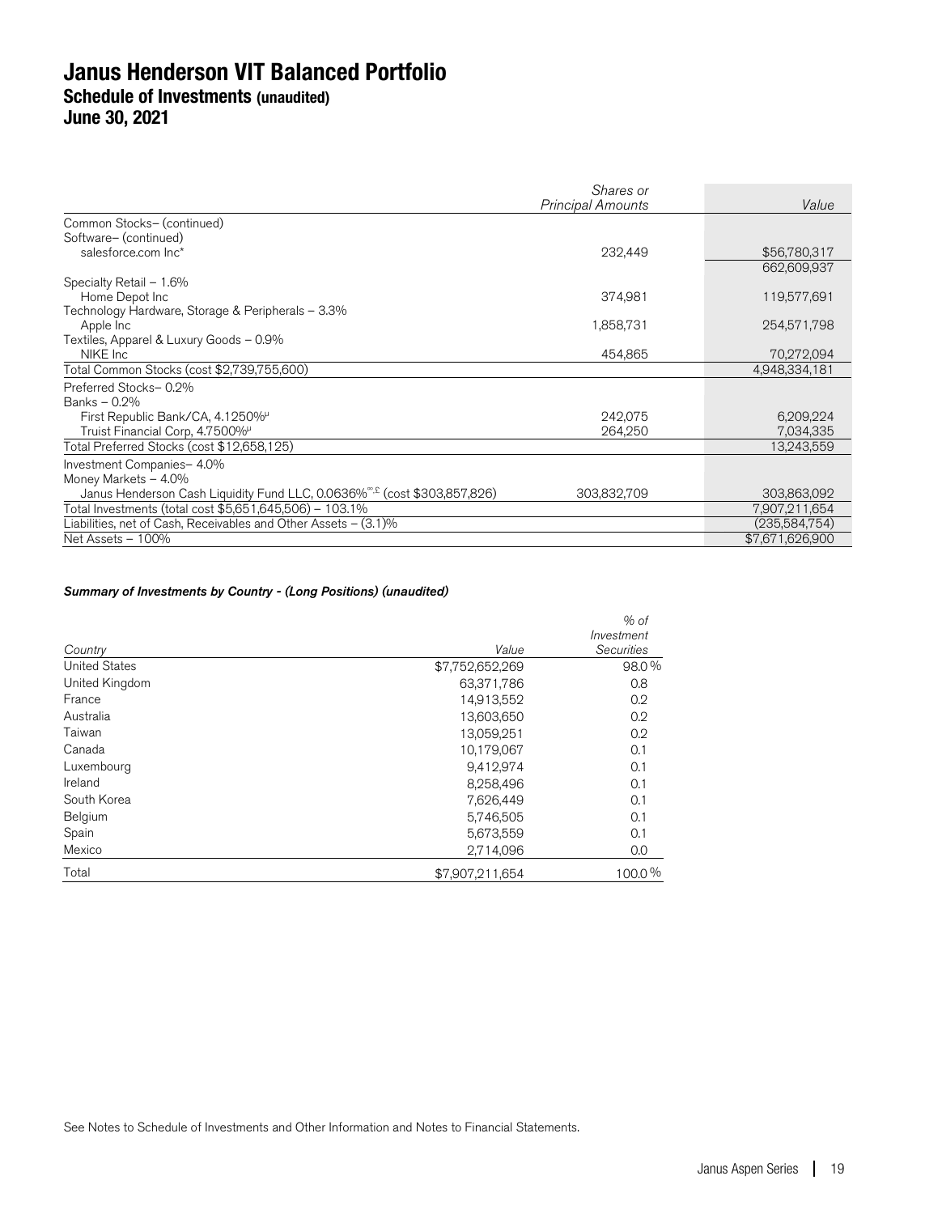# Janus Henderson VIT Balanced Portfolio
## Schedule of Investments (unaudited)
## June 30, 2021

| | Shares or Principal Amounts | Value |
|---|---|---|
| Common Stocks– (continued) | | |
| Software– (continued) | | |
| salesforce.com Inc* | 232,449 | $56,780,317 |
| | | 662,609,937 |
| Specialty Retail – 1.6% | | |
| Home Depot Inc | 374,981 | 119,577,691 |
| Technology Hardware, Storage & Peripherals – 3.3% | | |
| Apple Inc | 1,858,731 | 254,571,798 |
| Textiles, Apparel & Luxury Goods – 0.9% | | |
| NIKE Inc | 454,865 | 70,272,094 |
| Total Common Stocks (cost $2,739,755,600) | | 4,948,334,181 |
| Preferred Stocks– 0.2% | | |
| Banks – 0.2% | | |
| First Republic Bank/CA, 4.1250%µ | 242,075 | 6,209,224 |
| Truist Financial Corp, 4.7500%µ | 264,250 | 7,034,335 |
| Total Preferred Stocks (cost $12,658,125) | | 13,243,559 |
| Investment Companies– 4.0% | | |
| Money Markets – 4.0% | | |
| Janus Henderson Cash Liquidity Fund LLC, 0.0636%∞,£ (cost $303,857,826) | 303,832,709 | 303,863,092 |
| Total Investments (total cost $5,651,645,506) – 103.1% | | 7,907,211,654 |
| Liabilities, net of Cash, Receivables and Other Assets – (3.1)% | | (235,584,754) |
| Net Assets – 100% | | $7,671,626,900 |

***Summary of Investments by Country - (Long Positions) (unaudited)***

| *Country* | *Value* | *% of Investment Securities* |
|---|---|---|
| United States | $7,752,652,269 | 98.0% |
| United Kingdom | 63,371,786 | 0.8 |
| France | 14,913,552 | 0.2 |
| Australia | 13,603,650 | 0.2 |
| Taiwan | 13,059,251 | 0.2 |
| Canada | 10,179,067 | 0.1 |
| Luxembourg | 9,412,974 | 0.1 |
| Ireland | 8,258,496 | 0.1 |
| South Korea | 7,626,449 | 0.1 |
| Belgium | 5,746,505 | 0.1 |
| Spain | 5,673,559 | 0.1 |
| Mexico | 2,714,096 | 0.0 |
| Total | $7,907,211,654 | 100.0% |

See Notes to Schedule of Investments and Other Information and Notes to Financial Statements.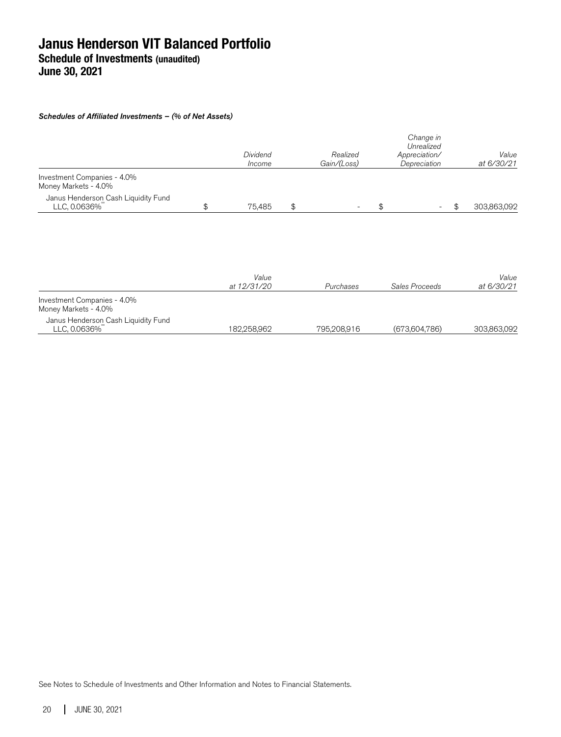# Janus Henderson VIT Balanced Portfolio
## Schedule of Investments (unaudited)
## June 30, 2021

***Schedules of Affiliated Investments – (% of Net Assets)***

| | *Dividend Income* | *Realized Gain/(Loss)* | *Change in Unrealized Appreciation/ Depreciation* | *Value at 6/30/21* |
|---|---|---|---|---|
| Investment Companies - 4.0% | | | | |
| Money Markets - 4.0% | | | | |
| Janus Henderson Cash Liquidity Fund LLC, 0.0636%ºº | $ 75,485 | $ - | $ - | $ 303,863,092 |

| | *Value at 12/31/20* | *Purchases* | *Sales Proceeds* | *Value at 6/30/21* |
|---|---|---|---|---|
| Investment Companies - 4.0% | | | | |
| Money Markets - 4.0% | | | | |
| Janus Henderson Cash Liquidity Fund LLC, 0.0636%ºº | 182,258,962 | 795,208,916 | (673,604,786) | 303,863,092 |

See Notes to Schedule of Investments and Other Information and Notes to Financial Statements.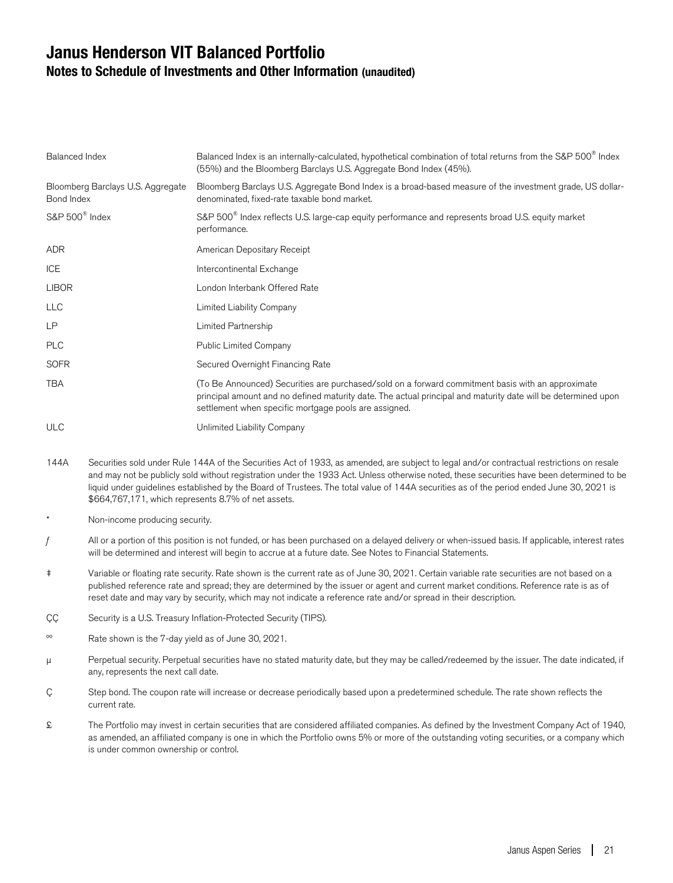# Janus Henderson VIT Balanced Portfolio

## Notes to Schedule of Investments and Other Information (unaudited)

| | |
|---|---|
| Balanced Index | Balanced Index is an internally-calculated, hypothetical combination of total returns from the S&P 500® Index (55%) and the Bloomberg Barclays U.S. Aggregate Bond Index (45%). |
| Bloomberg Barclays U.S. Aggregate Bond Index | Bloomberg Barclays U.S. Aggregate Bond Index is a broad-based measure of the investment grade, US dollar-denominated, fixed-rate taxable bond market. |
| S&P 500® Index | S&P 500® Index reflects U.S. large-cap equity performance and represents broad U.S. equity market performance. |
| ADR | American Depositary Receipt |
| ICE | Intercontinental Exchange |
| LIBOR | London Interbank Offered Rate |
| LLC | Limited Liability Company |
| LP | Limited Partnership |
| PLC | Public Limited Company |
| SOFR | Secured Overnight Financing Rate |
| TBA | (To Be Announced) Securities are purchased/sold on a forward commitment basis with an approximate principal amount and no defined maturity date. The actual principal and maturity date will be determined upon settlement when specific mortgage pools are assigned. |
| ULC | Unlimited Liability Company |

144A Securities sold under Rule 144A of the Securities Act of 1933, as amended, are subject to legal and/or contractual restrictions on resale and may not be publicly sold without registration under the 1933 Act. Unless otherwise noted, these securities have been determined to be liquid under guidelines established by the Board of Trustees. The total value of 144A securities as of the period ended June 30, 2021 is $664,767,171, which represents 8.7% of net assets.

* Non-income producing security.

ƒ All or a portion of this position is not funded, or has been purchased on a delayed delivery or when-issued basis. If applicable, interest rates will be determined and interest will begin to accrue at a future date. See Notes to Financial Statements.

‡ Variable or floating rate security. Rate shown is the current rate as of June 30, 2021. Certain variable rate securities are not based on a published reference rate and spread; they are determined by the issuer or agent and current market conditions. Reference rate is as of reset date and may vary by security, which may not indicate a reference rate and/or spread in their description.

ÇÇ Security is a U.S. Treasury Inflation-Protected Security (TIPS).

°° Rate shown is the 7-day yield as of June 30, 2021.

µ Perpetual security. Perpetual securities have no stated maturity date, but they may be called/redeemed by the issuer. The date indicated, if any, represents the next call date.

Ç Step bond. The coupon rate will increase or decrease periodically based upon a predetermined schedule. The rate shown reflects the current rate.

£ The Portfolio may invest in certain securities that are considered affiliated companies. As defined by the Investment Company Act of 1940, as amended, an affiliated company is one in which the Portfolio owns 5% or more of the outstanding voting securities, or a company which is under common ownership or control.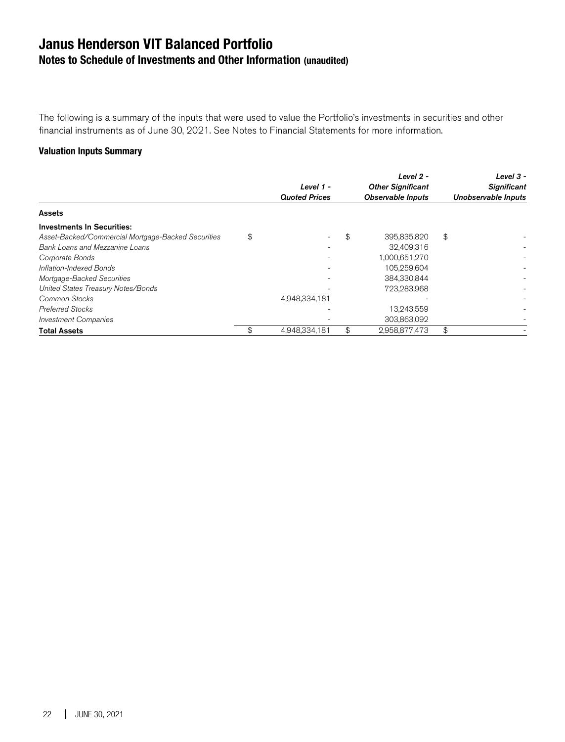# Janus Henderson VIT Balanced Portfolio

## Notes to Schedule of Investments and Other Information (unaudited)

The following is a summary of the inputs that were used to value the Portfolio's investments in securities and other financial instruments as of June 30, 2021. See Notes to Financial Statements for more information.

### Valuation Inputs Summary

| | *Level 1 - Quoted Prices* | *Level 2 - Other Significant Observable Inputs* | *Level 3 - Significant Unobservable Inputs* |
|---|---|---|---|
| **Assets** | | | |
| **Investments In Securities:** | | | |
| *Asset-Backed/Commercial Mortgage-Backed Securities* | $ - | $ 395,835,820 | $ - |
| *Bank Loans and Mezzanine Loans* | - | 32,409,316 | - |
| *Corporate Bonds* | - | 1,000,651,270 | - |
| *Inflation-Indexed Bonds* | - | 105,259,604 | - |
| *Mortgage-Backed Securities* | - | 384,330,844 | - |
| *United States Treasury Notes/Bonds* | - | 723,283,968 | - |
| *Common Stocks* | 4,948,334,181 | - | - |
| *Preferred Stocks* | - | 13,243,559 | - |
| *Investment Companies* | - | 303,863,092 | - |
| **Total Assets** | $ 4,948,334,181 | $ 2,958,877,473 | $ - |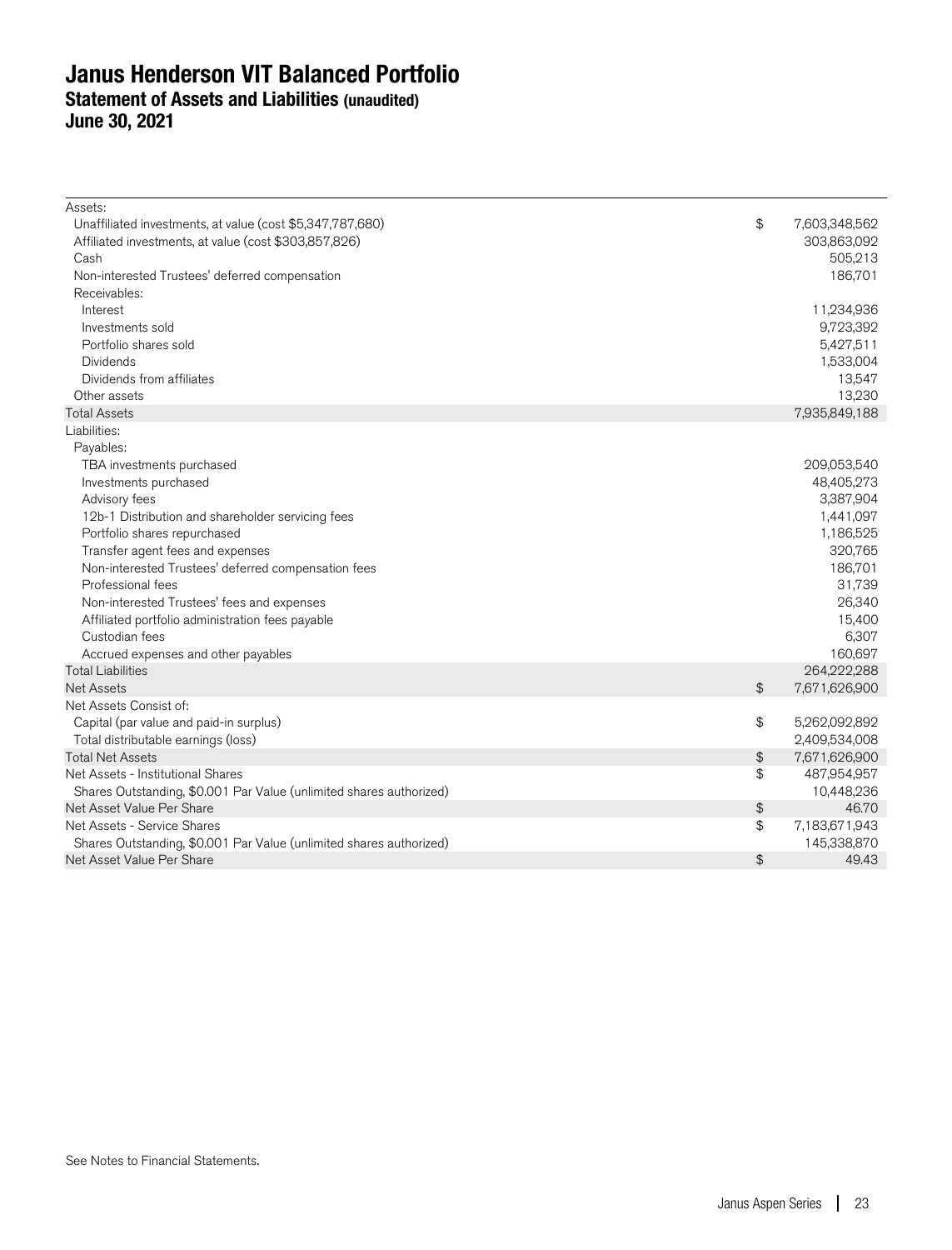# Janus Henderson VIT Balanced Portfolio
## Statement of Assets and Liabilities (unaudited)
## June 30, 2021

| | | |
|---|---|---|
| Assets: | | |
| Unaffiliated investments, at value (cost $5,347,787,680) | $ | 7,603,348,562 |
| Affiliated investments, at value (cost $303,857,826) | | 303,863,092 |
| Cash | | 505,213 |
| Non-interested Trustees' deferred compensation | | 186,701 |
| Receivables: | | |
| Interest | | 11,234,936 |
| Investments sold | | 9,723,392 |
| Portfolio shares sold | | 5,427,511 |
| Dividends | | 1,533,004 |
| Dividends from affiliates | | 13,547 |
| Other assets | | 13,230 |
| Total Assets | | 7,935,849,188 |
| Liabilities: | | |
| Payables: | | |
| TBA investments purchased | | 209,053,540 |
| Investments purchased | | 48,405,273 |
| Advisory fees | | 3,387,904 |
| 12b-1 Distribution and shareholder servicing fees | | 1,441,097 |
| Portfolio shares repurchased | | 1,186,525 |
| Transfer agent fees and expenses | | 320,765 |
| Non-interested Trustees' deferred compensation fees | | 186,701 |
| Professional fees | | 31,739 |
| Non-interested Trustees' fees and expenses | | 26,340 |
| Affiliated portfolio administration fees payable | | 15,400 |
| Custodian fees | | 6,307 |
| Accrued expenses and other payables | | 160,697 |
| Total Liabilities | | 264,222,288 |
| Net Assets | $ | 7,671,626,900 |
| Net Assets Consist of: | | |
| Capital (par value and paid-in surplus) | $ | 5,262,092,892 |
| Total distributable earnings (loss) | | 2,409,534,008 |
| Total Net Assets | $ | 7,671,626,900 |
| Net Assets - Institutional Shares | $ | 487,954,957 |
| Shares Outstanding, $0.001 Par Value (unlimited shares authorized) | | 10,448,236 |
| Net Asset Value Per Share | $ | 46.70 |
| Net Assets - Service Shares | $ | 7,183,671,943 |
| Shares Outstanding, $0.001 Par Value (unlimited shares authorized) | | 145,338,870 |
| Net Asset Value Per Share | $ | 49.43 |

See Notes to Financial Statements.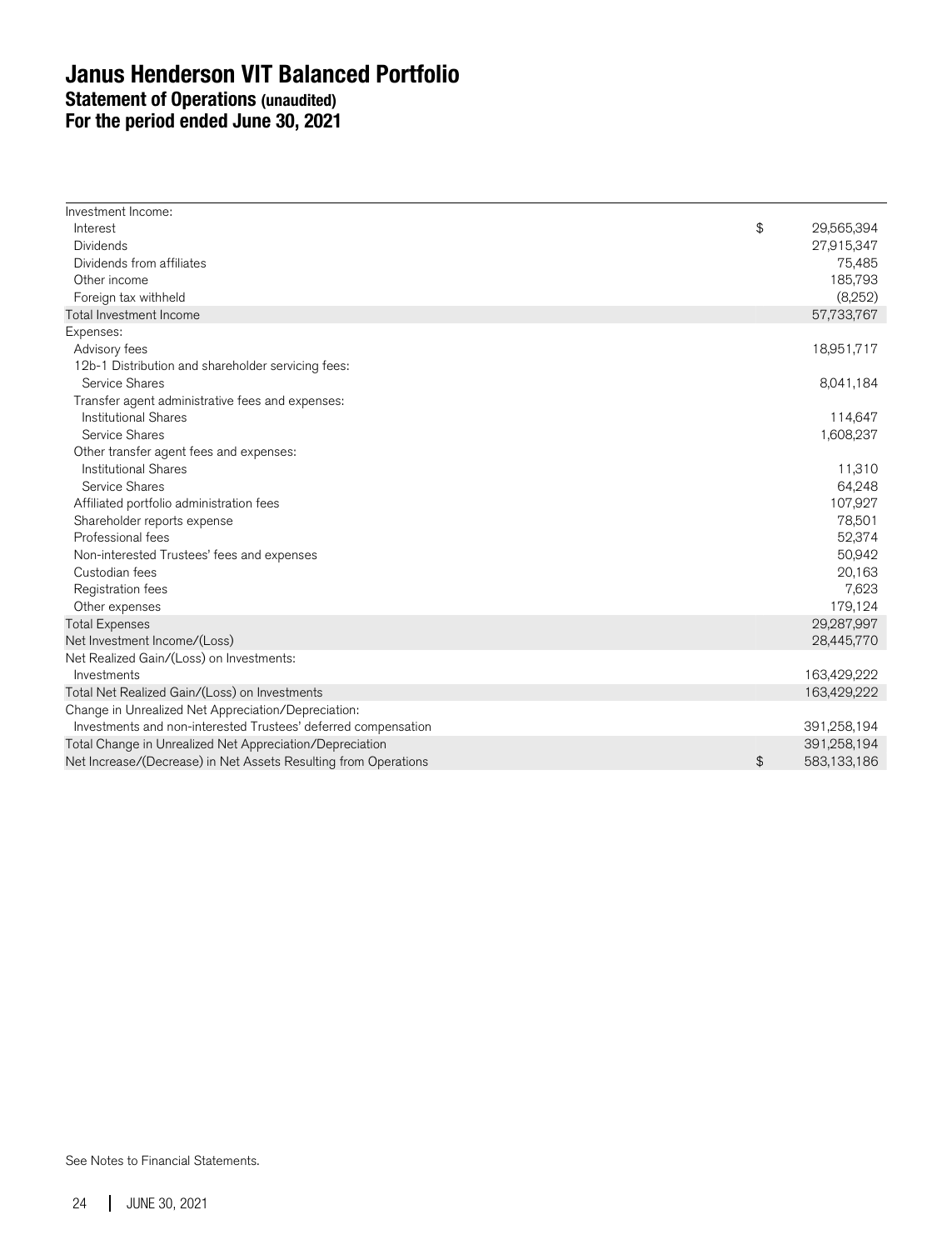# Janus Henderson VIT Balanced Portfolio

## Statement of Operations (unaudited)

## For the period ended June 30, 2021

| | |
|---|---|
| Investment Income: | |
| Interest | $ 29,565,394 |
| Dividends | 27,915,347 |
| Dividends from affiliates | 75,485 |
| Other income | 185,793 |
| Foreign tax withheld | (8,252) |
| Total Investment Income | 57,733,767 |
| Expenses: | |
| Advisory fees | 18,951,717 |
| 12b-1 Distribution and shareholder servicing fees: | |
| Service Shares | 8,041,184 |
| Transfer agent administrative fees and expenses: | |
| Institutional Shares | 114,647 |
| Service Shares | 1,608,237 |
| Other transfer agent fees and expenses: | |
| Institutional Shares | 11,310 |
| Service Shares | 64,248 |
| Affiliated portfolio administration fees | 107,927 |
| Shareholder reports expense | 78,501 |
| Professional fees | 52,374 |
| Non-interested Trustees' fees and expenses | 50,942 |
| Custodian fees | 20,163 |
| Registration fees | 7,623 |
| Other expenses | 179,124 |
| Total Expenses | 29,287,997 |
| Net Investment Income/(Loss) | 28,445,770 |
| Net Realized Gain/(Loss) on Investments: | |
| Investments | 163,429,222 |
| Total Net Realized Gain/(Loss) on Investments | 163,429,222 |
| Change in Unrealized Net Appreciation/Depreciation: | |
| Investments and non-interested Trustees' deferred compensation | 391,258,194 |
| Total Change in Unrealized Net Appreciation/Depreciation | 391,258,194 |
| Net Increase/(Decrease) in Net Assets Resulting from Operations | $ 583,133,186 |

See Notes to Financial Statements.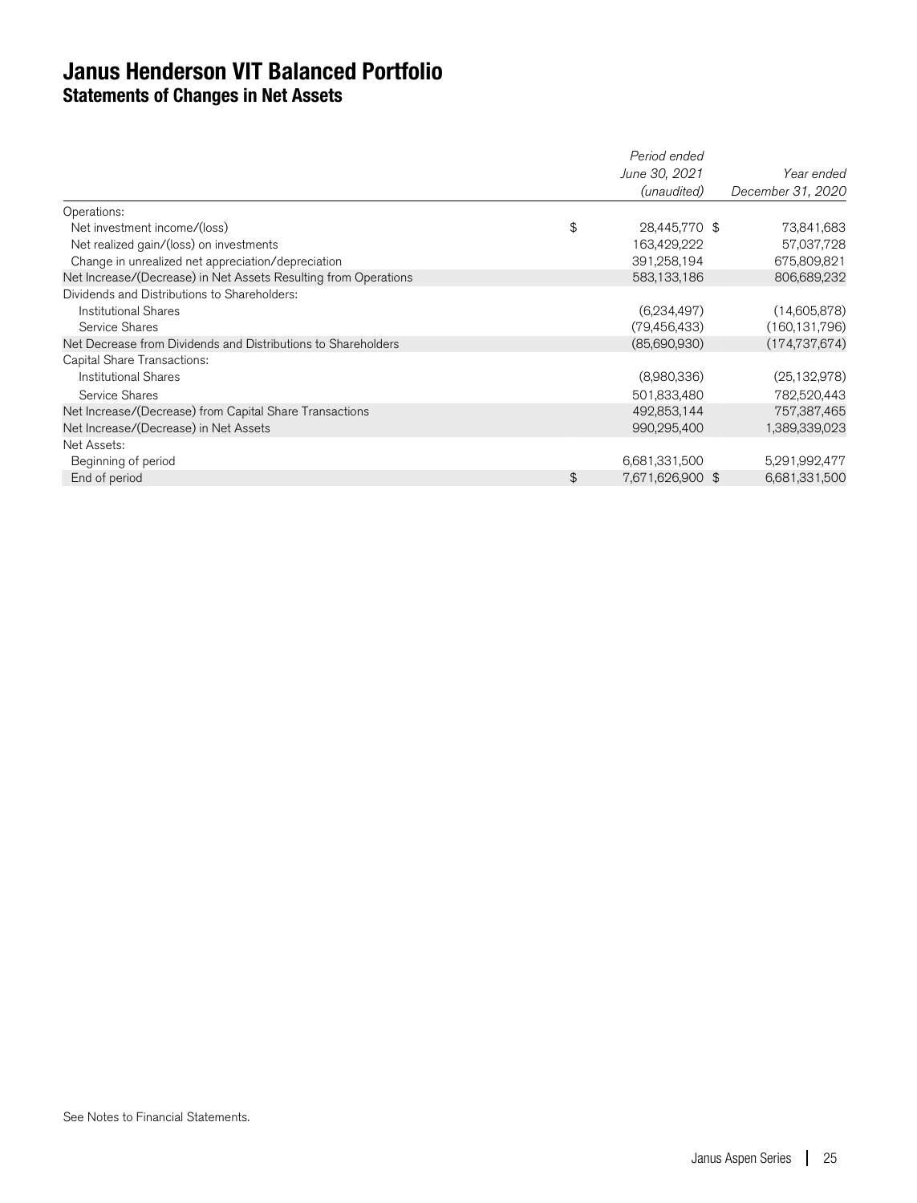# Janus Henderson VIT Balanced Portfolio
## Statements of Changes in Net Assets

| | | *Period ended June 30, 2021 (unaudited)* | *Year ended December 31, 2020* |
|---|---|---|---|
| Operations: | | | |
| Net investment income/(loss) | $ | 28,445,770 $ | 73,841,683 |
| Net realized gain/(loss) on investments | | 163,429,222 | 57,037,728 |
| Change in unrealized net appreciation/depreciation | | 391,258,194 | 675,809,821 |
| Net Increase/(Decrease) in Net Assets Resulting from Operations | | 583,133,186 | 806,689,232 |
| Dividends and Distributions to Shareholders: | | | |
| Institutional Shares | | (6,234,497) | (14,605,878) |
| Service Shares | | (79,456,433) | (160,131,796) |
| Net Decrease from Dividends and Distributions to Shareholders | | (85,690,930) | (174,737,674) |
| Capital Share Transactions: | | | |
| Institutional Shares | | (8,980,336) | (25,132,978) |
| Service Shares | | 501,833,480 | 782,520,443 |
| Net Increase/(Decrease) from Capital Share Transactions | | 492,853,144 | 757,387,465 |
| Net Increase/(Decrease) in Net Assets | | 990,295,400 | 1,389,339,023 |
| Net Assets: | | | |
| Beginning of period | | 6,681,331,500 | 5,291,992,477 |
| End of period | $ | 7,671,626,900 $ | 6,681,331,500 |

See Notes to Financial Statements.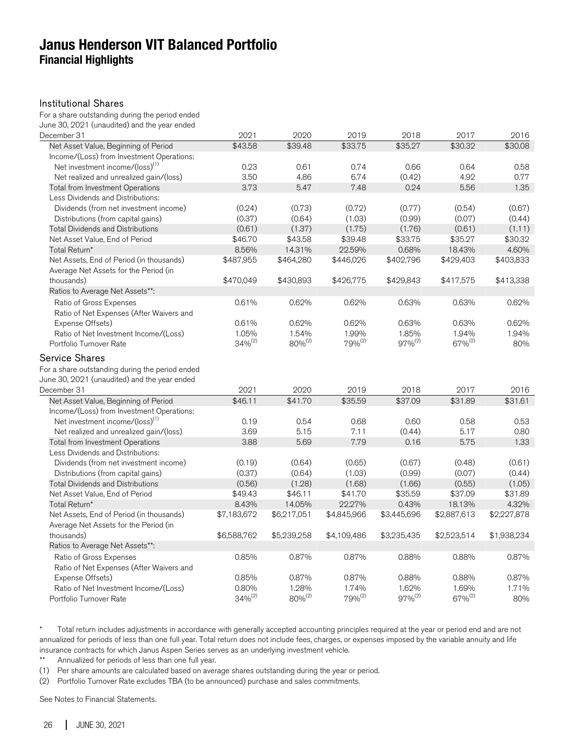# Janus Henderson VIT Balanced Portfolio
## Financial Highlights

### Institutional Shares

| For a share outstanding during the period ended June 30, 2021 (unaudited) and the year ended December 31 | 2021 | 2020 | 2019 | 2018 | 2017 | 2016 |
|---|---|---|---|---|---|---|
| Net Asset Value, Beginning of Period | $43.58 | $39.48 | $33.75 | $35.27 | $30.32 | $30.08 |
| Income/(Loss) from Investment Operations: | | | | | | |
| Net investment income/(loss)[1] | 0.23 | 0.61 | 0.74 | 0.66 | 0.64 | 0.58 |
| Net realized and unrealized gain/(loss) | 3.50 | 4.86 | 6.74 | (0.42) | 4.92 | 0.77 |
| Total from Investment Operations | 3.73 | 5.47 | 7.48 | 0.24 | 5.56 | 1.35 |
| Less Dividends and Distributions: | | | | | | |
| Dividends (from net investment income) | (0.24) | (0.73) | (0.72) | (0.77) | (0.54) | (0.67) |
| Distributions (from capital gains) | (0.37) | (0.64) | (1.03) | (0.99) | (0.07) | (0.44) |
| Total Dividends and Distributions | (0.61) | (1.37) | (1.75) | (1.76) | (0.61) | (1.11) |
| Net Asset Value, End of Period | $46.70 | $43.58 | $39.48 | $33.75 | $35.27 | $30.32 |
| Total Return* | 8.56% | 14.31% | 22.59% | 0.68% | 18.43% | 4.60% |
| Net Assets, End of Period (in thousands) | $487,955 | $464,280 | $446,026 | $402,796 | $429,403 | $403,833 |
| Average Net Assets for the Period (in thousands) | $470,049 | $430,893 | $426,775 | $429,843 | $417,575 | $413,338 |
| Ratios to Average Net Assets**: | | | | | | |
| Ratio of Gross Expenses | 0.61% | 0.62% | 0.62% | 0.63% | 0.63% | 0.62% |
| Ratio of Net Expenses (After Waivers and Expense Offsets) | 0.61% | 0.62% | 0.62% | 0.63% | 0.63% | 0.62% |
| Ratio of Net Investment Income/(Loss) | 1.05% | 1.54% | 1.99% | 1.85% | 1.94% | 1.94% |
| Portfolio Turnover Rate | 34%[2] | 80%[2] | 79%[2] | 97%[2] | 67%[2] | 80% |

### Service Shares

| For a share outstanding during the period ended June 30, 2021 (unaudited) and the year ended December 31 | 2021 | 2020 | 2019 | 2018 | 2017 | 2016 |
|---|---|---|---|---|---|---|
| Net Asset Value, Beginning of Period | $46.11 | $41.70 | $35.59 | $37.09 | $31.89 | $31.61 |
| Income/(Loss) from Investment Operations: | | | | | | |
| Net investment income/(loss)[1] | 0.19 | 0.54 | 0.68 | 0.60 | 0.58 | 0.53 |
| Net realized and unrealized gain/(loss) | 3.69 | 5.15 | 7.11 | (0.44) | 5.17 | 0.80 |
| Total from Investment Operations | 3.88 | 5.69 | 7.79 | 0.16 | 5.75 | 1.33 |
| Less Dividends and Distributions: | | | | | | |
| Dividends (from net investment income) | (0.19) | (0.64) | (0.65) | (0.67) | (0.48) | (0.61) |
| Distributions (from capital gains) | (0.37) | (0.64) | (1.03) | (0.99) | (0.07) | (0.44) |
| Total Dividends and Distributions | (0.56) | (1.28) | (1.68) | (1.66) | (0.55) | (1.05) |
| Net Asset Value, End of Period | $49.43 | $46.11 | $41.70 | $35.59 | $37.09 | $31.89 |
| Total Return* | 8.43% | 14.05% | 22.27% | 0.43% | 18.13% | 4.32% |
| Net Assets, End of Period (in thousands) | $7,183,672 | $6,217,051 | $4,845,966 | $3,445,696 | $2,887,613 | $2,227,878 |
| Average Net Assets for the Period (in thousands) | $6,588,762 | $5,239,258 | $4,109,486 | $3,235,435 | $2,523,514 | $1,938,234 |
| Ratios to Average Net Assets**: | | | | | | |
| Ratio of Gross Expenses | 0.85% | 0.87% | 0.87% | 0.88% | 0.88% | 0.87% |
| Ratio of Net Expenses (After Waivers and Expense Offsets) | 0.85% | 0.87% | 0.87% | 0.88% | 0.88% | 0.87% |
| Ratio of Net Investment Income/(Loss) | 0.80% | 1.28% | 1.74% | 1.62% | 1.69% | 1.71% |
| Portfolio Turnover Rate | 34%[2] | 80%[2] | 79%[2] | 97%[2] | 67%[2] | 80% |

\* Total return includes adjustments in accordance with generally accepted accounting principles required at the year or period end and are not annualized for periods of less than one full year. Total return does not include fees, charges, or expenses imposed by the variable annuity and life insurance contracts for which Janus Aspen Series serves as an underlying investment vehicle.

\*\* Annualized for periods of less than one full year.

(1) Per share amounts are calculated based on average shares outstanding during the year or period.

(2) Portfolio Turnover Rate excludes TBA (to be announced) purchase and sales commitments.

See Notes to Financial Statements.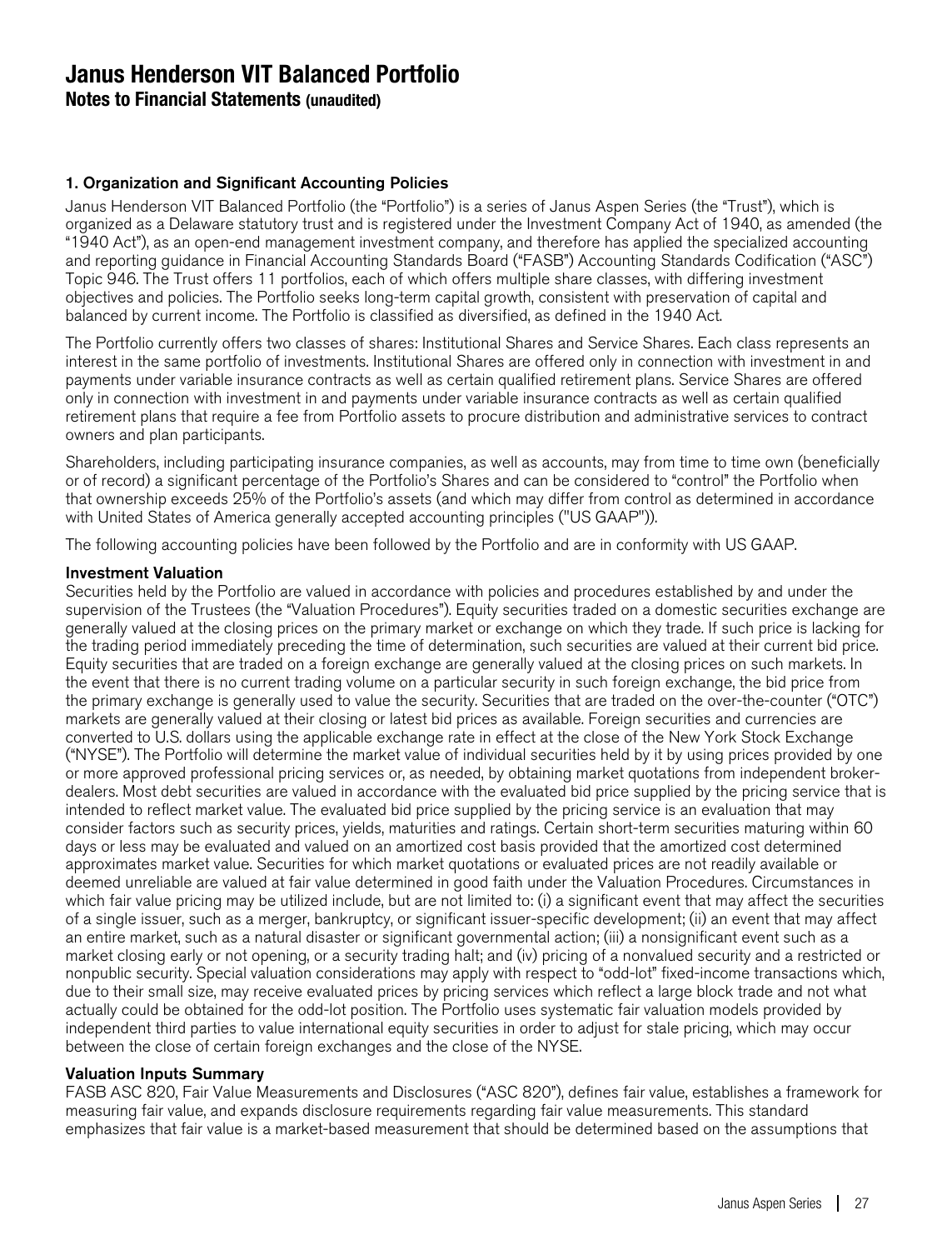# Janus Henderson VIT Balanced Portfolio

## Notes to Financial Statements (unaudited)

### 1. Organization and Significant Accounting Policies

Janus Henderson VIT Balanced Portfolio (the "Portfolio") is a series of Janus Aspen Series (the "Trust"), which is organized as a Delaware statutory trust and is registered under the Investment Company Act of 1940, as amended (the "1940 Act"), as an open-end management investment company, and therefore has applied the specialized accounting and reporting guidance in Financial Accounting Standards Board ("FASB") Accounting Standards Codification ("ASC") Topic 946. The Trust offers 11 portfolios, each of which offers multiple share classes, with differing investment objectives and policies. The Portfolio seeks long-term capital growth, consistent with preservation of capital and balanced by current income. The Portfolio is classified as diversified, as defined in the 1940 Act.

The Portfolio currently offers two classes of shares: Institutional Shares and Service Shares. Each class represents an interest in the same portfolio of investments. Institutional Shares are offered only in connection with investment in and payments under variable insurance contracts as well as certain qualified retirement plans. Service Shares are offered only in connection with investment in and payments under variable insurance contracts as well as certain qualified retirement plans that require a fee from Portfolio assets to procure distribution and administrative services to contract owners and plan participants.

Shareholders, including participating insurance companies, as well as accounts, may from time to time own (beneficially or of record) a significant percentage of the Portfolio's Shares and can be considered to "control" the Portfolio when that ownership exceeds 25% of the Portfolio's assets (and which may differ from control as determined in accordance with United States of America generally accepted accounting principles ("US GAAP")).

The following accounting policies have been followed by the Portfolio and are in conformity with US GAAP.

**Investment Valuation**

Securities held by the Portfolio are valued in accordance with policies and procedures established by and under the supervision of the Trustees (the "Valuation Procedures"). Equity securities traded on a domestic securities exchange are generally valued at the closing prices on the primary market or exchange on which they trade. If such price is lacking for the trading period immediately preceding the time of determination, such securities are valued at their current bid price. Equity securities that are traded on a foreign exchange are generally valued at the closing prices on such markets. In the event that there is no current trading volume on a particular security in such foreign exchange, the bid price from the primary exchange is generally used to value the security. Securities that are traded on the over-the-counter ("OTC") markets are generally valued at their closing or latest bid prices as available. Foreign securities and currencies are converted to U.S. dollars using the applicable exchange rate in effect at the close of the New York Stock Exchange ("NYSE"). The Portfolio will determine the market value of individual securities held by it by using prices provided by one or more approved professional pricing services or, as needed, by obtaining market quotations from independent broker-dealers. Most debt securities are valued in accordance with the evaluated bid price supplied by the pricing service that is intended to reflect market value. The evaluated bid price supplied by the pricing service is an evaluation that may consider factors such as security prices, yields, maturities and ratings. Certain short-term securities maturing within 60 days or less may be evaluated and valued on an amortized cost basis provided that the amortized cost determined approximates market value. Securities for which market quotations or evaluated prices are not readily available or deemed unreliable are valued at fair value determined in good faith under the Valuation Procedures. Circumstances in which fair value pricing may be utilized include, but are not limited to: (i) a significant event that may affect the securities of a single issuer, such as a merger, bankruptcy, or significant issuer-specific development; (ii) an event that may affect an entire market, such as a natural disaster or significant governmental action; (iii) a nonsignificant event such as a market closing early or not opening, or a security trading halt; and (iv) pricing of a nonvalued security and a restricted or nonpublic security. Special valuation considerations may apply with respect to "odd-lot" fixed-income transactions which, due to their small size, may receive evaluated prices by pricing services which reflect a large block trade and not what actually could be obtained for the odd-lot position. The Portfolio uses systematic fair valuation models provided by independent third parties to value international equity securities in order to adjust for stale pricing, which may occur between the close of certain foreign exchanges and the close of the NYSE.

**Valuation Inputs Summary**

FASB ASC 820, Fair Value Measurements and Disclosures ("ASC 820"), defines fair value, establishes a framework for measuring fair value, and expands disclosure requirements regarding fair value measurements. This standard emphasizes that fair value is a market-based measurement that should be determined based on the assumptions that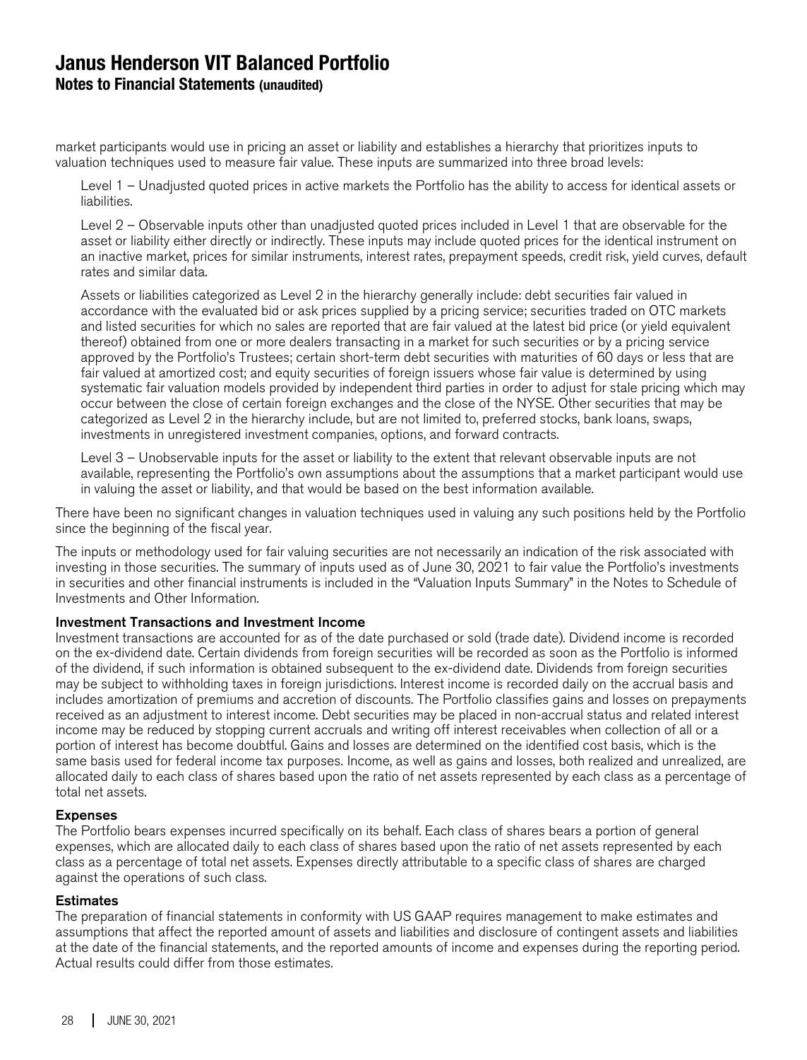market participants would use in pricing an asset or liability and establishes a hierarchy that prioritizes inputs to valuation techniques used to measure fair value. These inputs are summarized into three broad levels:

Level 1 – Unadjusted quoted prices in active markets the Portfolio has the ability to access for identical assets or liabilities.

Level 2 – Observable inputs other than unadjusted quoted prices included in Level 1 that are observable for the asset or liability either directly or indirectly. These inputs may include quoted prices for the identical instrument on an inactive market, prices for similar instruments, interest rates, prepayment speeds, credit risk, yield curves, default rates and similar data.

Assets or liabilities categorized as Level 2 in the hierarchy generally include: debt securities fair valued in accordance with the evaluated bid or ask prices supplied by a pricing service; securities traded on OTC markets and listed securities for which no sales are reported that are fair valued at the latest bid price (or yield equivalent thereof) obtained from one or more dealers transacting in a market for such securities or by a pricing service approved by the Portfolio's Trustees; certain short-term debt securities with maturities of 60 days or less that are fair valued at amortized cost; and equity securities of foreign issuers whose fair value is determined by using systematic fair valuation models provided by independent third parties in order to adjust for stale pricing which may occur between the close of certain foreign exchanges and the close of the NYSE. Other securities that may be categorized as Level 2 in the hierarchy include, but are not limited to, preferred stocks, bank loans, swaps, investments in unregistered investment companies, options, and forward contracts.

Level 3 – Unobservable inputs for the asset or liability to the extent that relevant observable inputs are not available, representing the Portfolio's own assumptions about the assumptions that a market participant would use in valuing the asset or liability, and that would be based on the best information available.

There have been no significant changes in valuation techniques used in valuing any such positions held by the Portfolio since the beginning of the fiscal year.

The inputs or methodology used for fair valuing securities are not necessarily an indication of the risk associated with investing in those securities. The summary of inputs used as of June 30, 2021 to fair value the Portfolio's investments in securities and other financial instruments is included in the "Valuation Inputs Summary" in the Notes to Schedule of Investments and Other Information.

**Investment Transactions and Investment Income**

Investment transactions are accounted for as of the date purchased or sold (trade date). Dividend income is recorded on the ex-dividend date. Certain dividends from foreign securities will be recorded as soon as the Portfolio is informed of the dividend, if such information is obtained subsequent to the ex-dividend date. Dividends from foreign securities may be subject to withholding taxes in foreign jurisdictions. Interest income is recorded daily on the accrual basis and includes amortization of premiums and accretion of discounts. The Portfolio classifies gains and losses on prepayments received as an adjustment to interest income. Debt securities may be placed in non-accrual status and related interest income may be reduced by stopping current accruals and writing off interest receivables when collection of all or a portion of interest has become doubtful. Gains and losses are determined on the identified cost basis, which is the same basis used for federal income tax purposes. Income, as well as gains and losses, both realized and unrealized, are allocated daily to each class of shares based upon the ratio of net assets represented by each class as a percentage of total net assets.

**Expenses**

The Portfolio bears expenses incurred specifically on its behalf. Each class of shares bears a portion of general expenses, which are allocated daily to each class of shares based upon the ratio of net assets represented by each class as a percentage of total net assets. Expenses directly attributable to a specific class of shares are charged against the operations of such class.

**Estimates**

The preparation of financial statements in conformity with US GAAP requires management to make estimates and assumptions that affect the reported amount of assets and liabilities and disclosure of contingent assets and liabilities at the date of the financial statements, and the reported amounts of income and expenses during the reporting period. Actual results could differ from those estimates.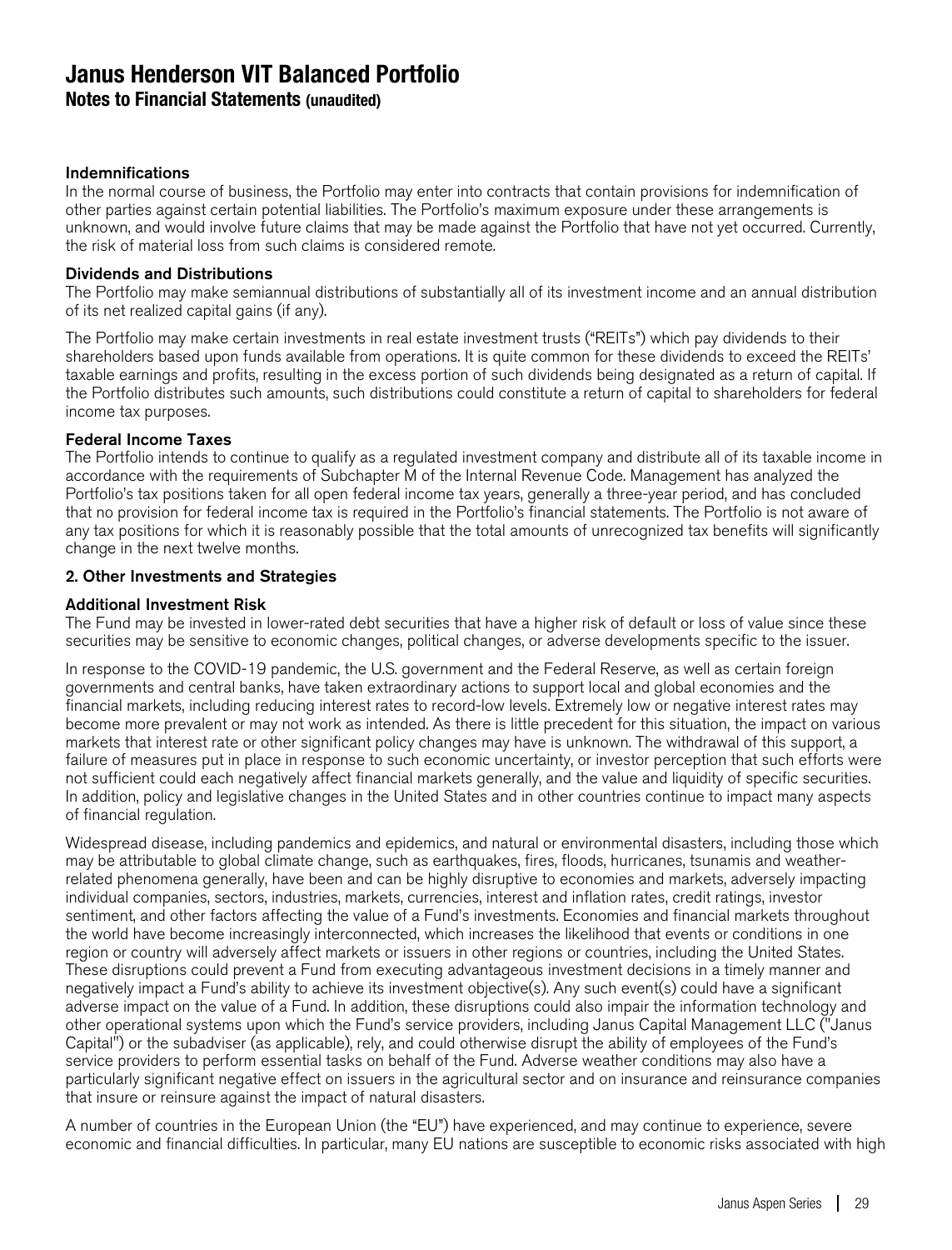# Janus Henderson VIT Balanced Portfolio

## Notes to Financial Statements (unaudited)

### Indemnifications

In the normal course of business, the Portfolio may enter into contracts that contain provisions for indemnification of other parties against certain potential liabilities. The Portfolio's maximum exposure under these arrangements is unknown, and would involve future claims that may be made against the Portfolio that have not yet occurred. Currently, the risk of material loss from such claims is considered remote.

### Dividends and Distributions

The Portfolio may make semiannual distributions of substantially all of its investment income and an annual distribution of its net realized capital gains (if any).

The Portfolio may make certain investments in real estate investment trusts ("REITs") which pay dividends to their shareholders based upon funds available from operations. It is quite common for these dividends to exceed the REITs' taxable earnings and profits, resulting in the excess portion of such dividends being designated as a return of capital. If the Portfolio distributes such amounts, such distributions could constitute a return of capital to shareholders for federal income tax purposes.

### Federal Income Taxes

The Portfolio intends to continue to qualify as a regulated investment company and distribute all of its taxable income in accordance with the requirements of Subchapter M of the Internal Revenue Code. Management has analyzed the Portfolio's tax positions taken for all open federal income tax years, generally a three-year period, and has concluded that no provision for federal income tax is required in the Portfolio's financial statements. The Portfolio is not aware of any tax positions for which it is reasonably possible that the total amounts of unrecognized tax benefits will significantly change in the next twelve months.

### 2. Other Investments and Strategies

### Additional Investment Risk

The Fund may be invested in lower-rated debt securities that have a higher risk of default or loss of value since these securities may be sensitive to economic changes, political changes, or adverse developments specific to the issuer.

In response to the COVID-19 pandemic, the U.S. government and the Federal Reserve, as well as certain foreign governments and central banks, have taken extraordinary actions to support local and global economies and the financial markets, including reducing interest rates to record-low levels. Extremely low or negative interest rates may become more prevalent or may not work as intended. As there is little precedent for this situation, the impact on various markets that interest rate or other significant policy changes may have is unknown. The withdrawal of this support, a failure of measures put in place in response to such economic uncertainty, or investor perception that such efforts were not sufficient could each negatively affect financial markets generally, and the value and liquidity of specific securities. In addition, policy and legislative changes in the United States and in other countries continue to impact many aspects of financial regulation.

Widespread disease, including pandemics and epidemics, and natural or environmental disasters, including those which may be attributable to global climate change, such as earthquakes, fires, floods, hurricanes, tsunamis and weather-related phenomena generally, have been and can be highly disruptive to economies and markets, adversely impacting individual companies, sectors, industries, markets, currencies, interest and inflation rates, credit ratings, investor sentiment, and other factors affecting the value of a Fund's investments. Economies and financial markets throughout the world have become increasingly interconnected, which increases the likelihood that events or conditions in one region or country will adversely affect markets or issuers in other regions or countries, including the United States. These disruptions could prevent a Fund from executing advantageous investment decisions in a timely manner and negatively impact a Fund's ability to achieve its investment objective(s). Any such event(s) could have a significant adverse impact on the value of a Fund. In addition, these disruptions could also impair the information technology and other operational systems upon which the Fund's service providers, including Janus Capital Management LLC ("Janus Capital") or the subadviser (as applicable), rely, and could otherwise disrupt the ability of employees of the Fund's service providers to perform essential tasks on behalf of the Fund. Adverse weather conditions may also have a particularly significant negative effect on issuers in the agricultural sector and on insurance and reinsurance companies that insure or reinsure against the impact of natural disasters.

A number of countries in the European Union (the "EU") have experienced, and may continue to experience, severe economic and financial difficulties. In particular, many EU nations are susceptible to economic risks associated with high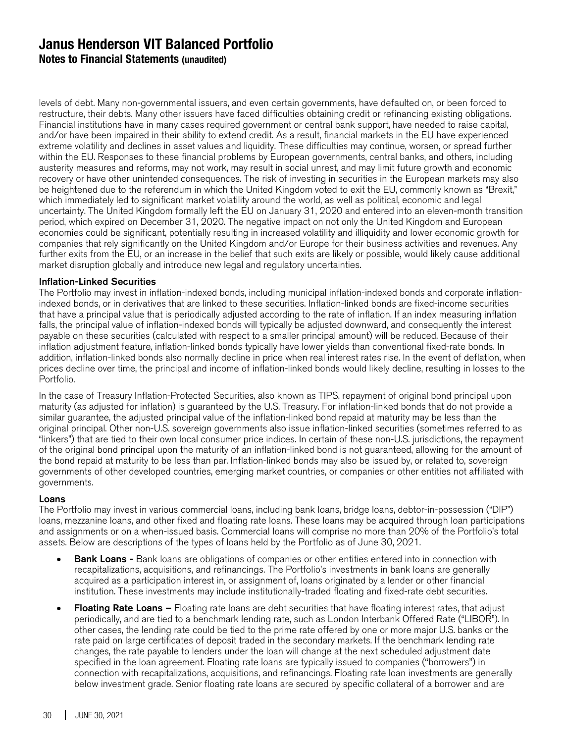levels of debt. Many non-governmental issuers, and even certain governments, have defaulted on, or been forced to restructure, their debts. Many other issuers have faced difficulties obtaining credit or refinancing existing obligations. Financial institutions have in many cases required government or central bank support, have needed to raise capital, and/or have been impaired in their ability to extend credit. As a result, financial markets in the EU have experienced extreme volatility and declines in asset values and liquidity. These difficulties may continue, worsen, or spread further within the EU. Responses to these financial problems by European governments, central banks, and others, including austerity measures and reforms, may not work, may result in social unrest, and may limit future growth and economic recovery or have other unintended consequences. The risk of investing in securities in the European markets may also be heightened due to the referendum in which the United Kingdom voted to exit the EU, commonly known as "Brexit," which immediately led to significant market volatility around the world, as well as political, economic and legal uncertainty. The United Kingdom formally left the EU on January 31, 2020 and entered into an eleven-month transition period, which expired on December 31, 2020. The negative impact on not only the United Kingdom and European economies could be significant, potentially resulting in increased volatility and illiquidity and lower economic growth for companies that rely significantly on the United Kingdom and/or Europe for their business activities and revenues. Any further exits from the EU, or an increase in the belief that such exits are likely or possible, would likely cause additional market disruption globally and introduce new legal and regulatory uncertainties.

### Inflation-Linked Securities

The Portfolio may invest in inflation-indexed bonds, including municipal inflation-indexed bonds and corporate inflation-indexed bonds, or in derivatives that are linked to these securities. Inflation-linked bonds are fixed-income securities that have a principal value that is periodically adjusted according to the rate of inflation. If an index measuring inflation falls, the principal value of inflation-indexed bonds will typically be adjusted downward, and consequently the interest payable on these securities (calculated with respect to a smaller principal amount) will be reduced. Because of their inflation adjustment feature, inflation-linked bonds typically have lower yields than conventional fixed-rate bonds. In addition, inflation-linked bonds also normally decline in price when real interest rates rise. In the event of deflation, when prices decline over time, the principal and income of inflation-linked bonds would likely decline, resulting in losses to the Portfolio.

In the case of Treasury Inflation-Protected Securities, also known as TIPS, repayment of original bond principal upon maturity (as adjusted for inflation) is guaranteed by the U.S. Treasury. For inflation-linked bonds that do not provide a similar guarantee, the adjusted principal value of the inflation-linked bond repaid at maturity may be less than the original principal. Other non-U.S. sovereign governments also issue inflation-linked securities (sometimes referred to as "linkers") that are tied to their own local consumer price indices. In certain of these non-U.S. jurisdictions, the repayment of the original bond principal upon the maturity of an inflation-linked bond is not guaranteed, allowing for the amount of the bond repaid at maturity to be less than par. Inflation-linked bonds may also be issued by, or related to, sovereign governments of other developed countries, emerging market countries, or companies or other entities not affiliated with governments.

### Loans

The Portfolio may invest in various commercial loans, including bank loans, bridge loans, debtor-in-possession ("DIP") loans, mezzanine loans, and other fixed and floating rate loans. These loans may be acquired through loan participations and assignments or on a when-issued basis. Commercial loans will comprise no more than 20% of the Portfolio's total assets. Below are descriptions of the types of loans held by the Portfolio as of June 30, 2021.

- **Bank Loans -** Bank loans are obligations of companies or other entities entered into in connection with recapitalizations, acquisitions, and refinancings. The Portfolio's investments in bank loans are generally acquired as a participation interest in, or assignment of, loans originated by a lender or other financial institution. These investments may include institutionally-traded floating and fixed-rate debt securities.
- **Floating Rate Loans –** Floating rate loans are debt securities that have floating interest rates, that adjust periodically, and are tied to a benchmark lending rate, such as London Interbank Offered Rate ("LIBOR"). In other cases, the lending rate could be tied to the prime rate offered by one or more major U.S. banks or the rate paid on large certificates of deposit traded in the secondary markets. If the benchmark lending rate changes, the rate payable to lenders under the loan will change at the next scheduled adjustment date specified in the loan agreement. Floating rate loans are typically issued to companies ("borrowers") in connection with recapitalizations, acquisitions, and refinancings. Floating rate loan investments are generally below investment grade. Senior floating rate loans are secured by specific collateral of a borrower and are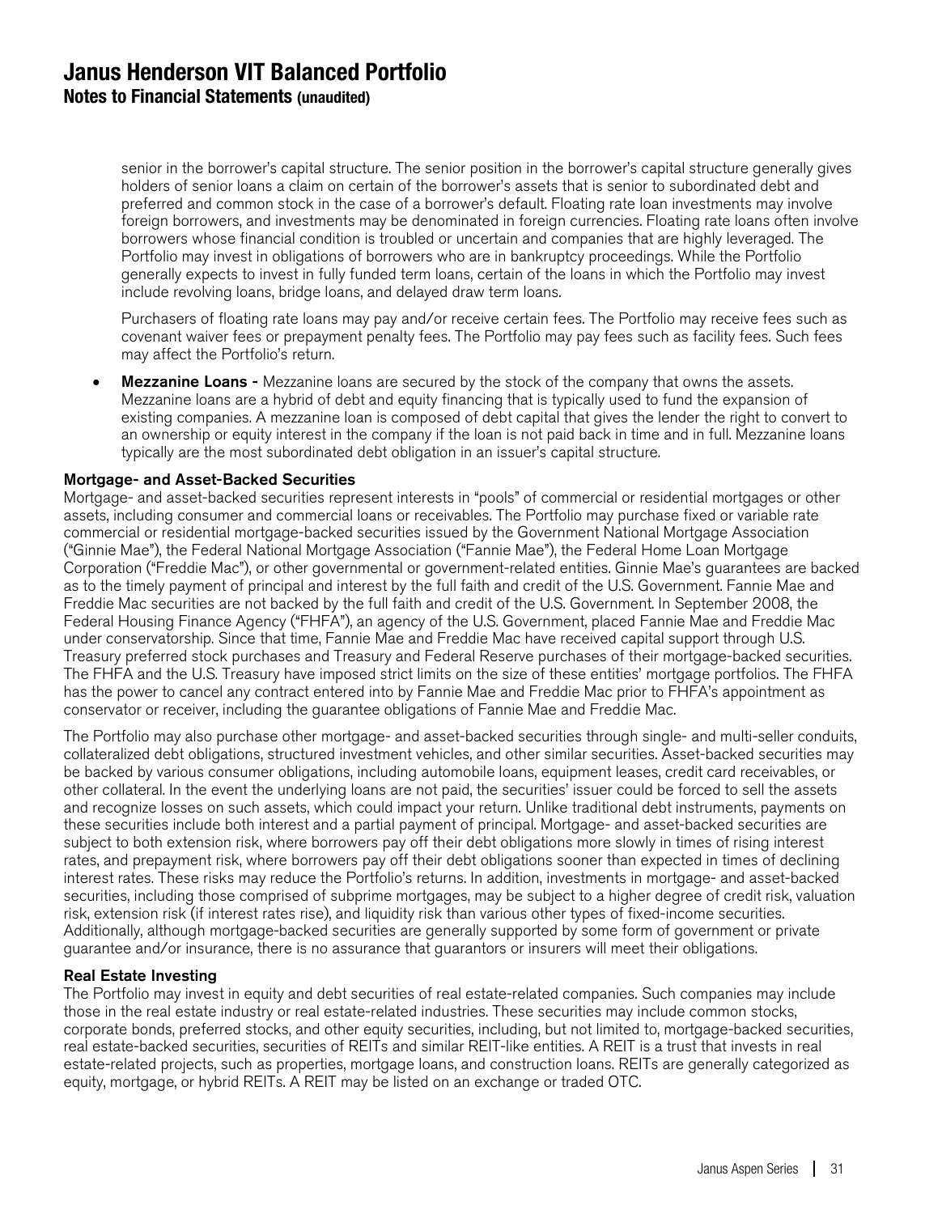senior in the borrower's capital structure. The senior position in the borrower's capital structure generally gives holders of senior loans a claim on certain of the borrower's assets that is senior to subordinated debt and preferred and common stock in the case of a borrower's default. Floating rate loan investments may involve foreign borrowers, and investments may be denominated in foreign currencies. Floating rate loans often involve borrowers whose financial condition is troubled or uncertain and companies that are highly leveraged. The Portfolio may invest in obligations of borrowers who are in bankruptcy proceedings. While the Portfolio generally expects to invest in fully funded term loans, certain of the loans in which the Portfolio may invest include revolving loans, bridge loans, and delayed draw term loans.

Purchasers of floating rate loans may pay and/or receive certain fees. The Portfolio may receive fees such as covenant waiver fees or prepayment penalty fees. The Portfolio may pay fees such as facility fees. Such fees may affect the Portfolio's return.

- **Mezzanine Loans -** Mezzanine loans are secured by the stock of the company that owns the assets. Mezzanine loans are a hybrid of debt and equity financing that is typically used to fund the expansion of existing companies. A mezzanine loan is composed of debt capital that gives the lender the right to convert to an ownership or equity interest in the company if the loan is not paid back in time and in full. Mezzanine loans typically are the most subordinated debt obligation in an issuer's capital structure.

### Mortgage- and Asset-Backed Securities

Mortgage- and asset-backed securities represent interests in "pools" of commercial or residential mortgages or other assets, including consumer and commercial loans or receivables. The Portfolio may purchase fixed or variable rate commercial or residential mortgage-backed securities issued by the Government National Mortgage Association ("Ginnie Mae"), the Federal National Mortgage Association ("Fannie Mae"), the Federal Home Loan Mortgage Corporation ("Freddie Mac"), or other governmental or government-related entities. Ginnie Mae's guarantees are backed as to the timely payment of principal and interest by the full faith and credit of the U.S. Government. Fannie Mae and Freddie Mac securities are not backed by the full faith and credit of the U.S. Government. In September 2008, the Federal Housing Finance Agency ("FHFA"), an agency of the U.S. Government, placed Fannie Mae and Freddie Mac under conservatorship. Since that time, Fannie Mae and Freddie Mac have received capital support through U.S. Treasury preferred stock purchases and Treasury and Federal Reserve purchases of their mortgage-backed securities. The FHFA and the U.S. Treasury have imposed strict limits on the size of these entities' mortgage portfolios. The FHFA has the power to cancel any contract entered into by Fannie Mae and Freddie Mac prior to FHFA's appointment as conservator or receiver, including the guarantee obligations of Fannie Mae and Freddie Mac.

The Portfolio may also purchase other mortgage- and asset-backed securities through single- and multi-seller conduits, collateralized debt obligations, structured investment vehicles, and other similar securities. Asset-backed securities may be backed by various consumer obligations, including automobile loans, equipment leases, credit card receivables, or other collateral. In the event the underlying loans are not paid, the securities' issuer could be forced to sell the assets and recognize losses on such assets, which could impact your return. Unlike traditional debt instruments, payments on these securities include both interest and a partial payment of principal. Mortgage- and asset-backed securities are subject to both extension risk, where borrowers pay off their debt obligations more slowly in times of rising interest rates, and prepayment risk, where borrowers pay off their debt obligations sooner than expected in times of declining interest rates. These risks may reduce the Portfolio's returns. In addition, investments in mortgage- and asset-backed securities, including those comprised of subprime mortgages, may be subject to a higher degree of credit risk, valuation risk, extension risk (if interest rates rise), and liquidity risk than various other types of fixed-income securities. Additionally, although mortgage-backed securities are generally supported by some form of government or private guarantee and/or insurance, there is no assurance that guarantors or insurers will meet their obligations.

### Real Estate Investing

The Portfolio may invest in equity and debt securities of real estate-related companies. Such companies may include those in the real estate industry or real estate-related industries. These securities may include common stocks, corporate bonds, preferred stocks, and other equity securities, including, but not limited to, mortgage-backed securities, real estate-backed securities, securities of REITs and similar REIT-like entities. A REIT is a trust that invests in real estate-related projects, such as properties, mortgage loans, and construction loans. REITs are generally categorized as equity, mortgage, or hybrid REITs. A REIT may be listed on an exchange or traded OTC.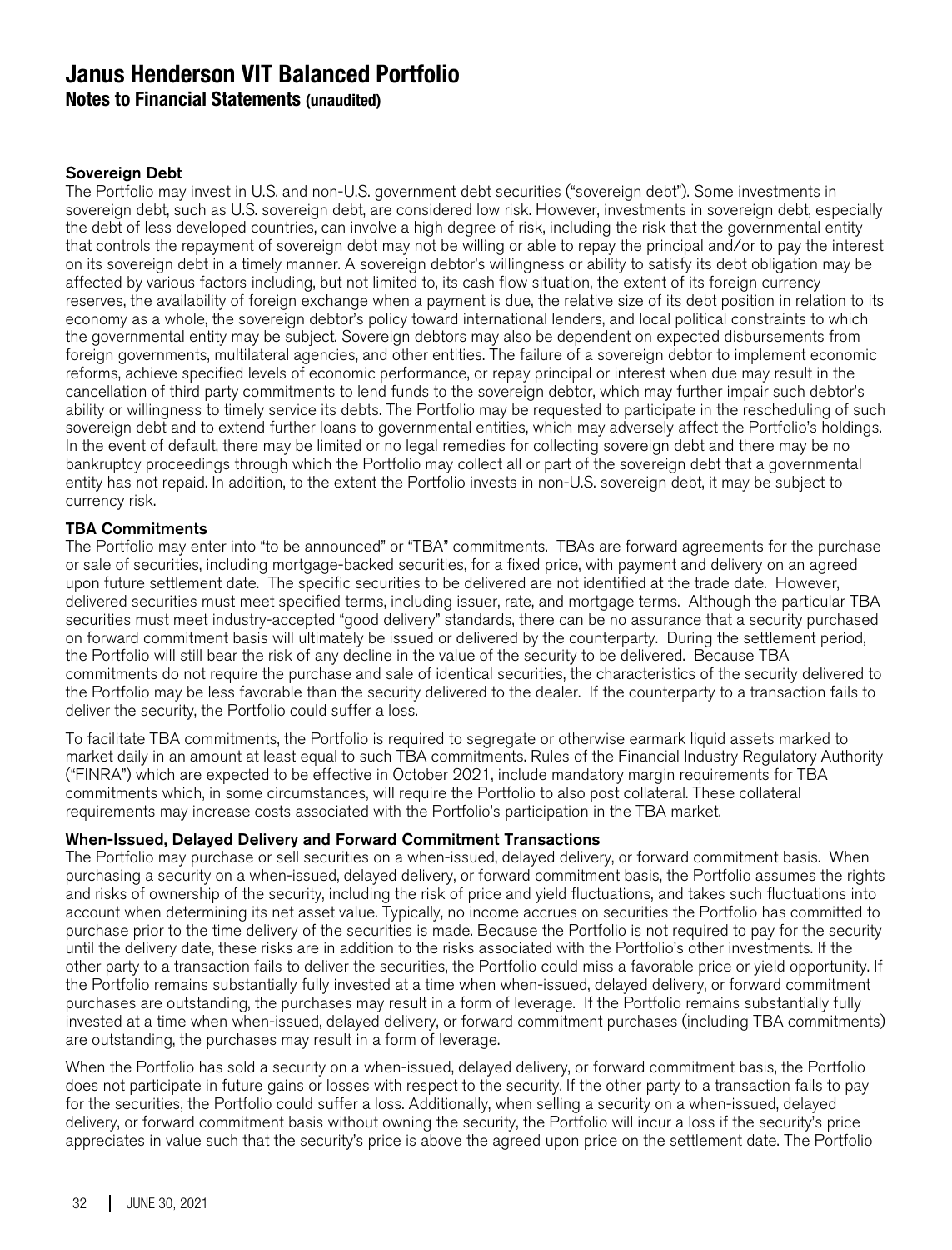# Janus Henderson VIT Balanced Portfolio

## Notes to Financial Statements (unaudited)

### Sovereign Debt

The Portfolio may invest in U.S. and non-U.S. government debt securities ("sovereign debt"). Some investments in sovereign debt, such as U.S. sovereign debt, are considered low risk. However, investments in sovereign debt, especially the debt of less developed countries, can involve a high degree of risk, including the risk that the governmental entity that controls the repayment of sovereign debt may not be willing or able to repay the principal and/or to pay the interest on its sovereign debt in a timely manner. A sovereign debtor's willingness or ability to satisfy its debt obligation may be affected by various factors including, but not limited to, its cash flow situation, the extent of its foreign currency reserves, the availability of foreign exchange when a payment is due, the relative size of its debt position in relation to its economy as a whole, the sovereign debtor's policy toward international lenders, and local political constraints to which the governmental entity may be subject. Sovereign debtors may also be dependent on expected disbursements from foreign governments, multilateral agencies, and other entities. The failure of a sovereign debtor to implement economic reforms, achieve specified levels of economic performance, or repay principal or interest when due may result in the cancellation of third party commitments to lend funds to the sovereign debtor, which may further impair such debtor's ability or willingness to timely service its debts. The Portfolio may be requested to participate in the rescheduling of such sovereign debt and to extend further loans to governmental entities, which may adversely affect the Portfolio's holdings. In the event of default, there may be limited or no legal remedies for collecting sovereign debt and there may be no bankruptcy proceedings through which the Portfolio may collect all or part of the sovereign debt that a governmental entity has not repaid. In addition, to the extent the Portfolio invests in non-U.S. sovereign debt, it may be subject to currency risk.

### TBA Commitments

The Portfolio may enter into "to be announced" or "TBA" commitments. TBAs are forward agreements for the purchase or sale of securities, including mortgage-backed securities, for a fixed price, with payment and delivery on an agreed upon future settlement date. The specific securities to be delivered are not identified at the trade date. However, delivered securities must meet specified terms, including issuer, rate, and mortgage terms. Although the particular TBA securities must meet industry-accepted "good delivery" standards, there can be no assurance that a security purchased on forward commitment basis will ultimately be issued or delivered by the counterparty. During the settlement period, the Portfolio will still bear the risk of any decline in the value of the security to be delivered. Because TBA commitments do not require the purchase and sale of identical securities, the characteristics of the security delivered to the Portfolio may be less favorable than the security delivered to the dealer. If the counterparty to a transaction fails to deliver the security, the Portfolio could suffer a loss.

To facilitate TBA commitments, the Portfolio is required to segregate or otherwise earmark liquid assets marked to market daily in an amount at least equal to such TBA commitments. Rules of the Financial Industry Regulatory Authority ("FINRA") which are expected to be effective in October 2021, include mandatory margin requirements for TBA commitments which, in some circumstances, will require the Portfolio to also post collateral. These collateral requirements may increase costs associated with the Portfolio's participation in the TBA market.

### When-Issued, Delayed Delivery and Forward Commitment Transactions

The Portfolio may purchase or sell securities on a when-issued, delayed delivery, or forward commitment basis. When purchasing a security on a when-issued, delayed delivery, or forward commitment basis, the Portfolio assumes the rights and risks of ownership of the security, including the risk of price and yield fluctuations, and takes such fluctuations into account when determining its net asset value. Typically, no income accrues on securities the Portfolio has committed to purchase prior to the time delivery of the securities is made. Because the Portfolio is not required to pay for the security until the delivery date, these risks are in addition to the risks associated with the Portfolio's other investments. If the other party to a transaction fails to deliver the securities, the Portfolio could miss a favorable price or yield opportunity. If the Portfolio remains substantially fully invested at a time when when-issued, delayed delivery, or forward commitment purchases are outstanding, the purchases may result in a form of leverage. If the Portfolio remains substantially fully invested at a time when when-issued, delayed delivery, or forward commitment purchases (including TBA commitments) are outstanding, the purchases may result in a form of leverage.

When the Portfolio has sold a security on a when-issued, delayed delivery, or forward commitment basis, the Portfolio does not participate in future gains or losses with respect to the security. If the other party to a transaction fails to pay for the securities, the Portfolio could suffer a loss. Additionally, when selling a security on a when-issued, delayed delivery, or forward commitment basis without owning the security, the Portfolio will incur a loss if the security's price appreciates in value such that the security's price is above the agreed upon price on the settlement date. The Portfolio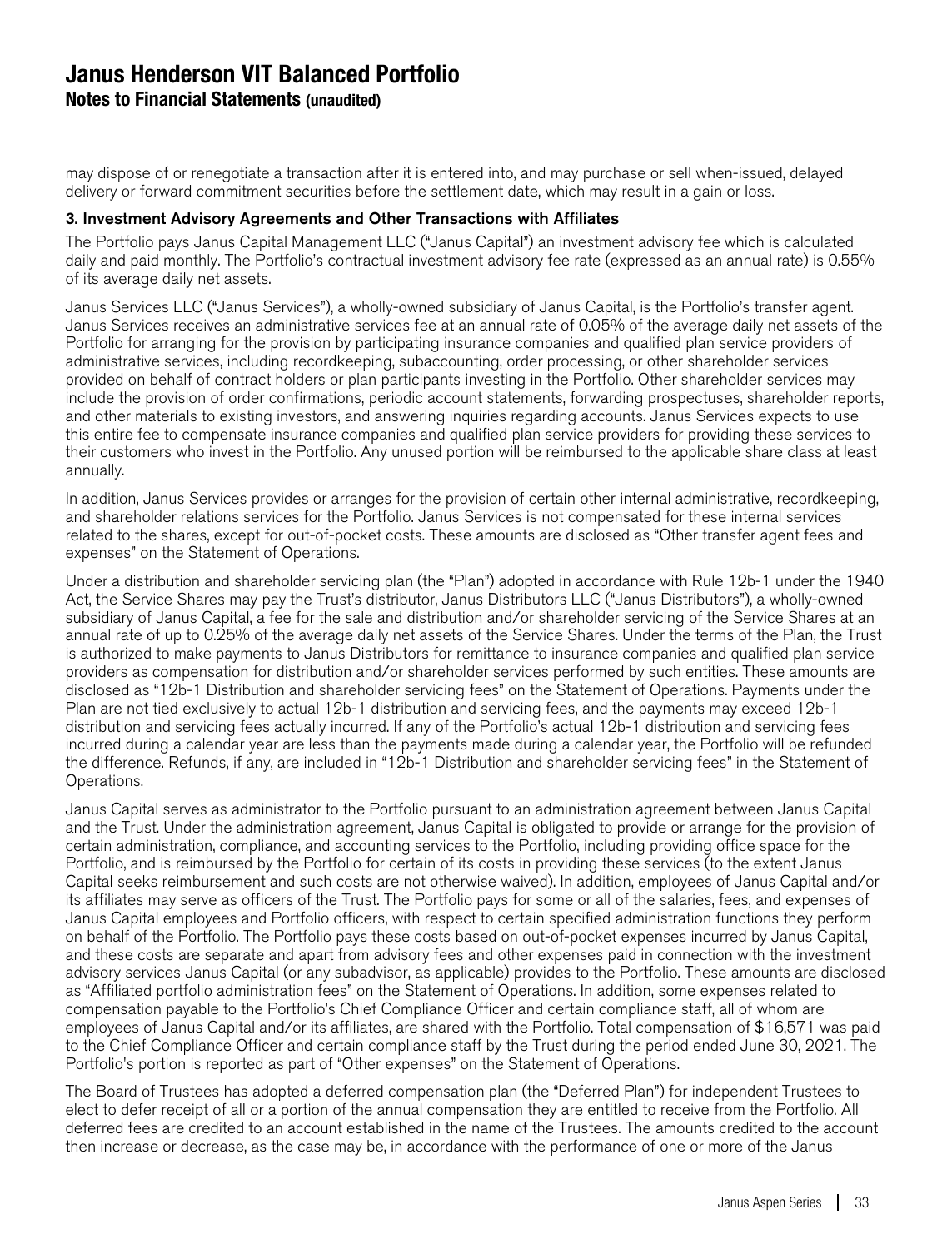may dispose of or renegotiate a transaction after it is entered into, and may purchase or sell when-issued, delayed delivery or forward commitment securities before the settlement date, which may result in a gain or loss.

### 3. Investment Advisory Agreements and Other Transactions with Affiliates

The Portfolio pays Janus Capital Management LLC ("Janus Capital") an investment advisory fee which is calculated daily and paid monthly. The Portfolio's contractual investment advisory fee rate (expressed as an annual rate) is 0.55% of its average daily net assets.

Janus Services LLC ("Janus Services"), a wholly-owned subsidiary of Janus Capital, is the Portfolio's transfer agent. Janus Services receives an administrative services fee at an annual rate of 0.05% of the average daily net assets of the Portfolio for arranging for the provision by participating insurance companies and qualified plan service providers of administrative services, including recordkeeping, subaccounting, order processing, or other shareholder services provided on behalf of contract holders or plan participants investing in the Portfolio. Other shareholder services may include the provision of order confirmations, periodic account statements, forwarding prospectuses, shareholder reports, and other materials to existing investors, and answering inquiries regarding accounts. Janus Services expects to use this entire fee to compensate insurance companies and qualified plan service providers for providing these services to their customers who invest in the Portfolio. Any unused portion will be reimbursed to the applicable share class at least annually.

In addition, Janus Services provides or arranges for the provision of certain other internal administrative, recordkeeping, and shareholder relations services for the Portfolio. Janus Services is not compensated for these internal services related to the shares, except for out-of-pocket costs. These amounts are disclosed as "Other transfer agent fees and expenses" on the Statement of Operations.

Under a distribution and shareholder servicing plan (the "Plan") adopted in accordance with Rule 12b-1 under the 1940 Act, the Service Shares may pay the Trust's distributor, Janus Distributors LLC ("Janus Distributors"), a wholly-owned subsidiary of Janus Capital, a fee for the sale and distribution and/or shareholder servicing of the Service Shares at an annual rate of up to 0.25% of the average daily net assets of the Service Shares. Under the terms of the Plan, the Trust is authorized to make payments to Janus Distributors for remittance to insurance companies and qualified plan service providers as compensation for distribution and/or shareholder services performed by such entities. These amounts are disclosed as "12b-1 Distribution and shareholder servicing fees" on the Statement of Operations. Payments under the Plan are not tied exclusively to actual 12b-1 distribution and servicing fees, and the payments may exceed 12b-1 distribution and servicing fees actually incurred. If any of the Portfolio's actual 12b-1 distribution and servicing fees incurred during a calendar year are less than the payments made during a calendar year, the Portfolio will be refunded the difference. Refunds, if any, are included in "12b-1 Distribution and shareholder servicing fees" in the Statement of Operations.

Janus Capital serves as administrator to the Portfolio pursuant to an administration agreement between Janus Capital and the Trust. Under the administration agreement, Janus Capital is obligated to provide or arrange for the provision of certain administration, compliance, and accounting services to the Portfolio, including providing office space for the Portfolio, and is reimbursed by the Portfolio for certain of its costs in providing these services (to the extent Janus Capital seeks reimbursement and such costs are not otherwise waived). In addition, employees of Janus Capital and/or its affiliates may serve as officers of the Trust. The Portfolio pays for some or all of the salaries, fees, and expenses of Janus Capital employees and Portfolio officers, with respect to certain specified administration functions they perform on behalf of the Portfolio. The Portfolio pays these costs based on out-of-pocket expenses incurred by Janus Capital, and these costs are separate and apart from advisory fees and other expenses paid in connection with the investment advisory services Janus Capital (or any subadvisor, as applicable) provides to the Portfolio. These amounts are disclosed as "Affiliated portfolio administration fees" on the Statement of Operations. In addition, some expenses related to compensation payable to the Portfolio's Chief Compliance Officer and certain compliance staff, all of whom are employees of Janus Capital and/or its affiliates, are shared with the Portfolio. Total compensation of $16,571 was paid to the Chief Compliance Officer and certain compliance staff by the Trust during the period ended June 30, 2021. The Portfolio's portion is reported as part of "Other expenses" on the Statement of Operations.

The Board of Trustees has adopted a deferred compensation plan (the "Deferred Plan") for independent Trustees to elect to defer receipt of all or a portion of the annual compensation they are entitled to receive from the Portfolio. All deferred fees are credited to an account established in the name of the Trustees. The amounts credited to the account then increase or decrease, as the case may be, in accordance with the performance of one or more of the Janus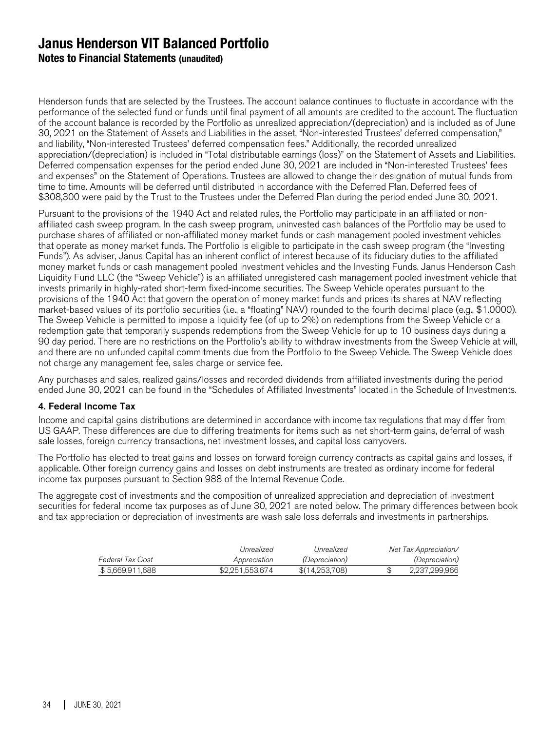# Janus Henderson VIT Balanced Portfolio

## Notes to Financial Statements (unaudited)

Henderson funds that are selected by the Trustees. The account balance continues to fluctuate in accordance with the performance of the selected fund or funds until final payment of all amounts are credited to the account. The fluctuation of the account balance is recorded by the Portfolio as unrealized appreciation/(depreciation) and is included as of June 30, 2021 on the Statement of Assets and Liabilities in the asset, "Non-interested Trustees' deferred compensation," and liability, "Non-interested Trustees' deferred compensation fees." Additionally, the recorded unrealized appreciation/(depreciation) is included in "Total distributable earnings (loss)" on the Statement of Assets and Liabilities. Deferred compensation expenses for the period ended June 30, 2021 are included in "Non-interested Trustees' fees and expenses" on the Statement of Operations. Trustees are allowed to change their designation of mutual funds from time to time. Amounts will be deferred until distributed in accordance with the Deferred Plan. Deferred fees of $308,300 were paid by the Trust to the Trustees under the Deferred Plan during the period ended June 30, 2021.

Pursuant to the provisions of the 1940 Act and related rules, the Portfolio may participate in an affiliated or non-affiliated cash sweep program. In the cash sweep program, uninvested cash balances of the Portfolio may be used to purchase shares of affiliated or non-affiliated money market funds or cash management pooled investment vehicles that operate as money market funds. The Portfolio is eligible to participate in the cash sweep program (the "Investing Funds"). As adviser, Janus Capital has an inherent conflict of interest because of its fiduciary duties to the affiliated money market funds or cash management pooled investment vehicles and the Investing Funds. Janus Henderson Cash Liquidity Fund LLC (the "Sweep Vehicle") is an affiliated unregistered cash management pooled investment vehicle that invests primarily in highly-rated short-term fixed-income securities. The Sweep Vehicle operates pursuant to the provisions of the 1940 Act that govern the operation of money market funds and prices its shares at NAV reflecting market-based values of its portfolio securities (i.e., a "floating" NAV) rounded to the fourth decimal place (e.g., $1.0000). The Sweep Vehicle is permitted to impose a liquidity fee (of up to 2%) on redemptions from the Sweep Vehicle or a redemption gate that temporarily suspends redemptions from the Sweep Vehicle for up to 10 business days during a 90 day period. There are no restrictions on the Portfolio's ability to withdraw investments from the Sweep Vehicle at will, and there are no unfunded capital commitments due from the Portfolio to the Sweep Vehicle. The Sweep Vehicle does not charge any management fee, sales charge or service fee.

Any purchases and sales, realized gains/losses and recorded dividends from affiliated investments during the period ended June 30, 2021 can be found in the "Schedules of Affiliated Investments" located in the Schedule of Investments.

### 4. Federal Income Tax

Income and capital gains distributions are determined in accordance with income tax regulations that may differ from US GAAP. These differences are due to differing treatments for items such as net short-term gains, deferral of wash sale losses, foreign currency transactions, net investment losses, and capital loss carryovers.

The Portfolio has elected to treat gains and losses on forward foreign currency contracts as capital gains and losses, if applicable. Other foreign currency gains and losses on debt instruments are treated as ordinary income for federal income tax purposes pursuant to Section 988 of the Internal Revenue Code.

The aggregate cost of investments and the composition of unrealized appreciation and depreciation of investment securities for federal income tax purposes as of June 30, 2021 are noted below. The primary differences between book and tax appreciation or depreciation of investments are wash sale loss deferrals and investments in partnerships.

| *Federal Tax Cost* | *Unrealized Appreciation* | *Unrealized (Depreciation)* | *Net Tax Appreciation/ (Depreciation)* |
|---|---|---|---|
| $ 5,669,911,688 | $2,251,553,674 | $(14,253,708) | $ 2,237,299,966 |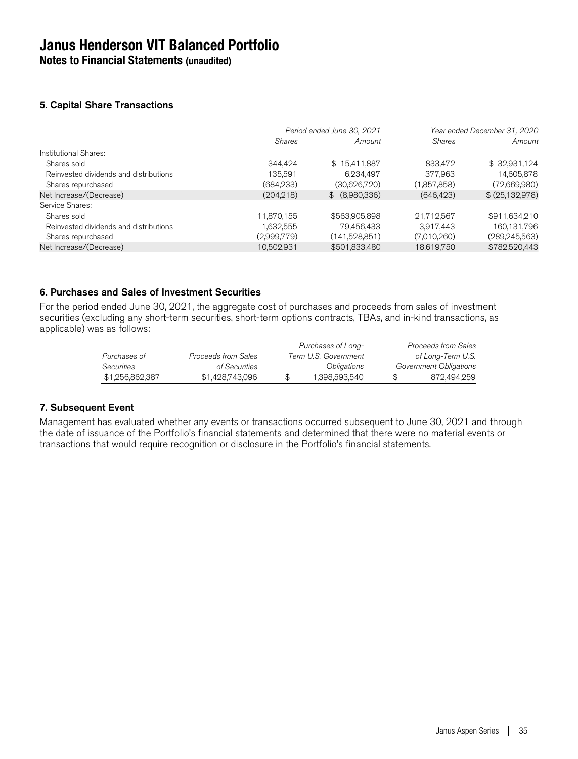# Janus Henderson VIT Balanced Portfolio
## Notes to Financial Statements (unaudited)

### 5. Capital Share Transactions

| | Period ended June 30, 2021 | | Year ended December 31, 2020 | |
|---|---|---|---|---|
| | *Shares* | *Amount* | *Shares* | *Amount* |
| Institutional Shares: | | | | |
| Shares sold | 344,424 | $ 15,411,887 | 833,472 | $ 32,931,124 |
| Reinvested dividends and distributions | 135,591 | 6,234,497 | 377,963 | 14,605,878 |
| Shares repurchased | (684,233) | (30,626,720) | (1,857,858) | (72,669,980) |
| Net Increase/(Decrease) | (204,218) | $ (8,980,336) | (646,423) | $ (25,132,978) |
| Service Shares: | | | | |
| Shares sold | 11,870,155 | $563,905,898 | 21,712,567 | $911,634,210 |
| Reinvested dividends and distributions | 1,632,555 | 79,456,433 | 3,917,443 | 160,131,796 |
| Shares repurchased | (2,999,779) | (141,528,851) | (7,010,260) | (289,245,563) |
| Net Increase/(Decrease) | 10,502,931 | $501,833,480 | 18,619,750 | $782,520,443 |

### 6. Purchases and Sales of Investment Securities

For the period ended June 30, 2021, the aggregate cost of purchases and proceeds from sales of investment securities (excluding any short-term securities, short-term options contracts, TBAs, and in-kind transactions, as applicable) was as follows:

| *Purchases of Securities* | *Proceeds from Sales of Securities* | *Purchases of Long-Term U.S. Government Obligations* | *Proceeds from Sales of Long-Term U.S. Government Obligations* |
|---|---|---|---|
| $1,256,862,387 | $1,428,743,096 | $ 1,398,593,540 | $ 872,494,259 |

### 7. Subsequent Event

Management has evaluated whether any events or transactions occurred subsequent to June 30, 2021 and through the date of issuance of the Portfolio's financial statements and determined that there were no material events or transactions that would require recognition or disclosure in the Portfolio's financial statements.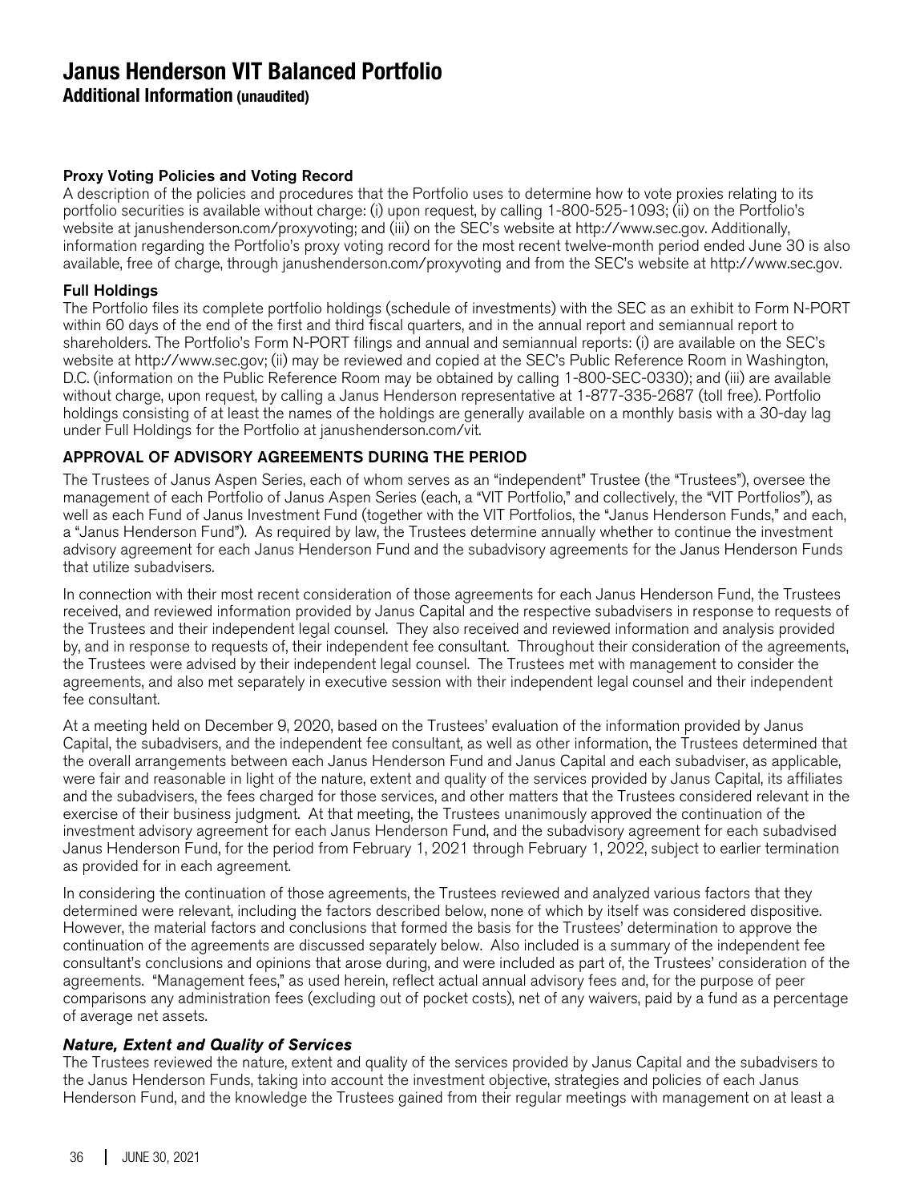# Janus Henderson VIT Balanced Portfolio

## Additional Information (unaudited)

**Proxy Voting Policies and Voting Record**

A description of the policies and procedures that the Portfolio uses to determine how to vote proxies relating to its portfolio securities is available without charge: (i) upon request, by calling 1-800-525-1093; (ii) on the Portfolio's website at janushenderson.com/proxyvoting; and (iii) on the SEC's website at http://www.sec.gov. Additionally, information regarding the Portfolio's proxy voting record for the most recent twelve-month period ended June 30 is also available, free of charge, through janushenderson.com/proxyvoting and from the SEC's website at http://www.sec.gov.

**Full Holdings**

The Portfolio files its complete portfolio holdings (schedule of investments) with the SEC as an exhibit to Form N-PORT within 60 days of the end of the first and third fiscal quarters, and in the annual report and semiannual report to shareholders. The Portfolio's Form N-PORT filings and annual and semiannual reports: (i) are available on the SEC's website at http://www.sec.gov; (ii) may be reviewed and copied at the SEC's Public Reference Room in Washington, D.C. (information on the Public Reference Room may be obtained by calling 1-800-SEC-0330); and (iii) are available without charge, upon request, by calling a Janus Henderson representative at 1-877-335-2687 (toll free). Portfolio holdings consisting of at least the names of the holdings are generally available on a monthly basis with a 30-day lag under Full Holdings for the Portfolio at janushenderson.com/vit.

**APPROVAL OF ADVISORY AGREEMENTS DURING THE PERIOD**

The Trustees of Janus Aspen Series, each of whom serves as an "independent" Trustee (the "Trustees"), oversee the management of each Portfolio of Janus Aspen Series (each, a "VIT Portfolio," and collectively, the "VIT Portfolios"), as well as each Fund of Janus Investment Fund (together with the VIT Portfolios, the "Janus Henderson Funds," and each, a "Janus Henderson Fund"). As required by law, the Trustees determine annually whether to continue the investment advisory agreement for each Janus Henderson Fund and the subadvisory agreements for the Janus Henderson Funds that utilize subadvisers.

In connection with their most recent consideration of those agreements for each Janus Henderson Fund, the Trustees received, and reviewed information provided by Janus Capital and the respective subadvisers in response to requests of the Trustees and their independent legal counsel. They also received and reviewed information and analysis provided by, and in response to requests of, their independent fee consultant. Throughout their consideration of the agreements, the Trustees were advised by their independent legal counsel. The Trustees met with management to consider the agreements, and also met separately in executive session with their independent legal counsel and their independent fee consultant.

At a meeting held on December 9, 2020, based on the Trustees' evaluation of the information provided by Janus Capital, the subadvisers, and the independent fee consultant, as well as other information, the Trustees determined that the overall arrangements between each Janus Henderson Fund and Janus Capital and each subadviser, as applicable, were fair and reasonable in light of the nature, extent and quality of the services provided by Janus Capital, its affiliates and the subadvisers, the fees charged for those services, and other matters that the Trustees considered relevant in the exercise of their business judgment. At that meeting, the Trustees unanimously approved the continuation of the investment advisory agreement for each Janus Henderson Fund, and the subadvisory agreement for each subadvised Janus Henderson Fund, for the period from February 1, 2021 through February 1, 2022, subject to earlier termination as provided for in each agreement.

In considering the continuation of those agreements, the Trustees reviewed and analyzed various factors that they determined were relevant, including the factors described below, none of which by itself was considered dispositive. However, the material factors and conclusions that formed the basis for the Trustees' determination to approve the continuation of the agreements are discussed separately below. Also included is a summary of the independent fee consultant's conclusions and opinions that arose during, and were included as part of, the Trustees' consideration of the agreements. "Management fees," as used herein, reflect actual annual advisory fees and, for the purpose of peer comparisons any administration fees (excluding out of pocket costs), net of any waivers, paid by a fund as a percentage of average net assets.

***Nature, Extent and Quality of Services***

The Trustees reviewed the nature, extent and quality of the services provided by Janus Capital and the subadvisers to the Janus Henderson Funds, taking into account the investment objective, strategies and policies of each Janus Henderson Fund, and the knowledge the Trustees gained from their regular meetings with management on at least a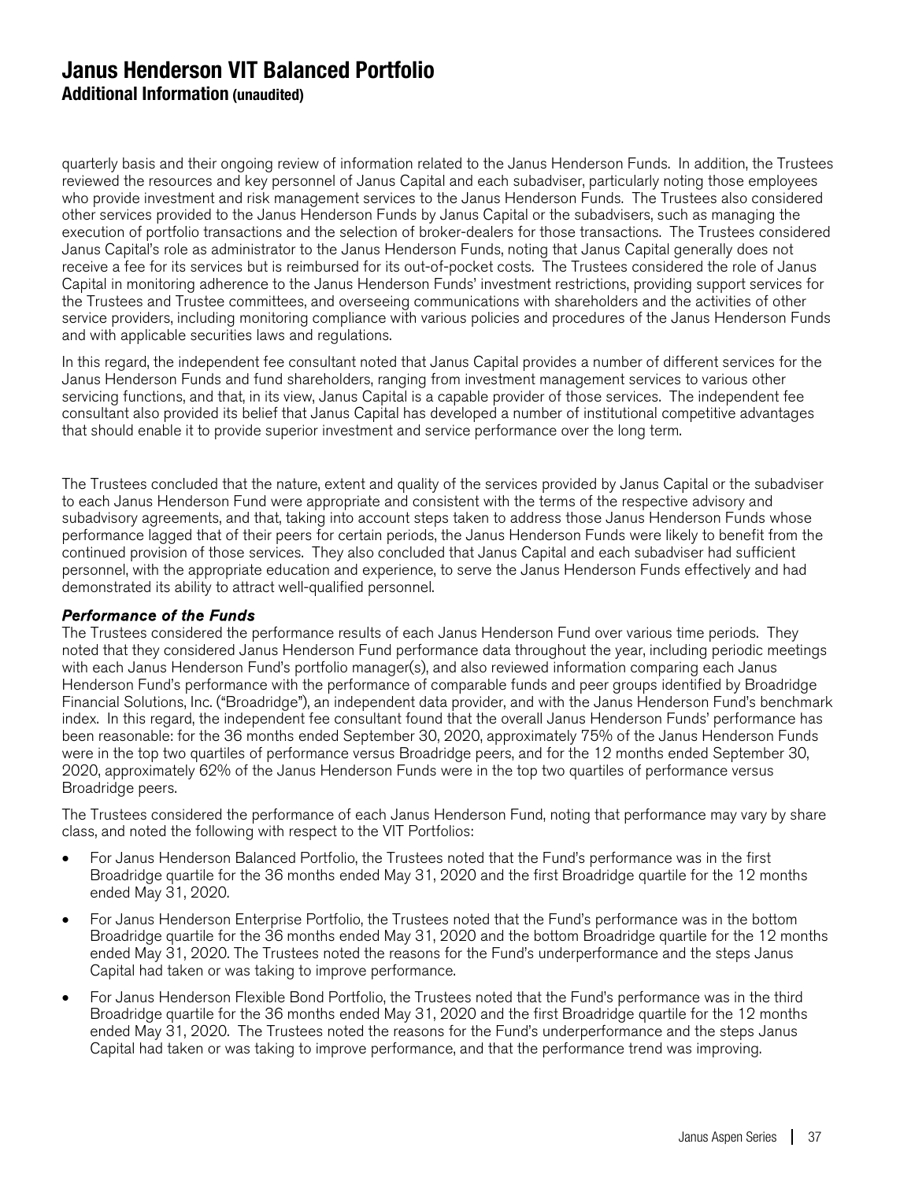quarterly basis and their ongoing review of information related to the Janus Henderson Funds. In addition, the Trustees reviewed the resources and key personnel of Janus Capital and each subadviser, particularly noting those employees who provide investment and risk management services to the Janus Henderson Funds. The Trustees also considered other services provided to the Janus Henderson Funds by Janus Capital or the subadvisers, such as managing the execution of portfolio transactions and the selection of broker-dealers for those transactions. The Trustees considered Janus Capital's role as administrator to the Janus Henderson Funds, noting that Janus Capital generally does not receive a fee for its services but is reimbursed for its out-of-pocket costs. The Trustees considered the role of Janus Capital in monitoring adherence to the Janus Henderson Funds' investment restrictions, providing support services for the Trustees and Trustee committees, and overseeing communications with shareholders and the activities of other service providers, including monitoring compliance with various policies and procedures of the Janus Henderson Funds and with applicable securities laws and regulations.

In this regard, the independent fee consultant noted that Janus Capital provides a number of different services for the Janus Henderson Funds and fund shareholders, ranging from investment management services to various other servicing functions, and that, in its view, Janus Capital is a capable provider of those services. The independent fee consultant also provided its belief that Janus Capital has developed a number of institutional competitive advantages that should enable it to provide superior investment and service performance over the long term.

The Trustees concluded that the nature, extent and quality of the services provided by Janus Capital or the subadviser to each Janus Henderson Fund were appropriate and consistent with the terms of the respective advisory and subadvisory agreements, and that, taking into account steps taken to address those Janus Henderson Funds whose performance lagged that of their peers for certain periods, the Janus Henderson Funds were likely to benefit from the continued provision of those services. They also concluded that Janus Capital and each subadviser had sufficient personnel, with the appropriate education and experience, to serve the Janus Henderson Funds effectively and had demonstrated its ability to attract well-qualified personnel.

***Performance of the Funds***

The Trustees considered the performance results of each Janus Henderson Fund over various time periods. They noted that they considered Janus Henderson Fund performance data throughout the year, including periodic meetings with each Janus Henderson Fund's portfolio manager(s), and also reviewed information comparing each Janus Henderson Fund's performance with the performance of comparable funds and peer groups identified by Broadridge Financial Solutions, Inc. ("Broadridge"), an independent data provider, and with the Janus Henderson Fund's benchmark index. In this regard, the independent fee consultant found that the overall Janus Henderson Funds' performance has been reasonable: for the 36 months ended September 30, 2020, approximately 75% of the Janus Henderson Funds were in the top two quartiles of performance versus Broadridge peers, and for the 12 months ended September 30, 2020, approximately 62% of the Janus Henderson Funds were in the top two quartiles of performance versus Broadridge peers.

The Trustees considered the performance of each Janus Henderson Fund, noting that performance may vary by share class, and noted the following with respect to the VIT Portfolios:

- For Janus Henderson Balanced Portfolio, the Trustees noted that the Fund's performance was in the first Broadridge quartile for the 36 months ended May 31, 2020 and the first Broadridge quartile for the 12 months ended May 31, 2020.
- For Janus Henderson Enterprise Portfolio, the Trustees noted that the Fund's performance was in the bottom Broadridge quartile for the 36 months ended May 31, 2020 and the bottom Broadridge quartile for the 12 months ended May 31, 2020. The Trustees noted the reasons for the Fund's underperformance and the steps Janus Capital had taken or was taking to improve performance.
- For Janus Henderson Flexible Bond Portfolio, the Trustees noted that the Fund's performance was in the third Broadridge quartile for the 36 months ended May 31, 2020 and the first Broadridge quartile for the 12 months ended May 31, 2020. The Trustees noted the reasons for the Fund's underperformance and the steps Janus Capital had taken or was taking to improve performance, and that the performance trend was improving.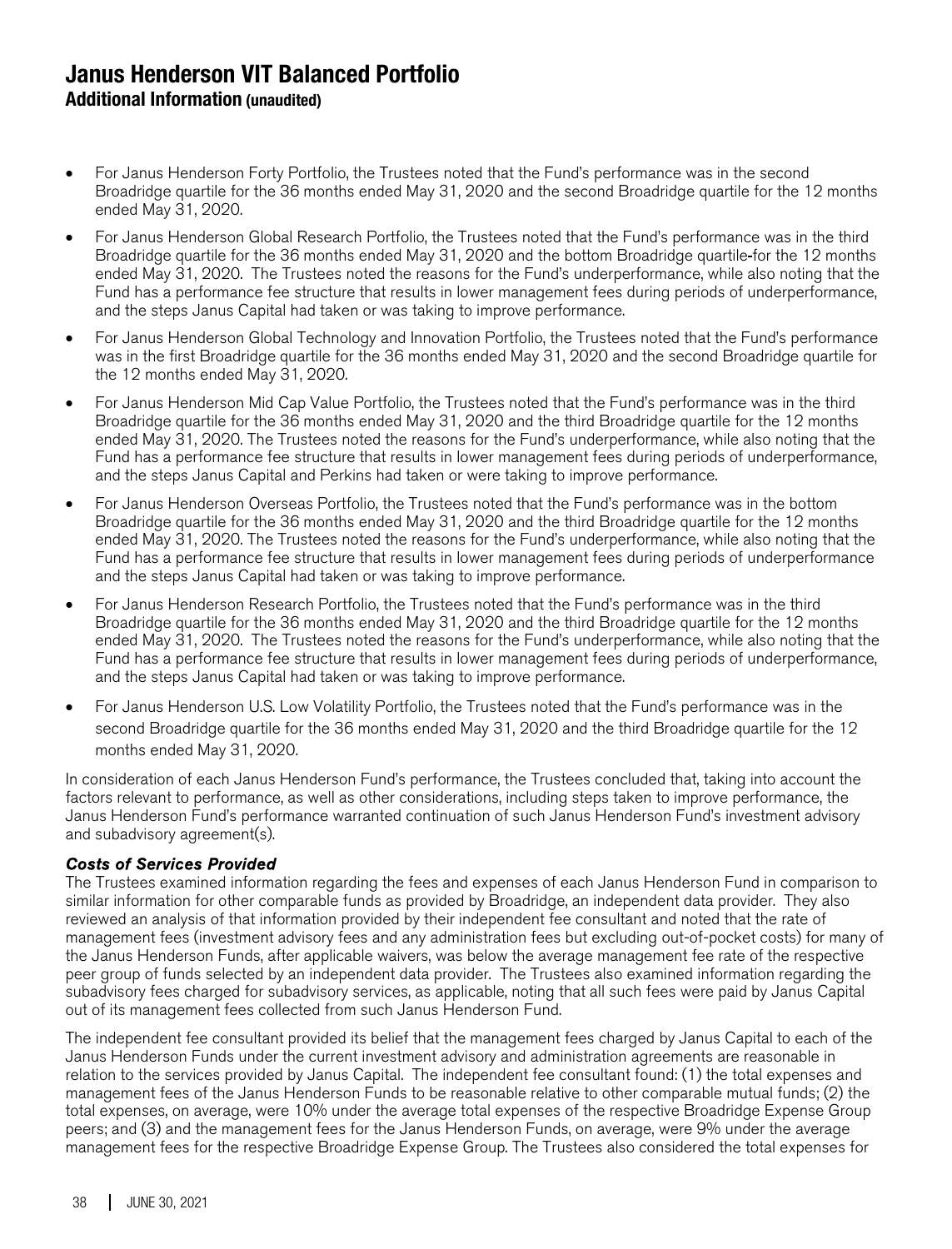- For Janus Henderson Forty Portfolio, the Trustees noted that the Fund's performance was in the second Broadridge quartile for the 36 months ended May 31, 2020 and the second Broadridge quartile for the 12 months ended May 31, 2020.
- For Janus Henderson Global Research Portfolio, the Trustees noted that the Fund's performance was in the third Broadridge quartile for the 36 months ended May 31, 2020 and the bottom Broadridge quartile-for the 12 months ended May 31, 2020. The Trustees noted the reasons for the Fund's underperformance, while also noting that the Fund has a performance fee structure that results in lower management fees during periods of underperformance, and the steps Janus Capital had taken or was taking to improve performance.
- For Janus Henderson Global Technology and Innovation Portfolio, the Trustees noted that the Fund's performance was in the first Broadridge quartile for the 36 months ended May 31, 2020 and the second Broadridge quartile for the 12 months ended May 31, 2020.
- For Janus Henderson Mid Cap Value Portfolio, the Trustees noted that the Fund's performance was in the third Broadridge quartile for the 36 months ended May 31, 2020 and the third Broadridge quartile for the 12 months ended May 31, 2020. The Trustees noted the reasons for the Fund's underperformance, while also noting that the Fund has a performance fee structure that results in lower management fees during periods of underperformance, and the steps Janus Capital and Perkins had taken or were taking to improve performance.
- For Janus Henderson Overseas Portfolio, the Trustees noted that the Fund's performance was in the bottom Broadridge quartile for the 36 months ended May 31, 2020 and the third Broadridge quartile for the 12 months ended May 31, 2020. The Trustees noted the reasons for the Fund's underperformance, while also noting that the Fund has a performance fee structure that results in lower management fees during periods of underperformance and the steps Janus Capital had taken or was taking to improve performance.
- For Janus Henderson Research Portfolio, the Trustees noted that the Fund's performance was in the third Broadridge quartile for the 36 months ended May 31, 2020 and the third Broadridge quartile for the 12 months ended May 31, 2020. The Trustees noted the reasons for the Fund's underperformance, while also noting that the Fund has a performance fee structure that results in lower management fees during periods of underperformance, and the steps Janus Capital had taken or was taking to improve performance.
- For Janus Henderson U.S. Low Volatility Portfolio, the Trustees noted that the Fund's performance was in the second Broadridge quartile for the 36 months ended May 31, 2020 and the third Broadridge quartile for the 12 months ended May 31, 2020.

In consideration of each Janus Henderson Fund's performance, the Trustees concluded that, taking into account the factors relevant to performance, as well as other considerations, including steps taken to improve performance, the Janus Henderson Fund's performance warranted continuation of such Janus Henderson Fund's investment advisory and subadvisory agreement(s).

***Costs of Services Provided***

The Trustees examined information regarding the fees and expenses of each Janus Henderson Fund in comparison to similar information for other comparable funds as provided by Broadridge, an independent data provider. They also reviewed an analysis of that information provided by their independent fee consultant and noted that the rate of management fees (investment advisory fees and any administration fees but excluding out-of-pocket costs) for many of the Janus Henderson Funds, after applicable waivers, was below the average management fee rate of the respective peer group of funds selected by an independent data provider. The Trustees also examined information regarding the subadvisory fees charged for subadvisory services, as applicable, noting that all such fees were paid by Janus Capital out of its management fees collected from such Janus Henderson Fund.

The independent fee consultant provided its belief that the management fees charged by Janus Capital to each of the Janus Henderson Funds under the current investment advisory and administration agreements are reasonable in relation to the services provided by Janus Capital. The independent fee consultant found: (1) the total expenses and management fees of the Janus Henderson Funds to be reasonable relative to other comparable mutual funds; (2) the total expenses, on average, were 10% under the average total expenses of the respective Broadridge Expense Group peers; and (3) and the management fees for the Janus Henderson Funds, on average, were 9% under the average management fees for the respective Broadridge Expense Group. The Trustees also considered the total expenses for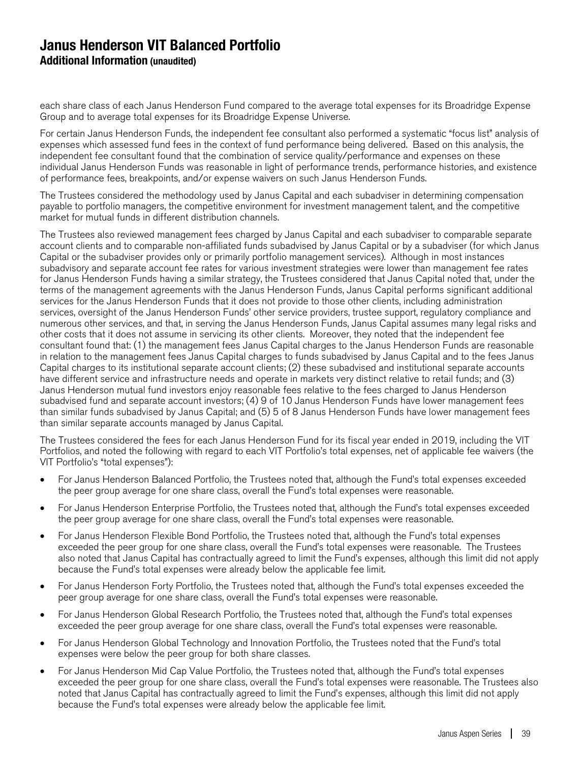# Janus Henderson VIT Balanced Portfolio

## Additional Information (unaudited)

each share class of each Janus Henderson Fund compared to the average total expenses for its Broadridge Expense Group and to average total expenses for its Broadridge Expense Universe.

For certain Janus Henderson Funds, the independent fee consultant also performed a systematic "focus list" analysis of expenses which assessed fund fees in the context of fund performance being delivered. Based on this analysis, the independent fee consultant found that the combination of service quality/performance and expenses on these individual Janus Henderson Funds was reasonable in light of performance trends, performance histories, and existence of performance fees, breakpoints, and/or expense waivers on such Janus Henderson Funds.

The Trustees considered the methodology used by Janus Capital and each subadviser in determining compensation payable to portfolio managers, the competitive environment for investment management talent, and the competitive market for mutual funds in different distribution channels.

The Trustees also reviewed management fees charged by Janus Capital and each subadviser to comparable separate account clients and to comparable non-affiliated funds subadvised by Janus Capital or by a subadviser (for which Janus Capital or the subadviser provides only or primarily portfolio management services). Although in most instances subadvisory and separate account fee rates for various investment strategies were lower than management fee rates for Janus Henderson Funds having a similar strategy, the Trustees considered that Janus Capital noted that, under the terms of the management agreements with the Janus Henderson Funds, Janus Capital performs significant additional services for the Janus Henderson Funds that it does not provide to those other clients, including administration services, oversight of the Janus Henderson Funds' other service providers, trustee support, regulatory compliance and numerous other services, and that, in serving the Janus Henderson Funds, Janus Capital assumes many legal risks and other costs that it does not assume in servicing its other clients. Moreover, they noted that the independent fee consultant found that: (1) the management fees Janus Capital charges to the Janus Henderson Funds are reasonable in relation to the management fees Janus Capital charges to funds subadvised by Janus Capital and to the fees Janus Capital charges to its institutional separate account clients; (2) these subadvised and institutional separate accounts have different service and infrastructure needs and operate in markets very distinct relative to retail funds; and (3) Janus Henderson mutual fund investors enjoy reasonable fees relative to the fees charged to Janus Henderson subadvised fund and separate account investors; (4) 9 of 10 Janus Henderson Funds have lower management fees than similar funds subadvised by Janus Capital; and (5) 5 of 8 Janus Henderson Funds have lower management fees than similar separate accounts managed by Janus Capital.

The Trustees considered the fees for each Janus Henderson Fund for its fiscal year ended in 2019, including the VIT Portfolios, and noted the following with regard to each VIT Portfolio's total expenses, net of applicable fee waivers (the VIT Portfolio's "total expenses"):

- For Janus Henderson Balanced Portfolio, the Trustees noted that, although the Fund's total expenses exceeded the peer group average for one share class, overall the Fund's total expenses were reasonable.
- For Janus Henderson Enterprise Portfolio, the Trustees noted that, although the Fund's total expenses exceeded the peer group average for one share class, overall the Fund's total expenses were reasonable.
- For Janus Henderson Flexible Bond Portfolio, the Trustees noted that, although the Fund's total expenses exceeded the peer group for one share class, overall the Fund's total expenses were reasonable. The Trustees also noted that Janus Capital has contractually agreed to limit the Fund's expenses, although this limit did not apply because the Fund's total expenses were already below the applicable fee limit.
- For Janus Henderson Forty Portfolio, the Trustees noted that, although the Fund's total expenses exceeded the peer group average for one share class, overall the Fund's total expenses were reasonable.
- For Janus Henderson Global Research Portfolio, the Trustees noted that, although the Fund's total expenses exceeded the peer group average for one share class, overall the Fund's total expenses were reasonable.
- For Janus Henderson Global Technology and Innovation Portfolio, the Trustees noted that the Fund's total expenses were below the peer group for both share classes.
- For Janus Henderson Mid Cap Value Portfolio, the Trustees noted that, although the Fund's total expenses exceeded the peer group for one share class, overall the Fund's total expenses were reasonable. The Trustees also noted that Janus Capital has contractually agreed to limit the Fund's expenses, although this limit did not apply because the Fund's total expenses were already below the applicable fee limit.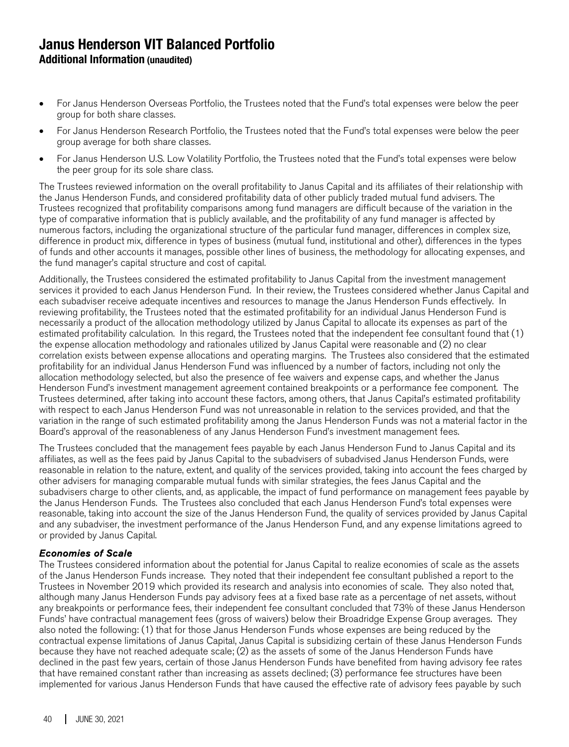- For Janus Henderson Overseas Portfolio, the Trustees noted that the Fund's total expenses were below the peer group for both share classes.
- For Janus Henderson Research Portfolio, the Trustees noted that the Fund's total expenses were below the peer group average for both share classes.
- For Janus Henderson U.S. Low Volatility Portfolio, the Trustees noted that the Fund's total expenses were below the peer group for its sole share class.

The Trustees reviewed information on the overall profitability to Janus Capital and its affiliates of their relationship with the Janus Henderson Funds, and considered profitability data of other publicly traded mutual fund advisers. The Trustees recognized that profitability comparisons among fund managers are difficult because of the variation in the type of comparative information that is publicly available, and the profitability of any fund manager is affected by numerous factors, including the organizational structure of the particular fund manager, differences in complex size, difference in product mix, difference in types of business (mutual fund, institutional and other), differences in the types of funds and other accounts it manages, possible other lines of business, the methodology for allocating expenses, and the fund manager's capital structure and cost of capital.

Additionally, the Trustees considered the estimated profitability to Janus Capital from the investment management services it provided to each Janus Henderson Fund. In their review, the Trustees considered whether Janus Capital and each subadviser receive adequate incentives and resources to manage the Janus Henderson Funds effectively. In reviewing profitability, the Trustees noted that the estimated profitability for an individual Janus Henderson Fund is necessarily a product of the allocation methodology utilized by Janus Capital to allocate its expenses as part of the estimated profitability calculation. In this regard, the Trustees noted that the independent fee consultant found that (1) the expense allocation methodology and rationales utilized by Janus Capital were reasonable and (2) no clear correlation exists between expense allocations and operating margins. The Trustees also considered that the estimated profitability for an individual Janus Henderson Fund was influenced by a number of factors, including not only the allocation methodology selected, but also the presence of fee waivers and expense caps, and whether the Janus Henderson Fund's investment management agreement contained breakpoints or a performance fee component. The Trustees determined, after taking into account these factors, among others, that Janus Capital's estimated profitability with respect to each Janus Henderson Fund was not unreasonable in relation to the services provided, and that the variation in the range of such estimated profitability among the Janus Henderson Funds was not a material factor in the Board's approval of the reasonableness of any Janus Henderson Fund's investment management fees.

The Trustees concluded that the management fees payable by each Janus Henderson Fund to Janus Capital and its affiliates, as well as the fees paid by Janus Capital to the subadvisers of subadvised Janus Henderson Funds, were reasonable in relation to the nature, extent, and quality of the services provided, taking into account the fees charged by other advisers for managing comparable mutual funds with similar strategies, the fees Janus Capital and the subadvisers charge to other clients, and, as applicable, the impact of fund performance on management fees payable by the Janus Henderson Funds. The Trustees also concluded that each Janus Henderson Fund's total expenses were reasonable, taking into account the size of the Janus Henderson Fund, the quality of services provided by Janus Capital and any subadviser, the investment performance of the Janus Henderson Fund, and any expense limitations agreed to or provided by Janus Capital.

***Economies of Scale***

The Trustees considered information about the potential for Janus Capital to realize economies of scale as the assets of the Janus Henderson Funds increase. They noted that their independent fee consultant published a report to the Trustees in November 2019 which provided its research and analysis into economies of scale. They also noted that, although many Janus Henderson Funds pay advisory fees at a fixed base rate as a percentage of net assets, without any breakpoints or performance fees, their independent fee consultant concluded that 73% of these Janus Henderson Funds' have contractual management fees (gross of waivers) below their Broadridge Expense Group averages. They also noted the following: (1) that for those Janus Henderson Funds whose expenses are being reduced by the contractual expense limitations of Janus Capital, Janus Capital is subsidizing certain of these Janus Henderson Funds because they have not reached adequate scale; (2) as the assets of some of the Janus Henderson Funds have declined in the past few years, certain of those Janus Henderson Funds have benefited from having advisory fee rates that have remained constant rather than increasing as assets declined; (3) performance fee structures have been implemented for various Janus Henderson Funds that have caused the effective rate of advisory fees payable by such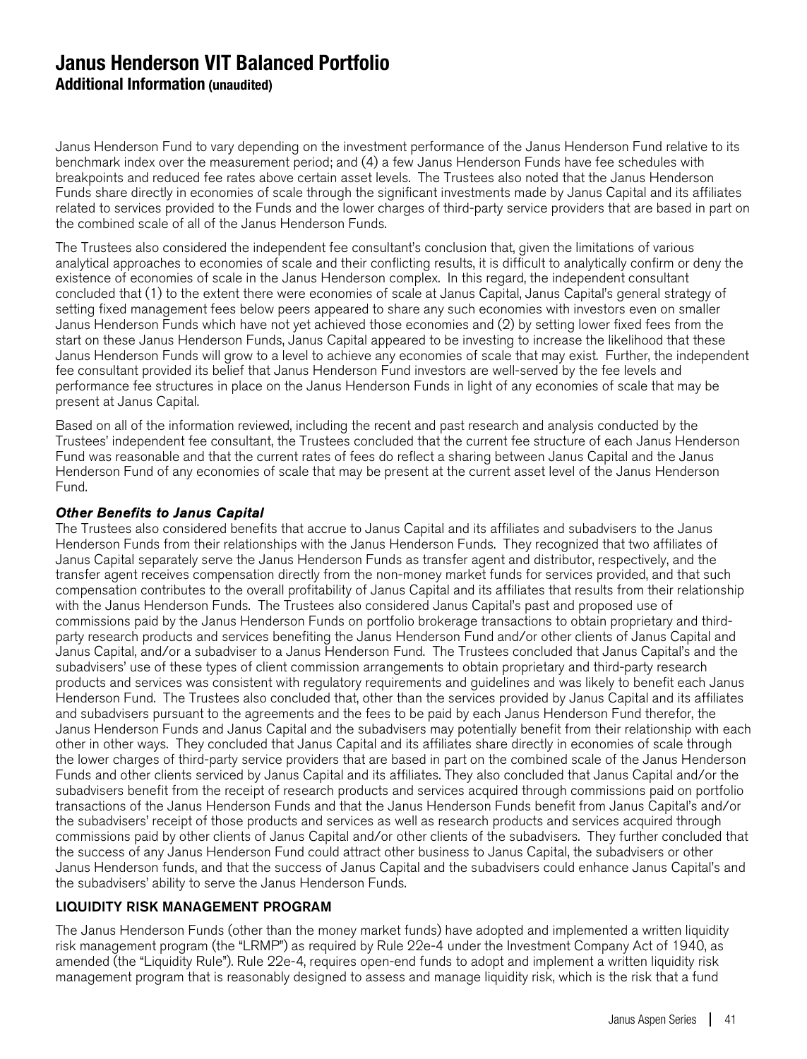# Janus Henderson VIT Balanced Portfolio
## Additional Information (unaudited)

Janus Henderson Fund to vary depending on the investment performance of the Janus Henderson Fund relative to its benchmark index over the measurement period; and (4) a few Janus Henderson Funds have fee schedules with breakpoints and reduced fee rates above certain asset levels. The Trustees also noted that the Janus Henderson Funds share directly in economies of scale through the significant investments made by Janus Capital and its affiliates related to services provided to the Funds and the lower charges of third-party service providers that are based in part on the combined scale of all of the Janus Henderson Funds.

The Trustees also considered the independent fee consultant's conclusion that, given the limitations of various analytical approaches to economies of scale and their conflicting results, it is difficult to analytically confirm or deny the existence of economies of scale in the Janus Henderson complex. In this regard, the independent consultant concluded that (1) to the extent there were economies of scale at Janus Capital, Janus Capital's general strategy of setting fixed management fees below peers appeared to share any such economies with investors even on smaller Janus Henderson Funds which have not yet achieved those economies and (2) by setting lower fixed fees from the start on these Janus Henderson Funds, Janus Capital appeared to be investing to increase the likelihood that these Janus Henderson Funds will grow to a level to achieve any economies of scale that may exist. Further, the independent fee consultant provided its belief that Janus Henderson Fund investors are well-served by the fee levels and performance fee structures in place on the Janus Henderson Funds in light of any economies of scale that may be present at Janus Capital.

Based on all of the information reviewed, including the recent and past research and analysis conducted by the Trustees' independent fee consultant, the Trustees concluded that the current fee structure of each Janus Henderson Fund was reasonable and that the current rates of fees do reflect a sharing between Janus Capital and the Janus Henderson Fund of any economies of scale that may be present at the current asset level of the Janus Henderson Fund.

***Other Benefits to Janus Capital***

The Trustees also considered benefits that accrue to Janus Capital and its affiliates and subadvisers to the Janus Henderson Funds from their relationships with the Janus Henderson Funds. They recognized that two affiliates of Janus Capital separately serve the Janus Henderson Funds as transfer agent and distributor, respectively, and the transfer agent receives compensation directly from the non-money market funds for services provided, and that such compensation contributes to the overall profitability of Janus Capital and its affiliates that results from their relationship with the Janus Henderson Funds. The Trustees also considered Janus Capital's past and proposed use of commissions paid by the Janus Henderson Funds on portfolio brokerage transactions to obtain proprietary and third-party research products and services benefiting the Janus Henderson Fund and/or other clients of Janus Capital and Janus Capital, and/or a subadviser to a Janus Henderson Fund. The Trustees concluded that Janus Capital's and the subadvisers' use of these types of client commission arrangements to obtain proprietary and third-party research products and services was consistent with regulatory requirements and guidelines and was likely to benefit each Janus Henderson Fund. The Trustees also concluded that, other than the services provided by Janus Capital and its affiliates and subadvisers pursuant to the agreements and the fees to be paid by each Janus Henderson Fund therefor, the Janus Henderson Funds and Janus Capital and the subadvisers may potentially benefit from their relationship with each other in other ways. They concluded that Janus Capital and its affiliates share directly in economies of scale through the lower charges of third-party service providers that are based in part on the combined scale of the Janus Henderson Funds and other clients serviced by Janus Capital and its affiliates. They also concluded that Janus Capital and/or the subadvisers benefit from the receipt of research products and services acquired through commissions paid on portfolio transactions of the Janus Henderson Funds and that the Janus Henderson Funds benefit from Janus Capital's and/or the subadvisers' receipt of those products and services as well as research products and services acquired through commissions paid by other clients of Janus Capital and/or other clients of the subadvisers. They further concluded that the success of any Janus Henderson Fund could attract other business to Janus Capital, the subadvisers or other Janus Henderson funds, and that the success of Janus Capital and the subadvisers could enhance Janus Capital's and the subadvisers' ability to serve the Janus Henderson Funds.

### LIQUIDITY RISK MANAGEMENT PROGRAM

The Janus Henderson Funds (other than the money market funds) have adopted and implemented a written liquidity risk management program (the "LRMP") as required by Rule 22e-4 under the Investment Company Act of 1940, as amended (the "Liquidity Rule"). Rule 22e-4, requires open-end funds to adopt and implement a written liquidity risk management program that is reasonably designed to assess and manage liquidity risk, which is the risk that a fund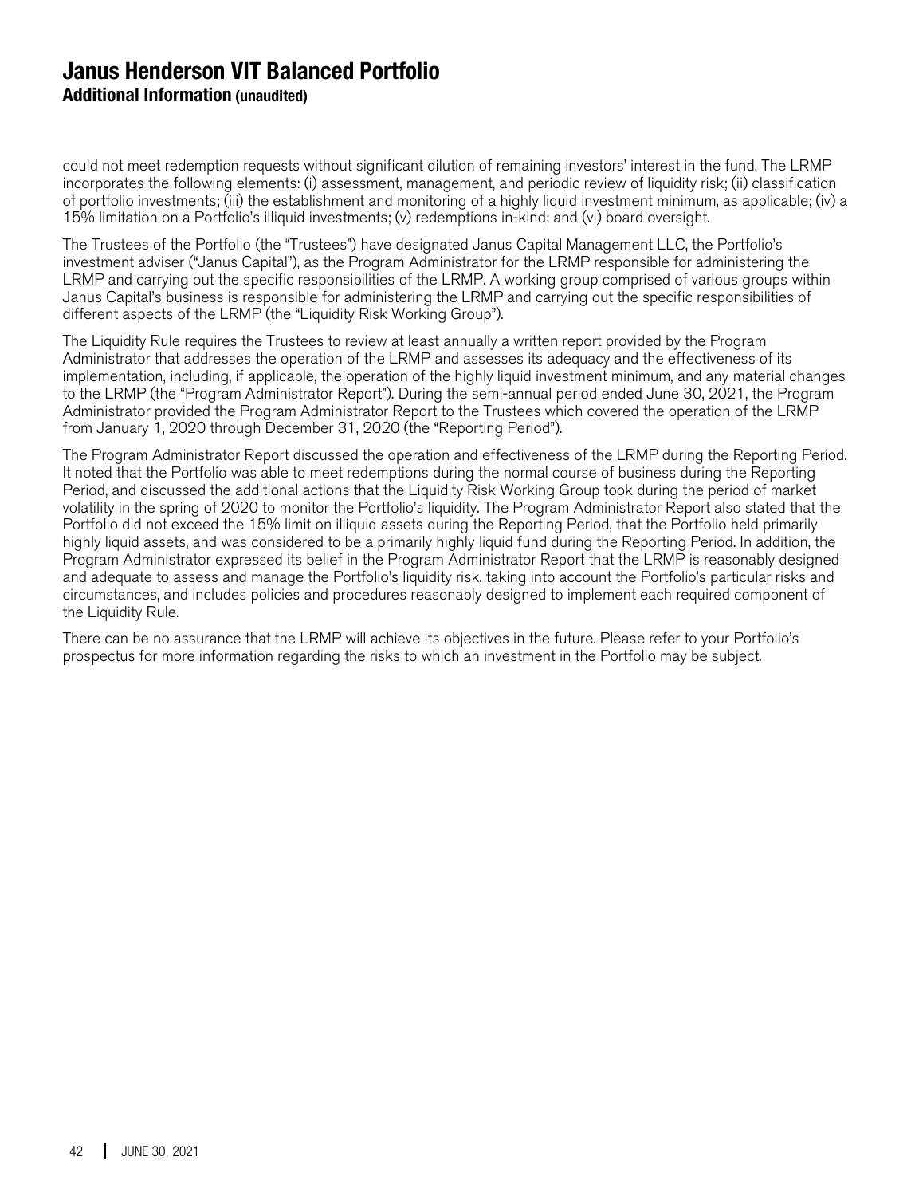could not meet redemption requests without significant dilution of remaining investors' interest in the fund. The LRMP incorporates the following elements: (i) assessment, management, and periodic review of liquidity risk; (ii) classification of portfolio investments; (iii) the establishment and monitoring of a highly liquid investment minimum, as applicable; (iv) a 15% limitation on a Portfolio's illiquid investments; (v) redemptions in-kind; and (vi) board oversight.

The Trustees of the Portfolio (the "Trustees") have designated Janus Capital Management LLC, the Portfolio's investment adviser ("Janus Capital"), as the Program Administrator for the LRMP responsible for administering the LRMP and carrying out the specific responsibilities of the LRMP. A working group comprised of various groups within Janus Capital's business is responsible for administering the LRMP and carrying out the specific responsibilities of different aspects of the LRMP (the "Liquidity Risk Working Group").

The Liquidity Rule requires the Trustees to review at least annually a written report provided by the Program Administrator that addresses the operation of the LRMP and assesses its adequacy and the effectiveness of its implementation, including, if applicable, the operation of the highly liquid investment minimum, and any material changes to the LRMP (the "Program Administrator Report"). During the semi-annual period ended June 30, 2021, the Program Administrator provided the Program Administrator Report to the Trustees which covered the operation of the LRMP from January 1, 2020 through December 31, 2020 (the "Reporting Period").

The Program Administrator Report discussed the operation and effectiveness of the LRMP during the Reporting Period. It noted that the Portfolio was able to meet redemptions during the normal course of business during the Reporting Period, and discussed the additional actions that the Liquidity Risk Working Group took during the period of market volatility in the spring of 2020 to monitor the Portfolio's liquidity. The Program Administrator Report also stated that the Portfolio did not exceed the 15% limit on illiquid assets during the Reporting Period, that the Portfolio held primarily highly liquid assets, and was considered to be a primarily highly liquid fund during the Reporting Period. In addition, the Program Administrator expressed its belief in the Program Administrator Report that the LRMP is reasonably designed and adequate to assess and manage the Portfolio's liquidity risk, taking into account the Portfolio's particular risks and circumstances, and includes policies and procedures reasonably designed to implement each required component of the Liquidity Rule.

There can be no assurance that the LRMP will achieve its objectives in the future. Please refer to your Portfolio's prospectus for more information regarding the risks to which an investment in the Portfolio may be subject.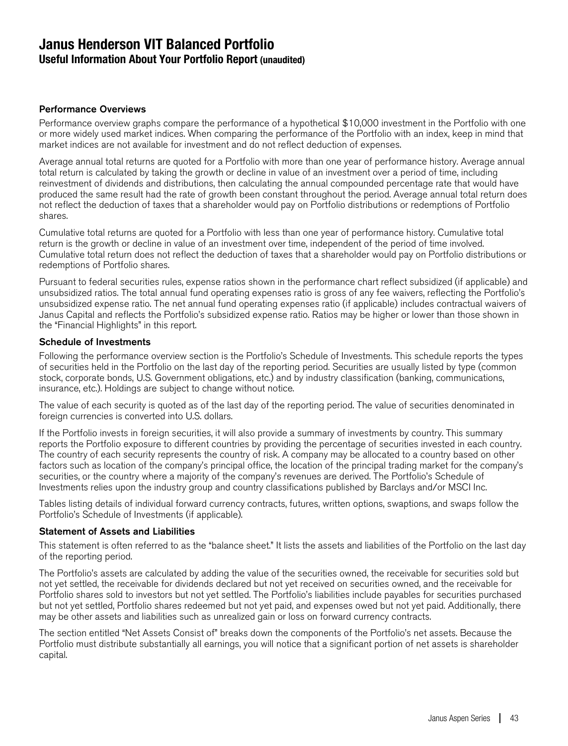# Janus Henderson VIT Balanced Portfolio
## Useful Information About Your Portfolio Report (unaudited)

### Performance Overviews

Performance overview graphs compare the performance of a hypothetical $10,000 investment in the Portfolio with one or more widely used market indices. When comparing the performance of the Portfolio with an index, keep in mind that market indices are not available for investment and do not reflect deduction of expenses.

Average annual total returns are quoted for a Portfolio with more than one year of performance history. Average annual total return is calculated by taking the growth or decline in value of an investment over a period of time, including reinvestment of dividends and distributions, then calculating the annual compounded percentage rate that would have produced the same result had the rate of growth been constant throughout the period. Average annual total return does not reflect the deduction of taxes that a shareholder would pay on Portfolio distributions or redemptions of Portfolio shares.

Cumulative total returns are quoted for a Portfolio with less than one year of performance history. Cumulative total return is the growth or decline in value of an investment over time, independent of the period of time involved. Cumulative total return does not reflect the deduction of taxes that a shareholder would pay on Portfolio distributions or redemptions of Portfolio shares.

Pursuant to federal securities rules, expense ratios shown in the performance chart reflect subsidized (if applicable) and unsubsidized ratios. The total annual fund operating expenses ratio is gross of any fee waivers, reflecting the Portfolio's unsubsidized expense ratio. The net annual fund operating expenses ratio (if applicable) includes contractual waivers of Janus Capital and reflects the Portfolio's subsidized expense ratio. Ratios may be higher or lower than those shown in the "Financial Highlights" in this report.

### Schedule of Investments

Following the performance overview section is the Portfolio's Schedule of Investments. This schedule reports the types of securities held in the Portfolio on the last day of the reporting period. Securities are usually listed by type (common stock, corporate bonds, U.S. Government obligations, etc.) and by industry classification (banking, communications, insurance, etc.). Holdings are subject to change without notice.

The value of each security is quoted as of the last day of the reporting period. The value of securities denominated in foreign currencies is converted into U.S. dollars.

If the Portfolio invests in foreign securities, it will also provide a summary of investments by country. This summary reports the Portfolio exposure to different countries by providing the percentage of securities invested in each country. The country of each security represents the country of risk. A company may be allocated to a country based on other factors such as location of the company's principal office, the location of the principal trading market for the company's securities, or the country where a majority of the company's revenues are derived. The Portfolio's Schedule of Investments relies upon the industry group and country classifications published by Barclays and/or MSCI Inc.

Tables listing details of individual forward currency contracts, futures, written options, swaptions, and swaps follow the Portfolio's Schedule of Investments (if applicable).

### Statement of Assets and Liabilities

This statement is often referred to as the "balance sheet." It lists the assets and liabilities of the Portfolio on the last day of the reporting period.

The Portfolio's assets are calculated by adding the value of the securities owned, the receivable for securities sold but not yet settled, the receivable for dividends declared but not yet received on securities owned, and the receivable for Portfolio shares sold to investors but not yet settled. The Portfolio's liabilities include payables for securities purchased but not yet settled, Portfolio shares redeemed but not yet paid, and expenses owed but not yet paid. Additionally, there may be other assets and liabilities such as unrealized gain or loss on forward currency contracts.

The section entitled "Net Assets Consist of" breaks down the components of the Portfolio's net assets. Because the Portfolio must distribute substantially all earnings, you will notice that a significant portion of net assets is shareholder capital.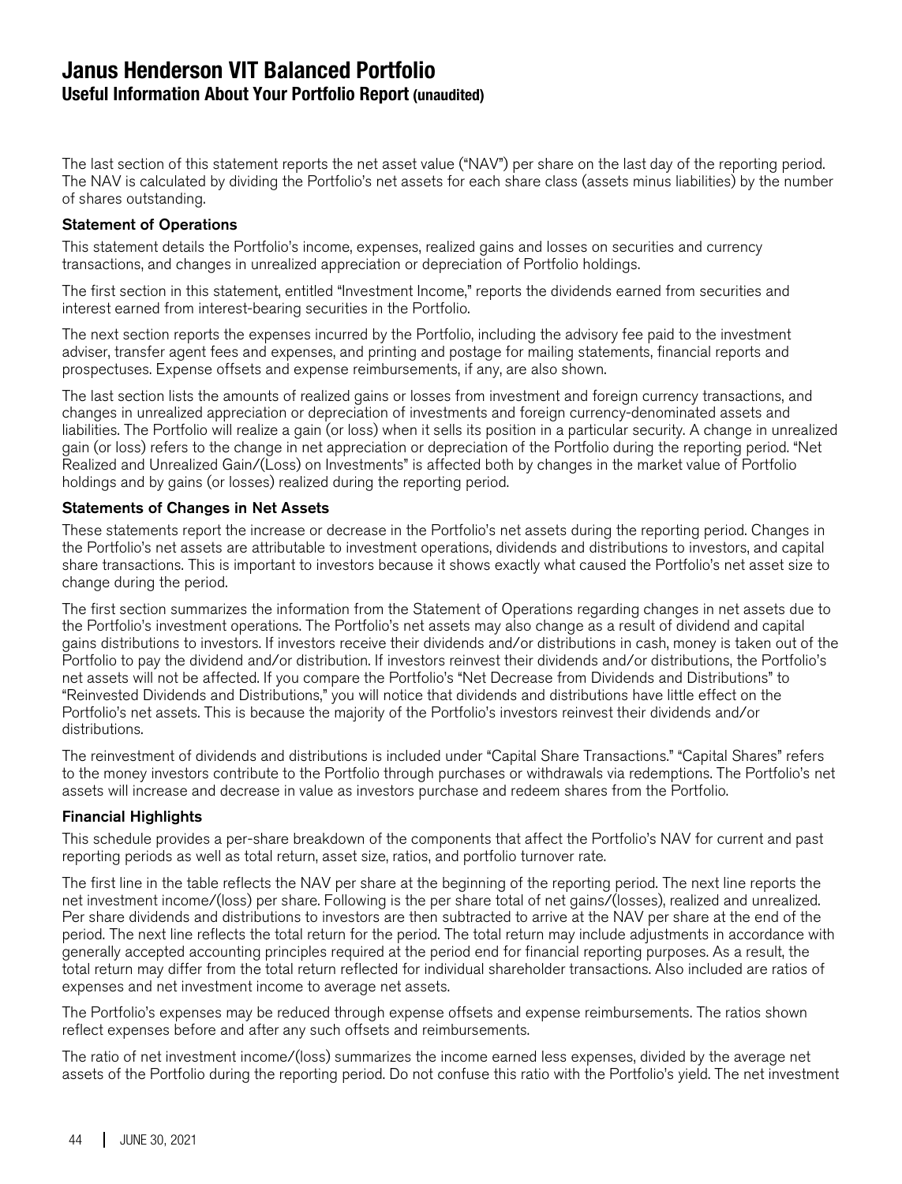The last section of this statement reports the net asset value ("NAV") per share on the last day of the reporting period. The NAV is calculated by dividing the Portfolio's net assets for each share class (assets minus liabilities) by the number of shares outstanding.

### Statement of Operations

This statement details the Portfolio's income, expenses, realized gains and losses on securities and currency transactions, and changes in unrealized appreciation or depreciation of Portfolio holdings.

The first section in this statement, entitled "Investment Income," reports the dividends earned from securities and interest earned from interest-bearing securities in the Portfolio.

The next section reports the expenses incurred by the Portfolio, including the advisory fee paid to the investment adviser, transfer agent fees and expenses, and printing and postage for mailing statements, financial reports and prospectuses. Expense offsets and expense reimbursements, if any, are also shown.

The last section lists the amounts of realized gains or losses from investment and foreign currency transactions, and changes in unrealized appreciation or depreciation of investments and foreign currency-denominated assets and liabilities. The Portfolio will realize a gain (or loss) when it sells its position in a particular security. A change in unrealized gain (or loss) refers to the change in net appreciation or depreciation of the Portfolio during the reporting period. "Net Realized and Unrealized Gain/(Loss) on Investments" is affected both by changes in the market value of Portfolio holdings and by gains (or losses) realized during the reporting period.

### Statements of Changes in Net Assets

These statements report the increase or decrease in the Portfolio's net assets during the reporting period. Changes in the Portfolio's net assets are attributable to investment operations, dividends and distributions to investors, and capital share transactions. This is important to investors because it shows exactly what caused the Portfolio's net asset size to change during the period.

The first section summarizes the information from the Statement of Operations regarding changes in net assets due to the Portfolio's investment operations. The Portfolio's net assets may also change as a result of dividend and capital gains distributions to investors. If investors receive their dividends and/or distributions in cash, money is taken out of the Portfolio to pay the dividend and/or distribution. If investors reinvest their dividends and/or distributions, the Portfolio's net assets will not be affected. If you compare the Portfolio's "Net Decrease from Dividends and Distributions" to "Reinvested Dividends and Distributions," you will notice that dividends and distributions have little effect on the Portfolio's net assets. This is because the majority of the Portfolio's investors reinvest their dividends and/or distributions.

The reinvestment of dividends and distributions is included under "Capital Share Transactions." "Capital Shares" refers to the money investors contribute to the Portfolio through purchases or withdrawals via redemptions. The Portfolio's net assets will increase and decrease in value as investors purchase and redeem shares from the Portfolio.

### Financial Highlights

This schedule provides a per-share breakdown of the components that affect the Portfolio's NAV for current and past reporting periods as well as total return, asset size, ratios, and portfolio turnover rate.

The first line in the table reflects the NAV per share at the beginning of the reporting period. The next line reports the net investment income/(loss) per share. Following is the per share total of net gains/(losses), realized and unrealized. Per share dividends and distributions to investors are then subtracted to arrive at the NAV per share at the end of the period. The next line reflects the total return for the period. The total return may include adjustments in accordance with generally accepted accounting principles required at the period end for financial reporting purposes. As a result, the total return may differ from the total return reflected for individual shareholder transactions. Also included are ratios of expenses and net investment income to average net assets.

The Portfolio's expenses may be reduced through expense offsets and expense reimbursements. The ratios shown reflect expenses before and after any such offsets and reimbursements.

The ratio of net investment income/(loss) summarizes the income earned less expenses, divided by the average net assets of the Portfolio during the reporting period. Do not confuse this ratio with the Portfolio's yield. The net investment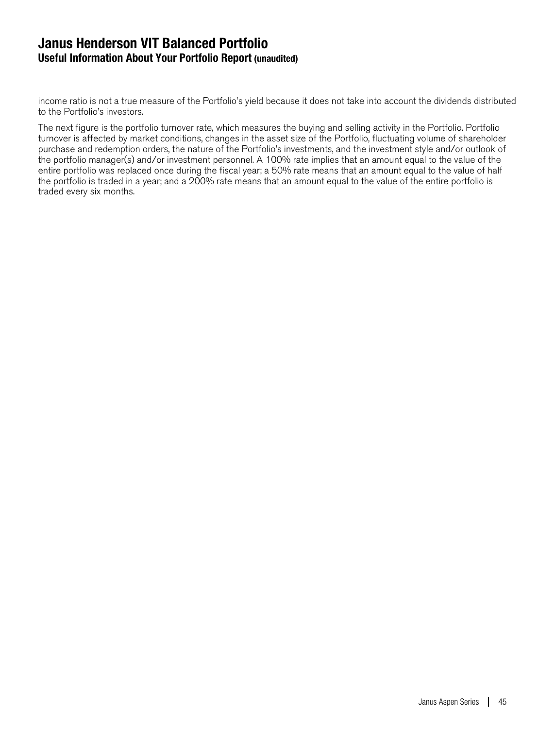income ratio is not a true measure of the Portfolio's yield because it does not take into account the dividends distributed to the Portfolio's investors.

The next figure is the portfolio turnover rate, which measures the buying and selling activity in the Portfolio. Portfolio turnover is affected by market conditions, changes in the asset size of the Portfolio, fluctuating volume of shareholder purchase and redemption orders, the nature of the Portfolio's investments, and the investment style and/or outlook of the portfolio manager(s) and/or investment personnel. A 100% rate implies that an amount equal to the value of the entire portfolio was replaced once during the fiscal year; a 50% rate means that an amount equal to the value of half the portfolio is traded in a year; and a 200% rate means that an amount equal to the value of the entire portfolio is traded every six months.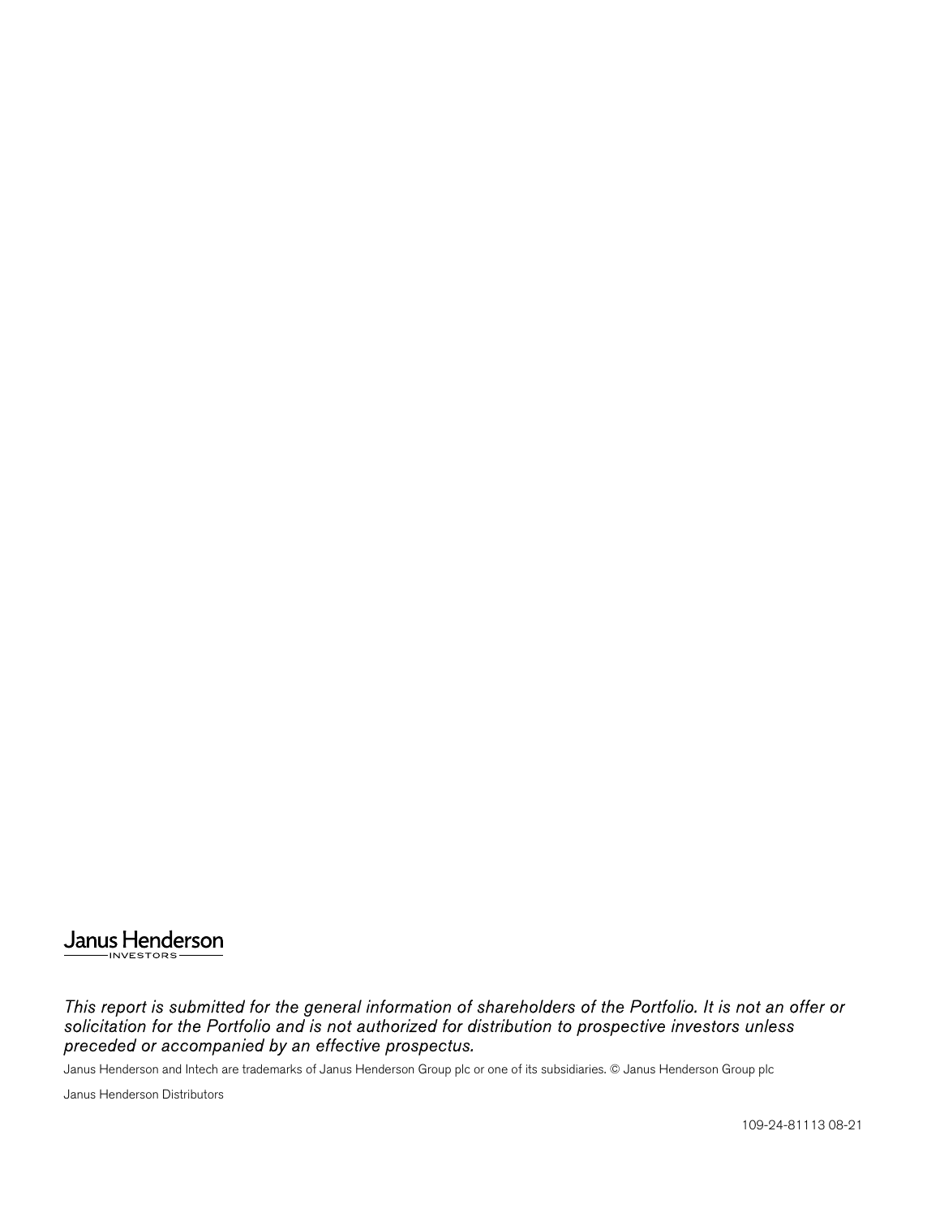Janus Henderson
INVESTORS

*This report is submitted for the general information of shareholders of the Portfolio. It is not an offer or solicitation for the Portfolio and is not authorized for distribution to prospective investors unless preceded or accompanied by an effective prospectus.*

Janus Henderson and Intech are trademarks of Janus Henderson Group plc or one of its subsidiaries. © Janus Henderson Group plc

Janus Henderson Distributors

109-24-81113 08-21